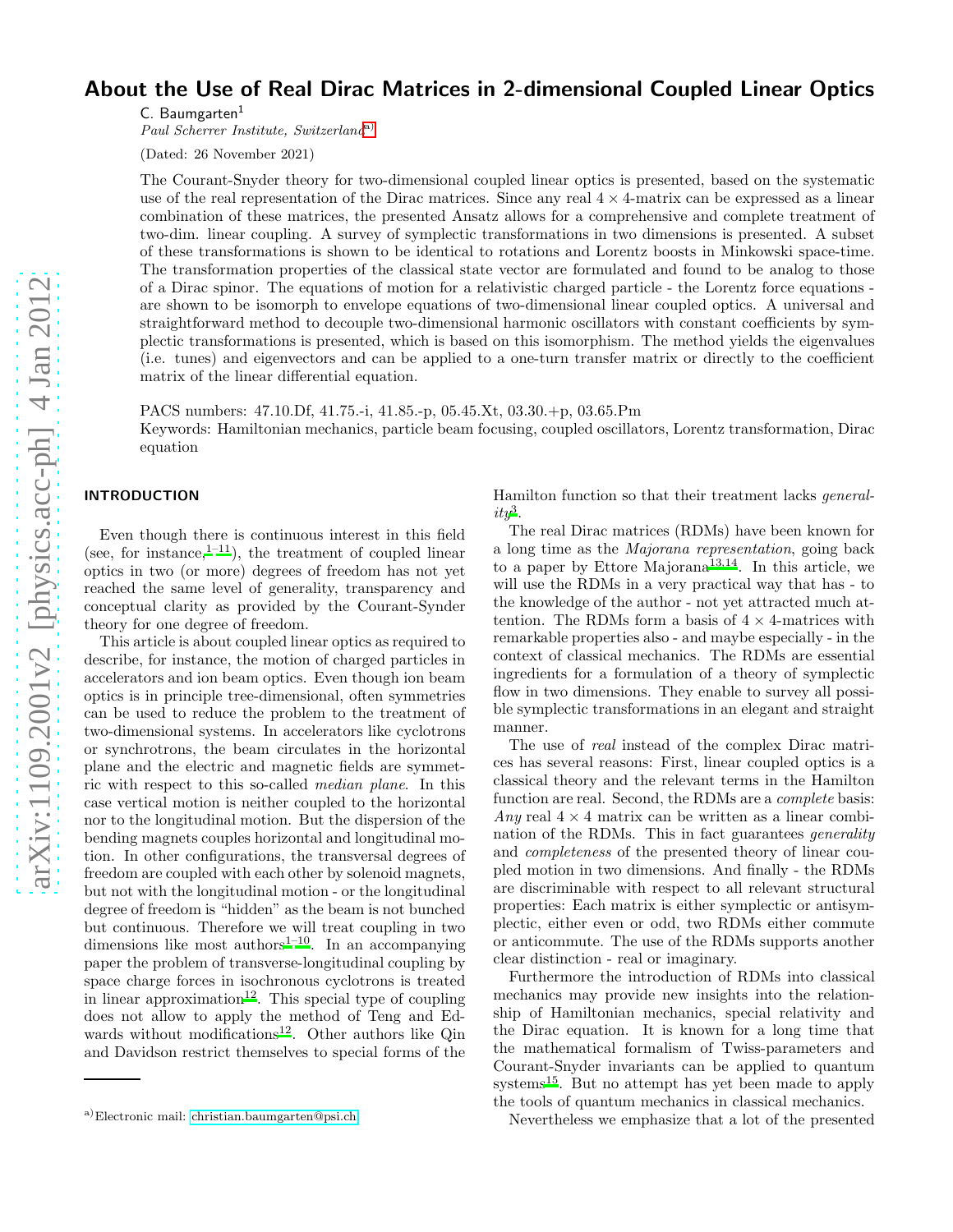# About the Use of Real Dirac Matrices in 2-dimensional Coupled Linear Optics

C. Baumgarten[1]

*Paul Scherrer Institute, Switzerland*[a)]

(Dated: 26 November 2021)

The Courant-Snyder theory for two-dimensional coupled linear optics is presented, based on the systematic use of the real representation of the Dirac matrices. Since any real $4\times 4$-matrix can be expressed as a linear combination of these matrices, the presented Ansatz allows for a comprehensive and complete treatment of two-dim. linear coupling. A survey of symplectic transformations in two dimensions is presented. A subset of these transformations is shown to be identical to rotations and Lorentz boosts in Minkowski space-time. The transformation properties of the classical state vector are formulated and found to be analog to those of a Dirac spinor. The equations of motion for a relativistic charged particle - the Lorentz force equations - are shown to be isomorph to envelope equations of two-dimensional linear coupled optics. A universal and straightforward method to decouple two-dimensional harmonic oscillators with constant coefficients by symplectic transformations is presented, which is based on this isomorphism. The method yields the eigenvalues (i.e. tunes) and eigenvectors and can be applied to a one-turn transfer matrix or directly to the coefficient matrix of the linear differential equation.

PACS numbers: 47.10.Df, 41.75.-i, 41.85.-p, 05.45.Xt, 03.30.+p, 03.65.Pm

Keywords: Hamiltonian mechanics, particle beam focusing, coupled oscillators, Lorentz transformation, Dirac equation

## INTRODUCTION

Even though there is continuous interest in this field (see, for instance,[1–11]), the treatment of coupled linear optics in two (or more) degrees of freedom has not yet reached the same level of generality, transparency and conceptual clarity as provided by the Courant-Synder theory for one degree of freedom.

This article is about coupled linear optics as required to describe, for instance, the motion of charged particles in accelerators and ion beam optics. Even though ion beam optics is in principle tree-dimensional, often symmetries can be used to reduce the problem to the treatment of two-dimensional systems. In accelerators like cyclotrons or synchrotrons, the beam circulates in the horizontal plane and the electric and magnetic fields are symmetric with respect to this so-called *median plane*. In this case vertical motion is neither coupled to the horizontal nor to the longitudinal motion. But the dispersion of the bending magnets couples horizontal and longitudinal motion. In other configurations, the transversal degrees of freedom are coupled with each other by solenoid magnets, but not with the longitudinal motion - or the longitudinal degree of freedom is "hidden" as the beam is not bunched but continuous. Therefore we will treat coupling in two dimensions like most authors[1–10]. In an accompanying paper the problem of transverse-longitudinal coupling by space charge forces in isochronous cyclotrons is treated in linear approximation[12]. This special type of coupling does not allow to apply the method of Teng and Edwards without modifications[12]. Other authors like Qin and Davidson restrict themselves to special forms of the Hamilton function so that their treatment lacks *generality*[3].

The real Dirac matrices (RDMs) have been known for a long time as the *Majorana representation*, going back to a paper by Ettore Majorana[13,14]. In this article, we will use the RDMs in a very practical way that has - to the knowledge of the author - not yet attracted much attention. The RDMs form a basis of $4\times 4$-matrices with remarkable properties also - and maybe especially - in the context of classical mechanics. The RDMs are essential ingredients for a formulation of a theory of symplectic flow in two dimensions. They enable to survey all possible symplectic transformations in an elegant and straight manner.

The use of *real* instead of the complex Dirac matrices has several reasons: First, linear coupled optics is a classical theory and the relevant terms in the Hamilton function are real. Second, the RDMs are a *complete* basis: *Any* real $4\times 4$ matrix can be written as a linear combination of the RDMs. This in fact guarantees *generality* and *completeness* of the presented theory of linear coupled motion in two dimensions. And finally - the RDMs are discriminable with respect to all relevant structural properties: Each matrix is either symplectic or antisymplectic, either even or odd, two RDMs either commute or anticommute. The use of the RDMs supports another clear distinction - real or imaginary.

Furthermore the introduction of RDMs into classical mechanics may provide new insights into the relationship of Hamiltonian mechanics, special relativity and the Dirac equation. It is known for a long time that the mathematical formalism of Twiss-parameters and Courant-Snyder invariants can be applied to quantum systems[15]. But no attempt has yet been made to apply the tools of quantum mechanics in classical mechanics.

Nevertheless we emphasize that a lot of the presented

[a)]Electronic mail: christian.baumgarten@psi.ch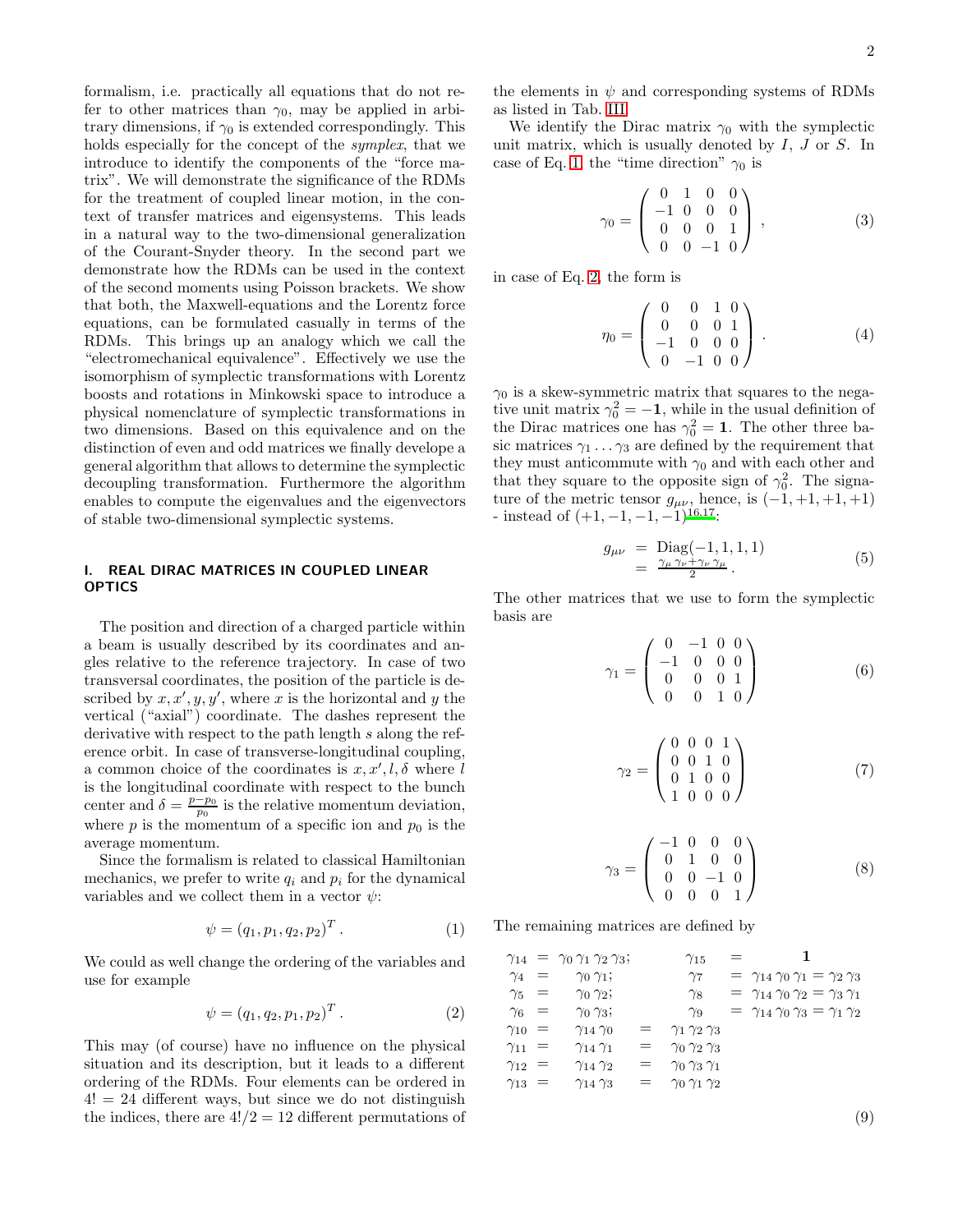formalism, i.e. practically all equations that do not refer to other matrices than $\gamma_0$, may be applied in arbitrary dimensions, if $\gamma_0$ is extended correspondingly. This holds especially for the concept of the *symplex*, that we introduce to identify the components of the "force matrix". We will demonstrate the significance of the RDMs for the treatment of coupled linear motion, in the context of transfer matrices and eigensystems. This leads in a natural way to the two-dimensional generalization of the Courant-Snyder theory. In the second part we demonstrate how the RDMs can be used in the context of the second moments using Poisson brackets. We show that both, the Maxwell-equations and the Lorentz force equations, can be formulated casually in terms of the RDMs. This brings up an analogy which we call the "electromechanical equivalence". Effectively we use the isomorphism of symplectic transformations with Lorentz boosts and rotations in Minkowski space to introduce a physical nomenclature of symplectic transformations in two dimensions. Based on this equivalence and on the distinction of even and odd matrices we finally develope a general algorithm that allows to determine the symplectic decoupling transformation. Furthermore the algorithm enables to compute the eigenvalues and the eigenvectors of stable two-dimensional symplectic systems.

## I. REAL DIRAC MATRICES IN COUPLED LINEAR OPTICS

The position and direction of a charged particle within a beam is usually described by its coordinates and angles relative to the reference trajectory. In case of two transversal coordinates, the position of the particle is described by $x, x', y, y'$, where $x$ is the horizontal and $y$ the vertical ("axial") coordinate. The dashes represent the derivative with respect to the path length $s$ along the reference orbit. In case of transverse-longitudinal coupling, a common choice of the coordinates is $x, x', l, \delta$ where $l$ is the longitudinal coordinate with respect to the bunch center and $\delta = \frac{p-p_0}{p_0}$ is the relative momentum deviation, where $p$ is the momentum of a specific ion and $p_0$ is the average momentum.

Since the formalism is related to classical Hamiltonian mechanics, we prefer to write $q_i$ and $p_i$ for the dynamical variables and we collect them in a vector $\psi$:

$$\psi = (q_1, p_1, q_2, p_2)^T\,. \tag{1}$$

We could as well change the ordering of the variables and use for example

$$\psi = (q_1, q_2, p_1, p_2)^T\,. \tag{2}$$

This may (of course) have no influence on the physical situation and its description, but it leads to a different ordering of the RDMs. Four elements can be ordered in $4! = 24$ different ways, but since we do not distinguish the indices, there are $4!/2 = 12$ different permutations of the elements in $\psi$ and corresponding systems of RDMs as listed in Tab. III.

We identify the Dirac matrix $\gamma_0$ with the symplectic unit matrix, which is usually denoted by $I$, $J$ or $S$. In case of Eq. 1, the "time direction" $\gamma_0$ is

$$\gamma_0 = \begin{pmatrix} 0 & 1 & 0 & 0 \\ -1 & 0 & 0 & 0 \\ 0 & 0 & 0 & 1 \\ 0 & 0 & -1 & 0 \end{pmatrix}\,, \tag{3}$$

in case of Eq. 2, the form is

$$\eta_0 = \begin{pmatrix} 0 & 0 & 1 & 0 \\ 0 & 0 & 0 & 1 \\ -1 & 0 & 0 & 0 \\ 0 & -1 & 0 & 0 \end{pmatrix}\,. \tag{4}$$

$\gamma_0$ is a skew-symmetric matrix that squares to the negative unit matrix $\gamma_0^2 = -\mathbf{1}$, while in the usual definition of the Dirac matrices one has $\gamma_0^2 = \mathbf{1}$. The other three basic matrices $\gamma_1 \dots \gamma_3$ are defined by the requirement that they must anticommute with $\gamma_0$ and with each other and that they square to the opposite sign of $\gamma_0^2$. The signature of the metric tensor $g_{\mu\nu}$, hence, is $(-1, +1, +1, +1)$ - instead of $(+1, -1, -1, -1)$[16,17]:

$$\begin{aligned} g_{\mu\nu} &= \mathrm{Diag}(-1, 1, 1, 1) \\ &= \frac{\gamma_\mu\,\gamma_\nu + \gamma_\nu\,\gamma_\mu}{2}\,. \end{aligned} \tag{5}$$

The other matrices that we use to form the symplectic basis are

$$\gamma_1 = \begin{pmatrix} 0 & -1 & 0 & 0 \\ -1 & 0 & 0 & 0 \\ 0 & 0 & 0 & 1 \\ 0 & 0 & 1 & 0 \end{pmatrix} \tag{6}$$

$$\gamma_2 = \begin{pmatrix} 0 & 0 & 0 & 1 \\ 0 & 0 & 1 & 0 \\ 0 & 1 & 0 & 0 \\ 1 & 0 & 0 & 0 \end{pmatrix} \tag{7}$$

$$\gamma_3 = \begin{pmatrix} -1 & 0 & 0 & 0 \\ 0 & 1 & 0 & 0 \\ 0 & 0 & -1 & 0 \\ 0 & 0 & 0 & 1 \end{pmatrix} \tag{8}$$

The remaining matrices are defined by

$$\begin{array}{lllllll}
\gamma_{14} & = & \gamma_0\,\gamma_1\,\gamma_2\,\gamma_3; & & \gamma_{15} & = & \mathbf{1} \\
\gamma_4 & = & \gamma_0\,\gamma_1; & & \gamma_7 & = & \gamma_{14}\,\gamma_0\,\gamma_1 = \gamma_2\,\gamma_3 \\
\gamma_5 & = & \gamma_0\,\gamma_2; & & \gamma_8 & = & \gamma_{14}\,\gamma_0\,\gamma_2 = \gamma_3\,\gamma_1 \\
\gamma_6 & = & \gamma_0\,\gamma_3; & & \gamma_9 & = & \gamma_{14}\,\gamma_0\,\gamma_3 = \gamma_1\,\gamma_2 \\
\gamma_{10} & = & \gamma_{14}\,\gamma_0 & = & \gamma_1\,\gamma_2\,\gamma_3 & & \\
\gamma_{11} & = & \gamma_{14}\,\gamma_1 & = & \gamma_0\,\gamma_2\,\gamma_3 & & \\
\gamma_{12} & = & \gamma_{14}\,\gamma_2 & = & \gamma_0\,\gamma_3\,\gamma_1 & & \\
\gamma_{13} & = & \gamma_{14}\,\gamma_3 & = & \gamma_0\,\gamma_1\,\gamma_2 & &
\end{array} \tag{9}$$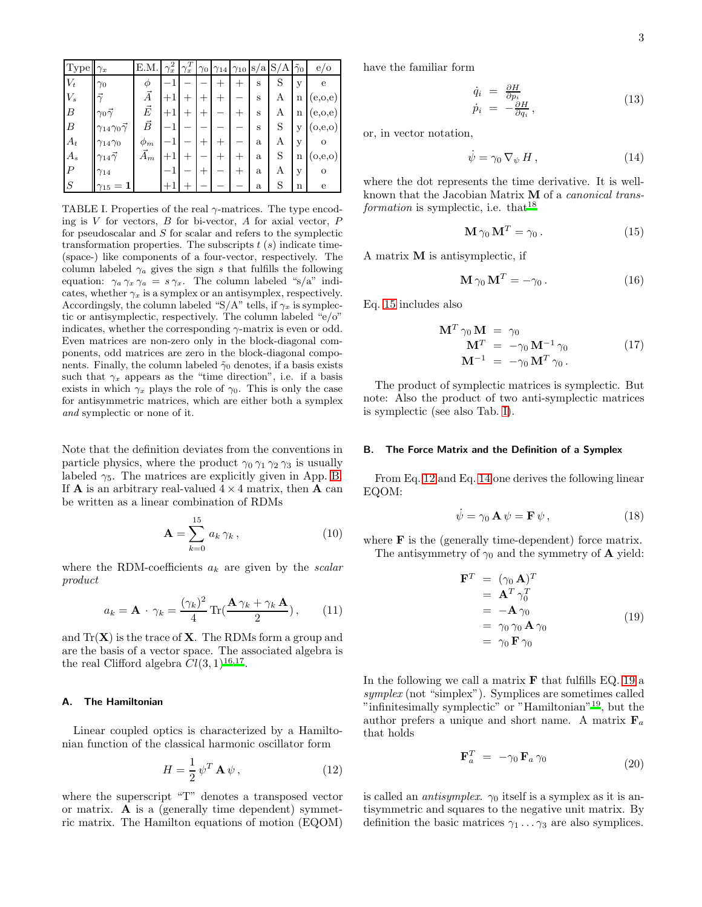| Type | $\gamma_x$ | E.M. | $\gamma_x^2$ | $\gamma_x^T$ | $\gamma_0$ | $\gamma_{14}$ | $\gamma_{10}$ | s/a | S/A | $\tilde{\gamma}_0$ | e/o |
|---|---|---|---|---|---|---|---|---|---|---|---|
| $V_t$ | $\gamma_0$ | $\phi$ | $-1$ | $-$ | $-$ | $+$ | $+$ | s | S | y | e |
| $V_s$ | $\vec{\gamma}$ | $\vec{A}$ | $+1$ | $+$ | $+$ | $+$ | $-$ | s | A | n | (e,o,e) |
| $B$ | $\gamma_0\vec{\gamma}$ | $\vec{E}$ | $+1$ | $+$ | $+$ | $-$ | $+$ | s | A | n | (e,o,e) |
| $B$ | $\gamma_{14}\gamma_0\vec{\gamma}$ | $\vec{B}$ | $-1$ | $-$ | $-$ | $-$ | $-$ | s | S | y | (o,e,o) |
| $A_t$ | $\gamma_{14}\gamma_0$ | $\phi_m$ | $-1$ | $-$ | $+$ | $+$ | $-$ | a | A | y | o |
| $A_s$ | $\gamma_{14}\vec{\gamma}$ | $\vec{A}_m$ | $+1$ | $+$ | $-$ | $+$ | $+$ | a | S | n | (o,e,o) |
| $P$ | $\gamma_{14}$ | | $-1$ | $-$ | $+$ | $-$ | $+$ | a | A | y | o |
| $S$ | $\gamma_{15}=\mathbf{1}$ | | $+1$ | $+$ | $-$ | $-$ | $-$ | a | S | n | e |

TABLE I. Properties of the real $\gamma$-matrices. The type encoding is $V$ for vectors, $B$ for bi-vector, $A$ for axial vector, $P$ for pseudoscalar and $S$ for scalar and refers to the symplectic transformation properties. The subscripts $t$ ($s$) indicate time- (space-) like components of a four-vector, respectively. The column labeled $\gamma_a$ gives the sign $s$ that fulfills the following equation: $\gamma_a\,\gamma_x\,\gamma_a = s\,\gamma_x$. The column labeled "s/a" indicates, whether $\gamma_x$ is a symplex or an antisymplex, respectively. Accordingly, the column labeled "S/A" tells, if $\gamma_x$ is symplectic or antisymplectic, respectively. The column labeled "e/o" indicates, whether the corresponding $\gamma$-matrix is even or odd. Even matrices are non-zero only in the block-diagonal components, odd matrices are zero in the block-diagonal components. Finally, the column labeled $\tilde{\gamma}_0$ denotes, if a basis exists such that $\gamma_x$ appears as the "time direction", i.e. if a basis exists in which $\gamma_x$ plays the role of $\gamma_0$. This is only the case for antisymmetric matrices, which are either both a symplex *and* symplectic or none of it.

Note that the definition deviates from the conventions in particle physics, where the product $\gamma_0\,\gamma_1\,\gamma_2\,\gamma_3$ is usually labeled $\gamma_5$. The matrices are explicitly given in App. B. If $\mathbf{A}$ is an arbitrary real-valued $4\times 4$ matrix, then $\mathbf{A}$ can be written as a linear combination of RDMs

$$\mathbf{A} = \sum_{k=0}^{15} a_k\,\gamma_k\,, \tag{10}$$

where the RDM-coefficients $a_k$ are given by the *scalar product*

$$a_k = \mathbf{A}\cdot\gamma_k = \frac{(\gamma_k)^2}{4}\,\mathrm{Tr}(\frac{\mathbf{A}\,\gamma_k + \gamma_k\,\mathbf{A}}{2})\,, \tag{11}$$

and $\mathrm{Tr}(\mathbf{X})$ is the trace of $\mathbf{X}$. The RDMs form a group and are the basis of a vector space. The associated algebra is the real Clifford algebra $Cl(3,1)$[16,17].

### A. The Hamiltonian

Linear coupled optics is characterized by a Hamiltonian function of the classical harmonic oscillator form

$$H = \frac{1}{2}\,\psi^T\,\mathbf{A}\,\psi\,, \tag{12}$$

where the superscript "T" denotes a transposed vector or matrix. $\mathbf{A}$ is a (generally time dependent) symmetric matrix. The Hamilton equations of motion (EQOM) have the familiar form

$$\begin{aligned} \dot{q}_i &= \frac{\partial H}{\partial p_i} \\ \dot{p}_i &= -\frac{\partial H}{\partial q_i}\,, \end{aligned} \tag{13}$$

or, in vector notation,

$$\dot{\psi} = \gamma_0\,\nabla_\psi\,H\,, \tag{14}$$

where the dot represents the time derivative. It is well-known that the Jacobian Matrix $\mathbf{M}$ of a *canonical transformation* is symplectic, i.e. that[18]

$$\mathbf{M}\,\gamma_0\,\mathbf{M}^T = \gamma_0\,. \tag{15}$$

A matrix $\mathbf{M}$ is antisymplectic, if

$$\mathbf{M}\,\gamma_0\,\mathbf{M}^T = -\gamma_0\,. \tag{16}$$

Eq. 15 includes also

$$\begin{aligned} \mathbf{M}^T\,\gamma_0\,\mathbf{M} &= \gamma_0 \\ \mathbf{M}^T &= -\gamma_0\,\mathbf{M}^{-1}\,\gamma_0 \\ \mathbf{M}^{-1} &= -\gamma_0\,\mathbf{M}^T\,\gamma_0\,. \end{aligned} \tag{17}$$

The product of symplectic matrices is symplectic. But note: Also the product of two anti-symplectic matrices is symplectic (see also Tab. I).

### B. The Force Matrix and the Definition of a Symplex

From Eq. 12 and Eq. 14 one derives the following linear EQOM:

$$\dot{\psi} = \gamma_0\,\mathbf{A}\,\psi = \mathbf{F}\,\psi\,, \tag{18}$$

where $\mathbf{F}$ is the (generally time-dependent) force matrix.

The antisymmetry of $\gamma_0$ and the symmetry of $\mathbf{A}$ yield:

$$\begin{aligned} \mathbf{F}^T &= (\gamma_0\,\mathbf{A})^T \\ &= \mathbf{A}^T\,\gamma_0^T \\ &= -\mathbf{A}\,\gamma_0 \\ &= \gamma_0\,\gamma_0\,\mathbf{A}\,\gamma_0 \\ &= \gamma_0\,\mathbf{F}\,\gamma_0 \end{aligned} \tag{19}$$

In the following we call a matrix $\mathbf{F}$ that fulfills EQ. 19 a *symplex* (not "simplex"). Symplices are sometimes called "infinitesimally symplectic" or "Hamiltonian"[19], but the author prefers a unique and short name. A matrix $\mathbf{F}_a$ that holds

$$\mathbf{F}_a^T = -\gamma_0\,\mathbf{F}_a\,\gamma_0 \tag{20}$$

is called an *antisymplex*. $\gamma_0$ itself is a symplex as it is antisymmetric and squares to the negative unit matrix. By definition the basic matrices $\gamma_1\ldots\gamma_3$ are also symplices.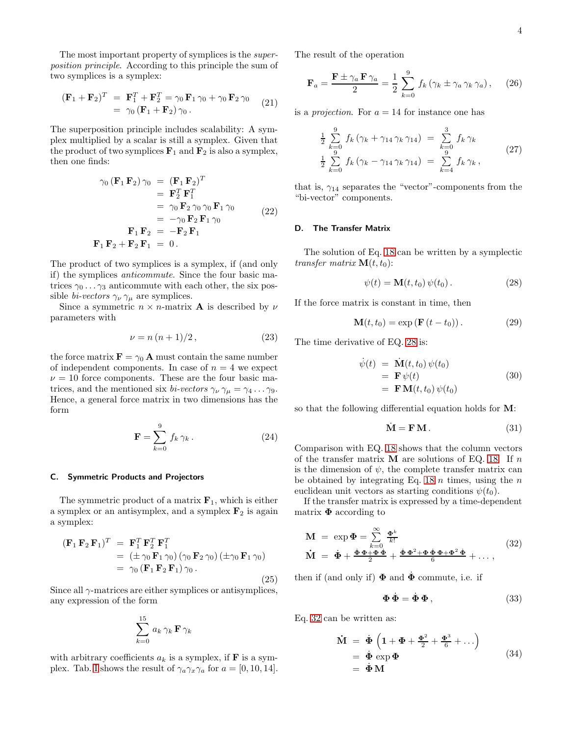The most important property of symplices is the *superposition principle*. According to this principle the sum of two symplices is a symplex:

$$
\begin{aligned}
(\mathbf{F}_1 + \mathbf{F}_2)^T &= \mathbf{F}_1^T + \mathbf{F}_2^T = \gamma_0\,\mathbf{F}_1\,\gamma_0 + \gamma_0\,\mathbf{F}_2\,\gamma_0 \\
&= \gamma_0\,(\mathbf{F}_1 + \mathbf{F}_2)\,\gamma_0\,.
\end{aligned}
\tag{21}
$$

The superposition principle includes scalability: A symplex multiplied by a scalar is still a symplex. Given that the product of two symplices $\mathbf{F}_1$ and $\mathbf{F}_2$ is also a symplex, then one finds:

$$
\begin{aligned}
\gamma_0\,(\mathbf{F}_1\,\mathbf{F}_2)\,\gamma_0 &= (\mathbf{F}_1\,\mathbf{F}_2)^T \\
&= \mathbf{F}_2^T\,\mathbf{F}_1^T \\
&= \gamma_0\,\mathbf{F}_2\,\gamma_0\,\gamma_0\,\mathbf{F}_1\,\gamma_0 \\
&= -\gamma_0\,\mathbf{F}_2\,\mathbf{F}_1\,\gamma_0 \\
\mathbf{F}_1\,\mathbf{F}_2 &= -\mathbf{F}_2\,\mathbf{F}_1 \\
\mathbf{F}_1\,\mathbf{F}_2 + \mathbf{F}_2\,\mathbf{F}_1 &= 0\,.
\end{aligned}
\tag{22}
$$

The product of two symplices is a symplex, if (and only if) the symplices *anticommute*. Since the four basic matrices $\gamma_0 \dots \gamma_3$ anticommute with each other, the six possible *bi-vectors* $\gamma_\nu\,\gamma_\mu$ are symplices.

Since a symmetric $n \times n$-matrix $\mathbf{A}$ is described by $\nu$ parameters with

$$
\nu = n\,(n+1)/2\,, \tag{23}
$$

the force matrix $\mathbf{F} = \gamma_0\,\mathbf{A}$ must contain the same number of independent components. In case of $n = 4$ we expect $\nu = 10$ force components. These are the four basic matrices, and the mentioned six *bi-vectors* $\gamma_\nu\,\gamma_\mu = \gamma_4 \dots \gamma_9$. Hence, a general force matrix in two dimensions has the form

$$
\mathbf{F} = \sum_{k=0}^{9} f_k\,\gamma_k\,. \tag{24}
$$

### C. Symmetric Products and Projectors

The symmetric product of a matrix $\mathbf{F}_1$, which is either a symplex or an antisymplex, and a symplex $\mathbf{F}_2$ is again a symplex:

$$
\begin{aligned}
(\mathbf{F}_1\,\mathbf{F}_2\,\mathbf{F}_1)^T &= \mathbf{F}_1^T\,\mathbf{F}_2^T\,\mathbf{F}_1^T \\
&= (\pm\,\gamma_0\,\mathbf{F}_1\,\gamma_0)\,(\gamma_0\,\mathbf{F}_2\,\gamma_0)\,(\pm\gamma_0\,\mathbf{F}_1\,\gamma_0) \\
&= \gamma_0\,(\mathbf{F}_1\,\mathbf{F}_2\,\mathbf{F}_1)\,\gamma_0\,.
\end{aligned}
\tag{25}
$$

Since all $\gamma$-matrices are either symplices or antisymplices, any expression of the form

$$
\sum_{k=0}^{15} a_k\,\gamma_k\,\mathbf{F}\,\gamma_k
$$

with arbitrary coefficients $a_k$ is a symplex, if $\mathbf{F}$ is a symplex. Tab. I shows the result of $\gamma_a \gamma_x \gamma_a$ for $a = [0, 10, 14]$.

The result of the operation

$$
\mathbf{F}_a = \frac{\mathbf{F} \pm \gamma_a\,\mathbf{F}\,\gamma_a}{2} = \frac{1}{2}\sum_{k=0}^{9} f_k\,(\gamma_k \pm \gamma_a\,\gamma_k\,\gamma_a)\,, \tag{26}
$$

is a *projection*. For $a = 14$ for instance one has

$$
\begin{aligned}
\tfrac{1}{2}\sum_{k=0}^{9} f_k\,(\gamma_k + \gamma_{14}\,\gamma_k\,\gamma_{14}) &= \sum_{k=0}^{3} f_k\,\gamma_k \\
\tfrac{1}{2}\sum_{k=0}^{9} f_k\,(\gamma_k - \gamma_{14}\,\gamma_k\,\gamma_{14}) &= \sum_{k=4}^{9} f_k\,\gamma_k\,,
\end{aligned}
\tag{27}
$$

that is, $\gamma_{14}$ separates the "vector"-components from the "bi-vector" components.

### D. The Transfer Matrix

The solution of Eq. 18 can be written by a symplectic *transfer matrix* $\mathbf{M}(t, t_0)$:

$$
\psi(t) = \mathbf{M}(t, t_0)\,\psi(t_0)\,. \tag{28}
$$

If the force matrix is constant in time, then

$$
\mathbf{M}(t, t_0) = \exp\left(\mathbf{F}\,(t - t_0)\right). \tag{29}
$$

The time derivative of EQ. 28 is:

$$
\begin{aligned}
\dot\psi(t) &= \dot{\mathbf{M}}(t, t_0)\,\psi(t_0) \\
&= \mathbf{F}\,\psi(t) \\
&= \mathbf{F}\,\mathbf{M}(t, t_0)\,\psi(t_0)
\end{aligned}
\tag{30}
$$

so that the following differential equation holds for $\mathbf{M}$:

$$
\dot{\mathbf{M}} = \mathbf{F}\,\mathbf{M}\,. \tag{31}
$$

Comparison with EQ. 18 shows that the column vectors of the transfer matrix $\mathbf{M}$ are solutions of EQ. 18. If $n$ is the dimension of $\psi$, the complete transfer matrix can be obtained by integrating Eq. 18 $n$ times, using the $n$ euclidean unit vectors as starting conditions $\psi(t_0)$.

If the transfer matrix is expressed by a time-dependent matrix $\mathbf{\Phi}$ according to

$$
\begin{aligned}
\mathbf{M} &= \exp\mathbf{\Phi} = \sum_{k=0}^{\infty} \frac{\mathbf{\Phi}^k}{k!} \\
\dot{\mathbf{M}} &= \dot{\mathbf{\Phi}} + \frac{\dot{\mathbf{\Phi}}\,\mathbf{\Phi} + \mathbf{\Phi}\,\dot{\mathbf{\Phi}}}{2} + \frac{\dot{\mathbf{\Phi}}\,\mathbf{\Phi}^2 + \mathbf{\Phi}\,\dot{\mathbf{\Phi}}\,\mathbf{\Phi} + \mathbf{\Phi}^2\,\dot{\mathbf{\Phi}}}{6} + \dots\,,
\end{aligned}
\tag{32}
$$

then if (and only if) $\mathbf{\Phi}$ and $\dot{\mathbf{\Phi}}$ commute, i.e. if

$$
\mathbf{\Phi}\,\dot{\mathbf{\Phi}} = \dot{\mathbf{\Phi}}\,\mathbf{\Phi}\,, \tag{33}
$$

Eq. 32 can be written as:

$$
\begin{aligned}
\dot{\mathbf{M}} &= \dot{\mathbf{\Phi}}\,\left(\mathbf{1} + \mathbf{\Phi} + \tfrac{\mathbf{\Phi}^2}{2} + \tfrac{\mathbf{\Phi}^3}{6} + \dots\right) \\
&= \dot{\mathbf{\Phi}}\,\exp\mathbf{\Phi} \\
&= \dot{\mathbf{\Phi}}\,\mathbf{M}
\end{aligned}
\tag{34}
$$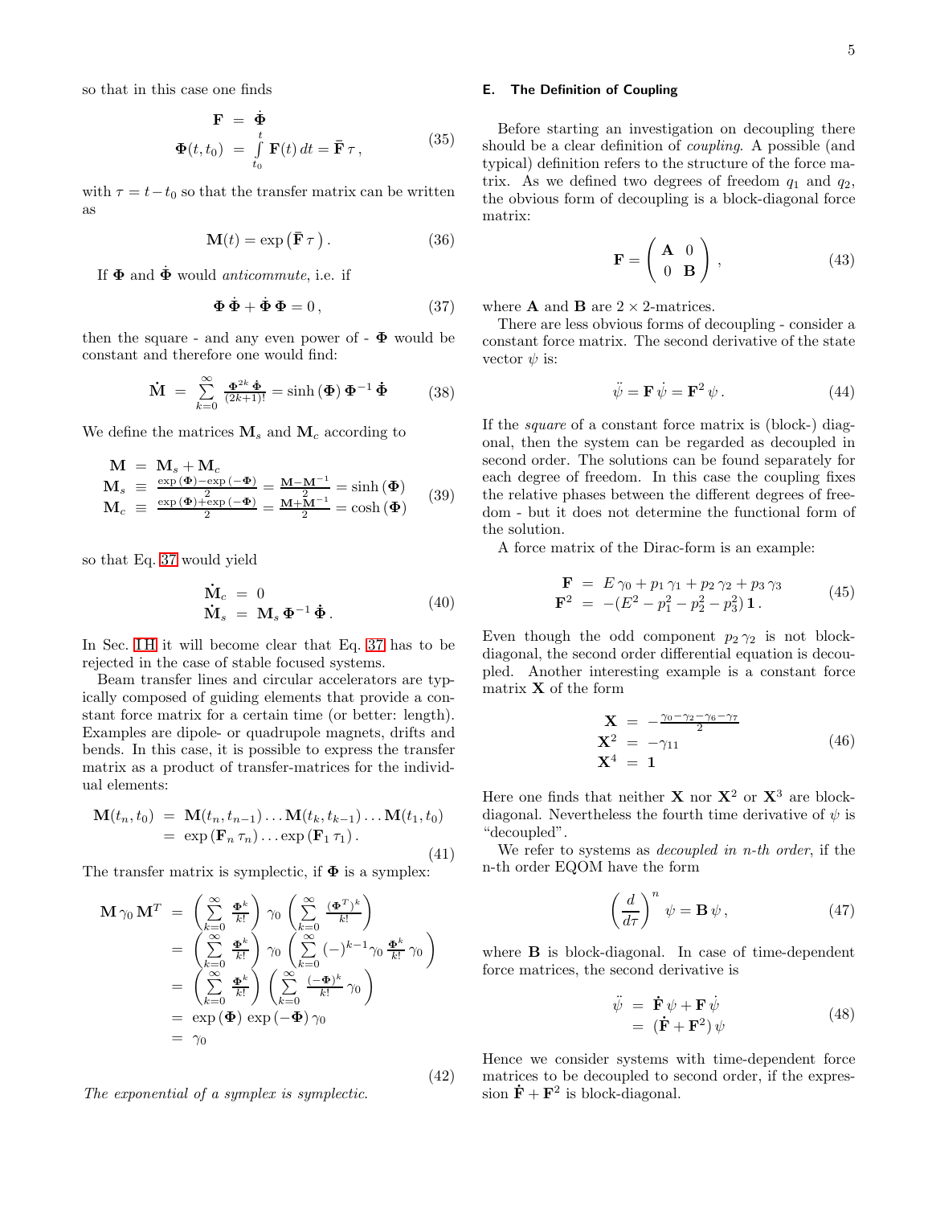so that in this case one finds

$$\begin{aligned}\mathbf{F} &= \dot{\mathbf{\Phi}} \\ \mathbf{\Phi}(t,t_0) &= \int\limits_{t_0}^{t}\mathbf{F}(t)\,dt = \bar{\mathbf{F}}\,\tau\,,\end{aligned} \tag{35}$$

with $\tau = t - t_0$ so that the transfer matrix can be written as

$$\mathbf{M}(t) = \exp\left(\bar{\mathbf{F}}\,\tau\right). \tag{36}$$

If $\mathbf{\Phi}$ and $\dot{\mathbf{\Phi}}$ would *anticommute*, i.e. if

$$\mathbf{\Phi}\,\dot{\mathbf{\Phi}} + \dot{\mathbf{\Phi}}\,\mathbf{\Phi} = 0\,, \tag{37}$$

then the square - and any even power of - $\mathbf{\Phi}$ would be constant and therefore one would find:

$$\dot{\mathbf{M}} = \sum\limits_{k=0}^{\infty}\frac{\mathbf{\Phi}^{2k}\,\dot{\mathbf{\Phi}}}{(2k+1)!} = \sinh\left(\mathbf{\Phi}\right)\mathbf{\Phi}^{-1}\,\dot{\mathbf{\Phi}} \tag{38}$$

We define the matrices $\mathbf{M}_s$ and $\mathbf{M}_c$ according to

$$\begin{aligned}\mathbf{M} &= \mathbf{M}_s + \mathbf{M}_c \\ \mathbf{M}_s &\equiv \frac{\exp\left(\mathbf{\Phi}\right)-\exp\left(-\mathbf{\Phi}\right)}{2} = \frac{\mathbf{M}-\mathbf{M}^{-1}}{2} = \sinh\left(\mathbf{\Phi}\right) \\ \mathbf{M}_c &\equiv \frac{\exp\left(\mathbf{\Phi}\right)+\exp\left(-\mathbf{\Phi}\right)}{2} = \frac{\mathbf{M}+\mathbf{M}^{-1}}{2} = \cosh\left(\mathbf{\Phi}\right)\end{aligned} \tag{39}$$

so that Eq. 37 would yield

$$\begin{aligned}\dot{\mathbf{M}}_c &= 0 \\ \dot{\mathbf{M}}_s &= \mathbf{M}_s\,\mathbf{\Phi}^{-1}\,\dot{\mathbf{\Phi}}\,.\end{aligned} \tag{40}$$

In Sec. I H it will become clear that Eq. 37 has to be rejected in the case of stable focused systems.

Beam transfer lines and circular accelerators are typically composed of guiding elements that provide a constant force matrix for a certain time (or better: length). Examples are dipole- or quadrupole magnets, drifts and bends. In this case, it is possible to express the transfer matrix as a product of transfer-matrices for the individual elements:

$$\begin{aligned}\mathbf{M}(t_n,t_0) &= \mathbf{M}(t_n,t_{n-1})\dots\mathbf{M}(t_k,t_{k-1})\dots\mathbf{M}(t_1,t_0) \\ &= \exp\left(\mathbf{F}_n\,\tau_n\right)\dots\exp\left(\mathbf{F}_1\,\tau_1\right).\end{aligned} \tag{41}$$

The transfer matrix is symplectic, if $\mathbf{\Phi}$ is a symplex:

$$\begin{aligned}\mathbf{M}\,\gamma_0\,\mathbf{M}^T &= \left(\sum\limits_{k=0}^{\infty}\frac{\mathbf{\Phi}^k}{k!}\right)\gamma_0\left(\sum\limits_{k=0}^{\infty}\frac{(\mathbf{\Phi}^T)^k}{k!}\right) \\ &= \left(\sum\limits_{k=0}^{\infty}\frac{\mathbf{\Phi}^k}{k!}\right)\gamma_0\left(\sum\limits_{k=0}^{\infty}(-)^{k-1}\gamma_0\,\frac{\mathbf{\Phi}^k}{k!}\,\gamma_0\right) \\ &= \left(\sum\limits_{k=0}^{\infty}\frac{\mathbf{\Phi}^k}{k!}\right)\left(\sum\limits_{k=0}^{\infty}\frac{(-\mathbf{\Phi})^k}{k!}\,\gamma_0\right) \\ &= \exp\left(\mathbf{\Phi}\right)\,\exp\left(-\mathbf{\Phi}\right)\gamma_0 \\ &= \gamma_0\end{aligned} \tag{42}$$

*The exponential of a symplex is symplectic.*

### E. The Definition of Coupling

Before starting an investigation on decoupling there should be a clear definition of *coupling*. A possible (and typical) definition refers to the structure of the force matrix. As we defined two degrees of freedom $q_1$ and $q_2$, the obvious form of decoupling is a block-diagonal force matrix:

$$\mathbf{F} = \left(\begin{array}{cc}\mathbf{A} & 0 \\ 0 & \mathbf{B}\end{array}\right), \tag{43}$$

where $\mathbf{A}$ and $\mathbf{B}$ are $2\times 2$-matrices.

There are less obvious forms of decoupling - consider a constant force matrix. The second derivative of the state vector $\psi$ is:

$$\ddot{\psi} = \mathbf{F}\,\dot{\psi} = \mathbf{F}^2\,\psi\,. \tag{44}$$

If the *square* of a constant force matrix is (block-) diagonal, then the system can be regarded as decoupled in second order. The solutions can be found separately for each degree of freedom. In this case the coupling fixes the relative phases between the different degrees of freedom - but it does not determine the functional form of the solution.

A force matrix of the Dirac-form is an example:

$$\begin{aligned}\mathbf{F} &= E\,\gamma_0 + p_1\,\gamma_1 + p_2\,\gamma_2 + p_3\,\gamma_3 \\ \mathbf{F}^2 &= -(E^2 - p_1^2 - p_2^2 - p_3^2)\,\mathbf{1}\,.\end{aligned} \tag{45}$$

Even though the odd component $p_2\,\gamma_2$ is not block-diagonal, the second order differential equation is decoupled. Another interesting example is a constant force matrix $\mathbf{X}$ of the form

$$\begin{aligned}\mathbf{X} &= -\frac{\gamma_0-\gamma_2-\gamma_6-\gamma_7}{2} \\ \mathbf{X}^2 &= -\gamma_{11} \\ \mathbf{X}^4 &= \mathbf{1}\end{aligned} \tag{46}$$

Here one finds that neither $\mathbf{X}$ nor $\mathbf{X}^2$ or $\mathbf{X}^3$ are block-diagonal. Nevertheless the fourth time derivative of $\psi$ is "decoupled".

We refer to systems as *decoupled in n-th order*, if the n-th order EQOM have the form

$$\left(\frac{d}{d\tau}\right)^n\,\psi = \mathbf{B}\,\psi\,, \tag{47}$$

where $\mathbf{B}$ is block-diagonal. In case of time-dependent force matrices, the second derivative is

$$\begin{aligned}\ddot{\psi} &= \dot{\mathbf{F}}\,\psi + \mathbf{F}\,\dot{\psi} \\ &= (\dot{\mathbf{F}} + \mathbf{F}^2)\,\psi\end{aligned} \tag{48}$$

Hence we consider systems with time-dependent force matrices to be decoupled to second order, if the expression $\dot{\mathbf{F}} + \mathbf{F}^2$ is block-diagonal.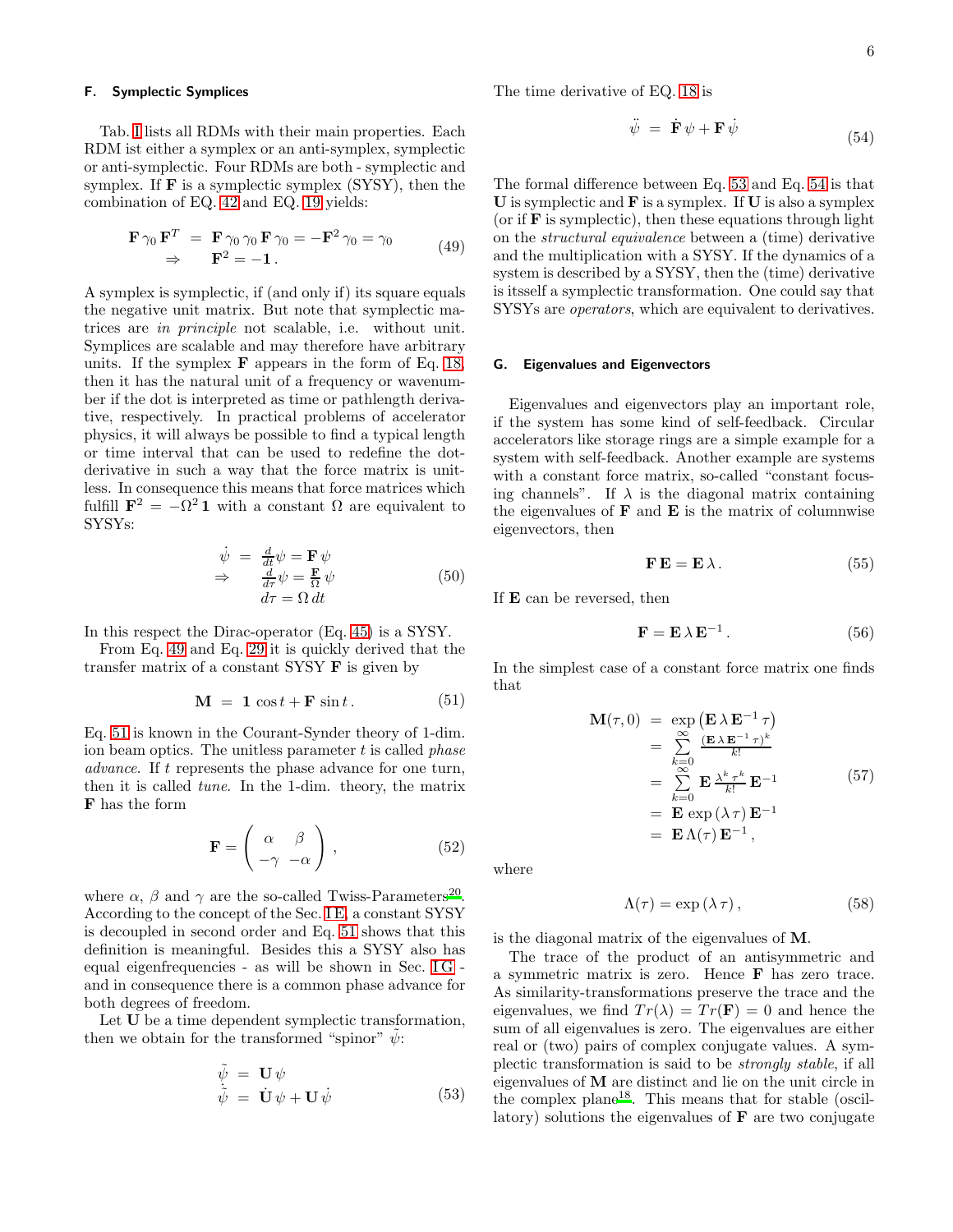### F. Symplectic Symplices

Tab. I lists all RDMs with their main properties. Each RDM ist either a symplex or an anti-symplex, symplectic or anti-symplectic. Four RDMs are both - symplectic and symplex. If $\mathbf{F}$ is a symplectic symplex (SYSY), then the combination of EQ. 42 and EQ. 19 yields:

$$\begin{array}{rcl} \mathbf{F}\,\gamma_0\,\mathbf{F}^T &=& \mathbf{F}\,\gamma_0\,\gamma_0\,\mathbf{F}\,\gamma_0 = -\mathbf{F}^2\,\gamma_0 = \gamma_0 \\ \Rightarrow & & \mathbf{F}^2 = -\mathbf{1}\,. \end{array} \tag{49}$$

A symplex is symplectic, if (and only if) its square equals the negative unit matrix. But note that symplectic matrices are *in principle* not scalable, i.e. without unit. Symplices are scalable and may therefore have arbitrary units. If the symplex $\mathbf{F}$ appears in the form of Eq. 18, then it has the natural unit of a frequency or wavenumber if the dot is interpreted as time or pathlength derivative, respectively. In practical problems of accelerator physics, it will always be possible to find a typical length or time interval that can be used to redefine the dot-derivative in such a way that the force matrix is unitless. In consequence this means that force matrices which fulfill $\mathbf{F}^2 = -\Omega^2\,\mathbf{1}$ with a constant $\Omega$ are equivalent to SYSYs:

$$\begin{array}{rcl} \dot\psi &=& \frac{d}{dt}\psi = \mathbf{F}\,\psi \\ \Rightarrow & & \frac{d}{d\tau}\psi = \frac{\mathbf{F}}{\Omega}\,\psi \\ & & d\tau = \Omega\,dt \end{array} \tag{50}$$

In this respect the Dirac-operator (Eq. 45) is a SYSY.

From Eq. 49 and Eq. 29 it is quickly derived that the transfer matrix of a constant SYSY $\mathbf{F}$ is given by

$$\mathbf{M} \;=\; \mathbf{1}\,\cos t + \mathbf{F}\,\sin t\,. \tag{51}$$

Eq. 51 is known in the Courant-Synder theory of 1-dim. ion beam optics. The unitless parameter $t$ is called *phase advance*. If $t$ represents the phase advance for one turn, then it is called *tune*. In the 1-dim. theory, the matrix $\mathbf{F}$ has the form

$$\mathbf{F} = \left(\begin{array}{cc} \alpha & \beta \\ -\gamma & -\alpha \end{array}\right)\,, \tag{52}$$

where $\alpha$, $\beta$ and $\gamma$ are the so-called Twiss-Parameters[20]. According to the concept of the Sec. I E, a constant SYSY is decoupled in second order and Eq. 51 shows that this definition is meaningful. Besides this a SYSY also has equal eigenfrequencies - as will be shown in Sec. I G - and in consequence there is a common phase advance for both degrees of freedom.

Let $\mathbf{U}$ be a time dependent symplectic transformation, then we obtain for the transformed "spinor" $\tilde\psi$:

$$\begin{array}{rcl} \tilde\psi &=& \mathbf{U}\,\psi \\ \dot{\tilde\psi} &=& \dot{\mathbf{U}}\,\psi + \mathbf{U}\,\dot\psi \end{array} \tag{53}$$

The time derivative of EQ. 18 is

$$\ddot\psi \;=\; \dot{\mathbf{F}}\,\psi + \mathbf{F}\,\dot\psi \tag{54}$$

The formal difference between Eq. 53 and Eq. 54 is that $\mathbf{U}$ is symplectic and $\mathbf{F}$ is a symplex. If $\mathbf{U}$ is also a symplex (or if $\mathbf{F}$ is symplectic), then these equations through light on the *structural equivalence* between a (time) derivative and the multiplication with a SYSY. If the dynamics of a system is described by a SYSY, then the (time) derivative is itsself a symplectic transformation. One could say that SYSYs are *operators*, which are equivalent to derivatives.

### G. Eigenvalues and Eigenvectors

Eigenvalues and eigenvectors play an important role, if the system has some kind of self-feedback. Circular accelerators like storage rings are a simple example for a system with self-feedback. Another example are systems with a constant force matrix, so-called "constant focusing channels". If $\lambda$ is the diagonal matrix containing the eigenvalues of $\mathbf{F}$ and $\mathbf{E}$ is the matrix of columnwise eigenvectors, then

$$\mathbf{F}\,\mathbf{E} = \mathbf{E}\,\lambda\,. \tag{55}$$

If $\mathbf{E}$ can be reversed, then

$$\mathbf{F} = \mathbf{E}\,\lambda\,\mathbf{E}^{-1}\,. \tag{56}$$

In the simplest case of a constant force matrix one finds that

$$\begin{array}{rcl} \mathbf{M}(\tau,0) &=& \exp\left(\mathbf{E}\,\lambda\,\mathbf{E}^{-1}\,\tau\right) \\ &=& \sum\limits_{k=0}^{\infty}\frac{(\mathbf{E}\,\lambda\,\mathbf{E}^{-1}\,\tau)^k}{k!} \\ &=& \sum\limits_{k=0}^{\infty}\mathbf{E}\,\frac{\lambda^k\,\tau^k}{k!}\,\mathbf{E}^{-1} \\ &=& \mathbf{E}\,\exp\left(\lambda\,\tau\right)\mathbf{E}^{-1} \\ &=& \mathbf{E}\,\Lambda(\tau)\,\mathbf{E}^{-1}\,, \end{array} \tag{57}$$

where

$$\Lambda(\tau) = \exp\left(\lambda\,\tau\right)\,, \tag{58}$$

is the diagonal matrix of the eigenvalues of $\mathbf{M}$.

The trace of the product of an antisymmetric and a symmetric matrix is zero. Hence $\mathbf{F}$ has zero trace. As similarity-transformations preserve the trace and the eigenvalues, we find $Tr(\lambda) = Tr(\mathbf{F}) = 0$ and hence the sum of all eigenvalues is zero. The eigenvalues are either real or (two) pairs of complex conjugate values. A symplectic transformation is said to be *strongly stable*, if all eigenvalues of $\mathbf{M}$ are distinct and lie on the unit circle in the complex plane[18]. This means that for stable (oscillatory) solutions the eigenvalues of $\mathbf{F}$ are two conjugate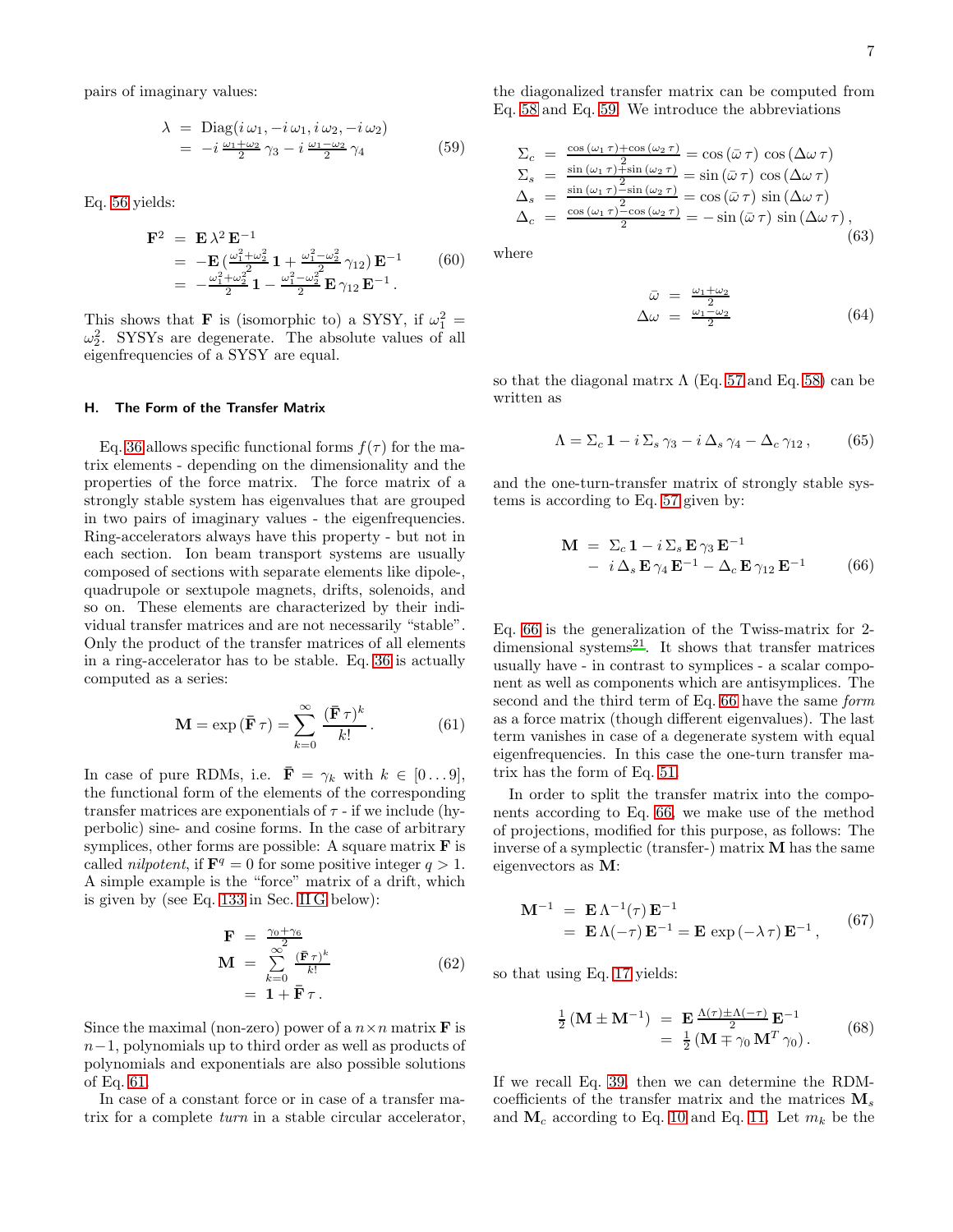pairs of imaginary values:

$$\begin{aligned} \lambda &= \text{Diag}(i\,\omega_1, -i\,\omega_1, i\,\omega_2, -i\,\omega_2) \\ &= -i\,\tfrac{\omega_1+\omega_2}{2}\,\gamma_3 - i\,\tfrac{\omega_1-\omega_2}{2}\,\gamma_4 \end{aligned} \tag{59}$$

Eq. 56 yields:

$$\begin{aligned} \mathbf{F}^2 &= \mathbf{E}\,\lambda^2\,\mathbf{E}^{-1} \\ &= -\mathbf{E}\,(\tfrac{\omega_1^2+\omega_2^2}{2}\,\mathbf{1} + \tfrac{\omega_1^2-\omega_2^2}{2}\,\gamma_{12})\,\mathbf{E}^{-1} \\ &= -\tfrac{\omega_1^2+\omega_2^2}{2}\,\mathbf{1} - \tfrac{\omega_1^2-\omega_2^2}{2}\,\mathbf{E}\,\gamma_{12}\,\mathbf{E}^{-1}\,. \end{aligned} \tag{60}$$

This shows that $\mathbf{F}$ is (isomorphic to) a SYSY, if $\omega_1^2 = \omega_2^2$. SYSYs are degenerate. The absolute values of all eigenfrequencies of a SYSY are equal.

### H. The Form of the Transfer Matrix

Eq. 36 allows specific functional forms $f(\tau)$ for the matrix elements - depending on the dimensionality and the properties of the force matrix. The force matrix of a strongly stable system has eigenvalues that are grouped in two pairs of imaginary values - the eigenfrequencies. Ring-accelerators always have this property - but not in each section. Ion beam transport systems are usually composed of sections with separate elements like dipole-, quadrupole or sextupole magnets, drifts, solenoids, and so on. These elements are characterized by their individual transfer matrices and are not necessarily "stable". Only the product of the transfer matrices of all elements in a ring-accelerator has to be stable. Eq. 36 is actually computed as a series:

$$\mathbf{M} = \exp(\bar{\mathbf{F}}\,\tau) = \sum_{k=0}^{\infty} \frac{(\bar{\mathbf{F}}\,\tau)^k}{k!}\,. \tag{61}$$

In case of pure RDMs, i.e. $\bar{\mathbf{F}} = \gamma_k$ with $k \in [0\ldots 9]$, the functional form of the elements of the corresponding transfer matrices are exponentials of $\tau$ - if we include (hyperbolic) sine- and cosine forms. In the case of arbitrary symplices, other forms are possible: A square matrix $\mathbf{F}$ is called *nilpotent*, if $\mathbf{F}^q = 0$ for some positive integer $q > 1$. A simple example is the "force" matrix of a drift, which is given by (see Eq. 133 in Sec. III G below):

$$\begin{aligned} \mathbf{F} &= \tfrac{\gamma_0+\gamma_6}{2} \\ \mathbf{M} &= \sum_{k=0}^{\infty} \tfrac{(\bar{\mathbf{F}}\,\tau)^k}{k!} \\ &= \mathbf{1} + \bar{\mathbf{F}}\,\tau\,. \end{aligned} \tag{62}$$

Since the maximal (non-zero) power of a $n\times n$ matrix $\mathbf{F}$ is $n-1$, polynomials up to third order as well as products of polynomials and exponentials are also possible solutions of Eq. 61.

In case of a constant force or in case of a transfer matrix for a complete *turn* in a stable circular accelerator, the diagonalized transfer matrix can be computed from Eq. 58 and Eq. 59. We introduce the abbreviations

$$\begin{aligned} \Sigma_c &= \tfrac{\cos(\omega_1\,\tau)+\cos(\omega_2\,\tau)}{2} = \cos(\bar{\omega}\,\tau)\,\cos(\Delta\omega\,\tau) \\ \Sigma_s &= \tfrac{\sin(\omega_1\,\tau)+\sin(\omega_2\,\tau)}{2} = \sin(\bar{\omega}\,\tau)\,\cos(\Delta\omega\,\tau) \\ \Delta_s &= \tfrac{\sin(\omega_1\,\tau)-\sin(\omega_2\,\tau)}{2} = \cos(\bar{\omega}\,\tau)\,\sin(\Delta\omega\,\tau) \\ \Delta_c &= \tfrac{\cos(\omega_1\,\tau)-\cos(\omega_2\,\tau)}{2} = -\sin(\bar{\omega}\,\tau)\,\sin(\Delta\omega\,\tau)\,, \end{aligned} \tag{63}$$

where

$$\begin{aligned} \bar{\omega} &= \tfrac{\omega_1+\omega_2}{2} \\ \Delta\omega &= \tfrac{\omega_1-\omega_2}{2} \end{aligned} \tag{64}$$

so that the diagonal matrx $\Lambda$ (Eq. 57 and Eq. 58) can be written as

$$\Lambda = \Sigma_c\,\mathbf{1} - i\,\Sigma_s\,\gamma_3 - i\,\Delta_s\,\gamma_4 - \Delta_c\,\gamma_{12}\,, \tag{65}$$

and the one-turn-transfer matrix of strongly stable systems is according to Eq. 57 given by:

$$\begin{aligned} \mathbf{M} &= \Sigma_c\,\mathbf{1} - i\,\Sigma_s\,\mathbf{E}\,\gamma_3\,\mathbf{E}^{-1} \\ &- i\,\Delta_s\,\mathbf{E}\,\gamma_4\,\mathbf{E}^{-1} - \Delta_c\,\mathbf{E}\,\gamma_{12}\,\mathbf{E}^{-1} \end{aligned} \tag{66}$$

Eq. 66 is the generalization of the Twiss-matrix for 2-dimensional systems[21]. It shows that transfer matrices usually have - in contrast to symplices - a scalar component as well as components which are antisymplices. The second and the third term of Eq. 66 have the same *form* as a force matrix (though different eigenvalues). The last term vanishes in case of a degenerate system with equal eigenfrequencies. In this case the one-turn transfer matrix has the form of Eq. 51.

In order to split the transfer matrix into the components according to Eq. 66, we make use of the method of projections, modified for this purpose, as follows: The inverse of a symplectic (transfer-) matrix $\mathbf{M}$ has the same eigenvectors as $\mathbf{M}$:

$$\begin{aligned} \mathbf{M}^{-1} &= \mathbf{E}\,\Lambda^{-1}(\tau)\,\mathbf{E}^{-1} \\ &= \mathbf{E}\,\Lambda(-\tau)\,\mathbf{E}^{-1} = \mathbf{E}\,\exp(-\lambda\,\tau)\,\mathbf{E}^{-1}\,, \end{aligned} \tag{67}$$

so that using Eq. 17 yields:

$$\begin{aligned} \tfrac{1}{2}\,(\mathbf{M} \pm \mathbf{M}^{-1}) &= \mathbf{E}\,\tfrac{\Lambda(\tau)\pm\Lambda(-\tau)}{2}\,\mathbf{E}^{-1} \\ &= \tfrac{1}{2}\,(\mathbf{M} \mp \gamma_0\,\mathbf{M}^T\,\gamma_0)\,. \end{aligned} \tag{68}$$

If we recall Eq. 39, then we can determine the RDM-coefficients of the transfer matrix and the matrices $\mathbf{M}_s$ and $\mathbf{M}_c$ according to Eq. 10 and Eq. 11. Let $m_k$ be the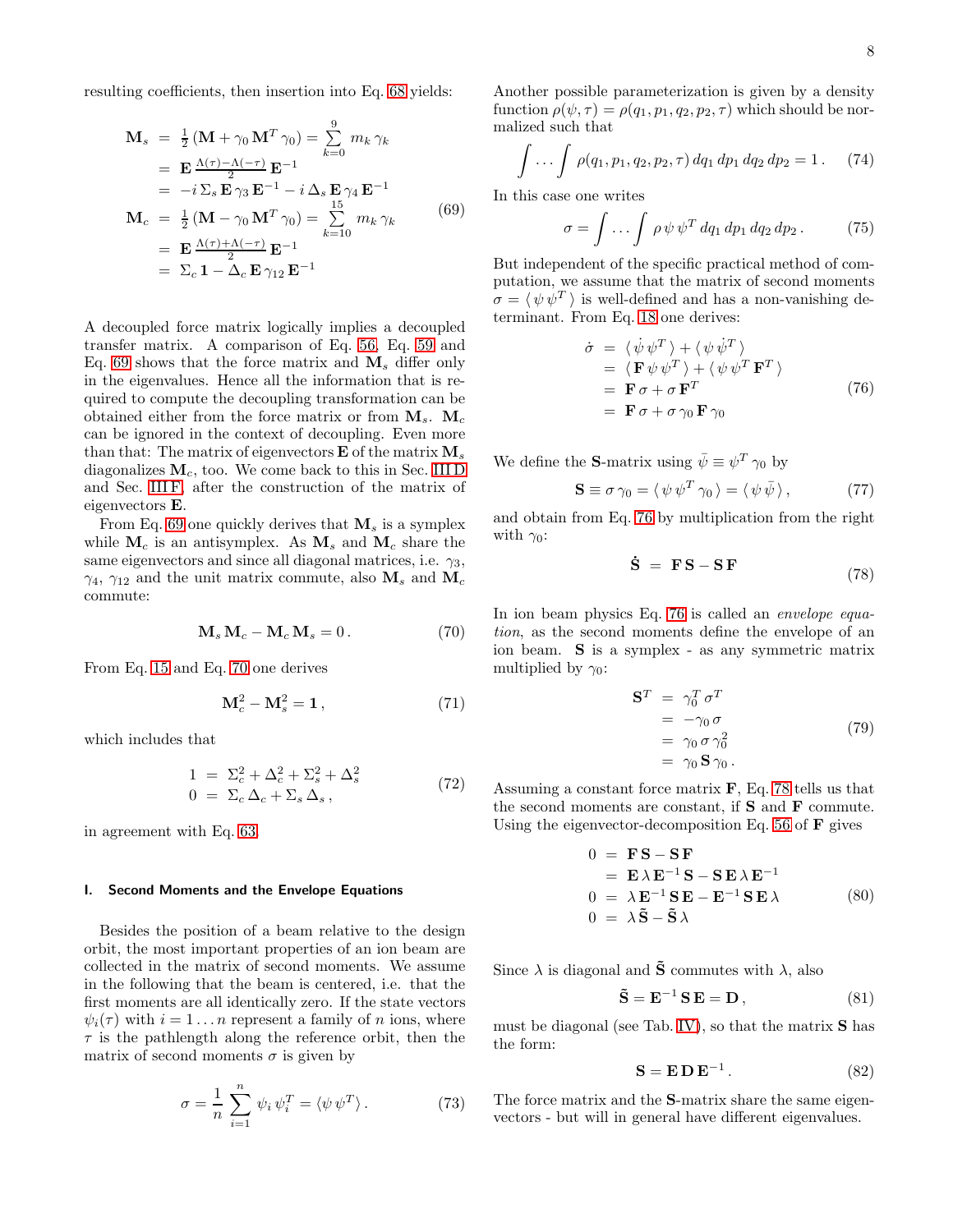resulting coefficients, then insertion into Eq. 68 yields:

$$
\begin{aligned}
\mathbf{M}_s &= \tfrac{1}{2}\,(\mathbf{M}+\gamma_0\,\mathbf{M}^T\,\gamma_0) = \sum_{k=0}^{9} m_k\,\gamma_k \\
&= \mathbf{E}\,\tfrac{\Lambda(\tau)-\Lambda(-\tau)}{2}\,\mathbf{E}^{-1} \\
&= -i\,\Sigma_s\,\mathbf{E}\,\gamma_3\,\mathbf{E}^{-1} - i\,\Delta_s\,\mathbf{E}\,\gamma_4\,\mathbf{E}^{-1} \\
\mathbf{M}_c &= \tfrac{1}{2}\,(\mathbf{M}-\gamma_0\,\mathbf{M}^T\,\gamma_0) = \sum_{k=10}^{15} m_k\,\gamma_k \\
&= \mathbf{E}\,\tfrac{\Lambda(\tau)+\Lambda(-\tau)}{2}\,\mathbf{E}^{-1} \\
&= \Sigma_c\,\mathbf{1} - \Delta_c\,\mathbf{E}\,\gamma_{12}\,\mathbf{E}^{-1}
\end{aligned}
\tag{69}
$$

A decoupled force matrix logically implies a decoupled transfer matrix. A comparison of Eq. 56, Eq. 59 and Eq. 69 shows that the force matrix and $\mathbf{M}_s$ differ only in the eigenvalues. Hence all the information that is required to compute the decoupling transformation can be obtained either from the force matrix or from $\mathbf{M}_s$. $\mathbf{M}_c$ can be ignored in the context of decoupling. Even more than that: The matrix of eigenvectors $\mathbf{E}$ of the matrix $\mathbf{M}_s$ diagonalizes $\mathbf{M}_c$, too. We come back to this in Sec. III D and Sec. III F, after the construction of the matrix of eigenvectors $\mathbf{E}$.

From Eq. 69 one quickly derives that $\mathbf{M}_s$ is a symplex while $\mathbf{M}_c$ is an antisymplex. As $\mathbf{M}_s$ and $\mathbf{M}_c$ share the same eigenvectors and since all diagonal matrices, i.e. $\gamma_3$, $\gamma_4$, $\gamma_{12}$ and the unit matrix commute, also $\mathbf{M}_s$ and $\mathbf{M}_c$ commute:

$$
\mathbf{M}_s\,\mathbf{M}_c - \mathbf{M}_c\,\mathbf{M}_s = 0\,. \tag{70}
$$

From Eq. 15 and Eq. 70 one derives

$$
\mathbf{M}_c^2 - \mathbf{M}_s^2 = \mathbf{1}\,, \tag{71}
$$

which includes that

$$
\begin{aligned}
1 &= \Sigma_c^2 + \Delta_c^2 + \Sigma_s^2 + \Delta_s^2 \\
0 &= \Sigma_c\,\Delta_c + \Sigma_s\,\Delta_s\,,
\end{aligned}
\tag{72}
$$

in agreement with Eq. 63.

### I. Second Moments and the Envelope Equations

Besides the position of a beam relative to the design orbit, the most important properties of an ion beam are collected in the matrix of second moments. We assume in the following that the beam is centered, i.e. that the first moments are all identically zero. If the state vectors $\psi_i(\tau)$ with $i=1\dots n$ represent a family of $n$ ions, where $\tau$ is the pathlength along the reference orbit, then the matrix of second moments $\sigma$ is given by

$$
\sigma = \frac{1}{n}\sum_{i=1}^{n}\psi_i\,\psi_i^T = \langle\psi\,\psi^T\rangle\,. \tag{73}
$$

Another possible parameterization is given by a density function $\rho(\psi,\tau)=\rho(q_1,p_1,q_2,p_2,\tau)$ which should be normalized such that

$$
\int\dots\int \rho(q_1,p_1,q_2,p_2,\tau)\,dq_1\,dp_1\,dq_2\,dp_2 = 1\,. \tag{74}
$$

In this case one writes

$$
\sigma = \int\dots\int \rho\,\psi\,\psi^T\,dq_1\,dp_1\,dq_2\,dp_2\,. \tag{75}
$$

But independent of the specific practical method of computation, we assume that the matrix of second moments $\sigma = \langle\,\psi\,\psi^T\,\rangle$ is well-defined and has a non-vanishing determinant. From Eq. 18 one derives:

$$
\begin{aligned}
\dot\sigma &= \langle\,\dot\psi\,\psi^T\,\rangle + \langle\,\psi\,\dot\psi^T\,\rangle \\
&= \langle\,\mathbf{F}\,\psi\,\psi^T\,\rangle + \langle\,\psi\,\psi^T\,\mathbf{F}^T\,\rangle \\
&= \mathbf{F}\,\sigma + \sigma\,\mathbf{F}^T \\
&= \mathbf{F}\,\sigma + \sigma\,\gamma_0\,\mathbf{F}\,\gamma_0
\end{aligned}
\tag{76}
$$

We define the $\mathbf{S}$-matrix using $\bar\psi \equiv \psi^T\,\gamma_0$ by

$$
\mathbf{S} \equiv \sigma\,\gamma_0 = \langle\,\psi\,\psi^T\,\gamma_0\,\rangle = \langle\,\psi\,\bar\psi\,\rangle\,, \tag{77}
$$

and obtain from Eq. 76 by multiplication from the right with $\gamma_0$:

$$
\dot{\mathbf{S}} \;=\; \mathbf{F}\,\mathbf{S} - \mathbf{S}\,\mathbf{F} \tag{78}
$$

In ion beam physics Eq. 76 is called an *envelope equation*, as the second moments define the envelope of an ion beam. $\mathbf{S}$ is a symplex - as any symmetric matrix multiplied by $\gamma_0$:

$$
\begin{aligned}
\mathbf{S}^T &= \gamma_0^T\,\sigma^T \\
&= -\gamma_0\,\sigma \\
&= \gamma_0\,\sigma\,\gamma_0^2 \\
&= \gamma_0\,\mathbf{S}\,\gamma_0\,.
\end{aligned}
\tag{79}
$$

Assuming a constant force matrix $\mathbf{F}$, Eq. 78 tells us that the second moments are constant, if $\mathbf{S}$ and $\mathbf{F}$ commute. Using the eigenvector-decomposition Eq. 56 of $\mathbf{F}$ gives

$$
\begin{aligned}
0 &= \mathbf{F}\,\mathbf{S} - \mathbf{S}\,\mathbf{F} \\
&= \mathbf{E}\,\lambda\,\mathbf{E}^{-1}\,\mathbf{S} - \mathbf{S}\,\mathbf{E}\,\lambda\,\mathbf{E}^{-1} \\
0 &= \lambda\,\mathbf{E}^{-1}\,\mathbf{S}\,\mathbf{E} - \mathbf{E}^{-1}\,\mathbf{S}\,\mathbf{E}\,\lambda \\
0 &= \lambda\,\tilde{\mathbf{S}} - \tilde{\mathbf{S}}\,\lambda
\end{aligned}
\tag{80}
$$

Since $\lambda$ is diagonal and $\tilde{\mathbf{S}}$ commutes with $\lambda$, also

$$
\tilde{\mathbf{S}} = \mathbf{E}^{-1}\,\mathbf{S}\,\mathbf{E} = \mathbf{D}\,, \tag{81}
$$

must be diagonal (see Tab. IV), so that the matrix $\mathbf{S}$ has the form:

$$
\mathbf{S} = \mathbf{E}\,\mathbf{D}\,\mathbf{E}^{-1}\,. \tag{82}
$$

The force matrix and the $\mathbf{S}$-matrix share the same eigenvectors - but will in general have different eigenvalues.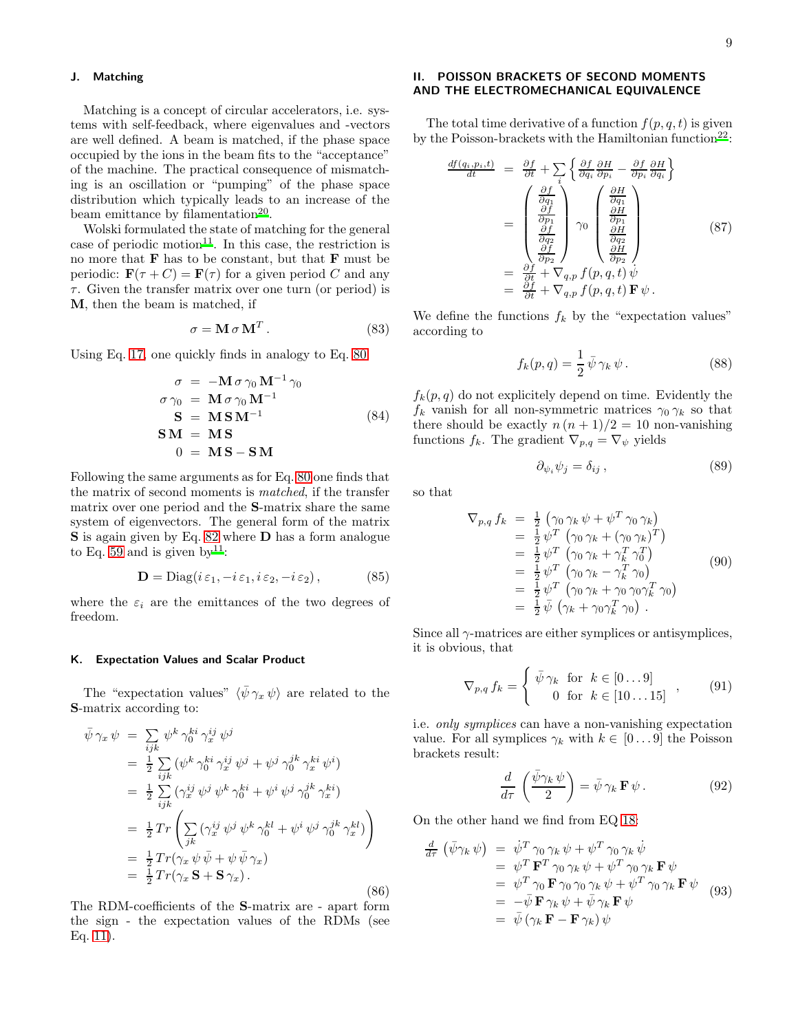### J. Matching

Matching is a concept of circular accelerators, i.e. systems with self-feedback, where eigenvalues and -vectors are well defined. A beam is matched, if the phase space occupied by the ions in the beam fits to the "acceptance" of the machine. The practical consequence of mismatching is an oscillation or "pumping" of the phase space distribution which typically leads to an increase of the beam emittance by filamentation[20].

Wolski formulated the state of matching for the general case of periodic motion[11]. In this case, the restriction is no more that $\mathbf{F}$ has to be constant, but that $\mathbf{F}$ must be periodic: $\mathbf{F}(\tau+C)=\mathbf{F}(\tau)$ for a given period $C$ and any $\tau$. Given the transfer matrix over one turn (or period) is $\mathbf{M}$, then the beam is matched, if

$$\sigma=\mathbf{M}\,\sigma\,\mathbf{M}^T\,. \tag{83}$$

Using Eq. 17, one quickly finds in analogy to Eq. 80

$$\begin{aligned}
\sigma &= -\mathbf{M}\,\sigma\,\gamma_0\,\mathbf{M}^{-1}\,\gamma_0\\
\sigma\,\gamma_0 &= \mathbf{M}\,\sigma\,\gamma_0\,\mathbf{M}^{-1}\\
\mathbf{S} &= \mathbf{M}\,\mathbf{S}\,\mathbf{M}^{-1}\\
\mathbf{S}\,\mathbf{M} &= \mathbf{M}\,\mathbf{S}\\
0 &= \mathbf{M}\,\mathbf{S}-\mathbf{S}\,\mathbf{M}
\end{aligned} \tag{84}$$

Following the same arguments as for Eq. 80 one finds that the matrix of second moments is *matched*, if the transfer matrix over one period and the $\mathbf{S}$-matrix share the same system of eigenvectors. The general form of the matrix $\mathbf{S}$ is again given by Eq. 82 where $\mathbf{D}$ has a form analogue to Eq. 59 and is given by[11]:

$$\mathbf{D}=\mathrm{Diag}(i\,\varepsilon_1,-i\,\varepsilon_1,i\,\varepsilon_2,-i\,\varepsilon_2)\,, \tag{85}$$

where the $\varepsilon_i$ are the emittances of the two degrees of freedom.

### K. Expectation Values and Scalar Product

The "expectation values" $\langle\bar\psi\,\gamma_x\,\psi\rangle$ are related to the $\mathbf{S}$-matrix according to:

$$\begin{aligned}
\bar\psi\,\gamma_x\,\psi &= \sum\limits_{ijk}\psi^k\,\gamma_0^{ki}\,\gamma_x^{ij}\,\psi^j\\
&= \frac{1}{2}\sum\limits_{ijk}(\psi^k\,\gamma_0^{ki}\,\gamma_x^{ij}\,\psi^j+\psi^j\,\gamma_0^{jk}\,\gamma_x^{ki}\,\psi^i)\\
&= \frac{1}{2}\sum\limits_{ijk}(\gamma_x^{ij}\,\psi^j\,\psi^k\,\gamma_0^{ki}+\psi^i\,\psi^j\,\gamma_0^{jk}\,\gamma_x^{ki})\\
&= \frac{1}{2}\,Tr\left(\sum\limits_{jk}(\gamma_x^{ij}\,\psi^j\,\psi^k\,\gamma_0^{kl}+\psi^i\,\psi^j\,\gamma_0^{jk}\,\gamma_x^{kl})\right)\\
&= \frac{1}{2}\,Tr(\gamma_x\,\psi\,\bar\psi+\psi\,\bar\psi\,\gamma_x)\\
&= \frac{1}{2}\,Tr(\gamma_x\,\mathbf{S}+\mathbf{S}\,\gamma_x)\,.
\end{aligned} \tag{86}$$

The RDM-coefficients of the $\mathbf{S}$-matrix are - apart form the sign - the expectation values of the RDMs (see Eq. 11).

## II. POISSON BRACKETS OF SECOND MOMENTS AND THE ELECTROMECHANICAL EQUIVALENCE

The total time derivative of a function $f(p,q,t)$ is given by the Poisson-brackets with the Hamiltonian function[22]:

$$\begin{aligned}
\frac{df(q_i,p_i,t)}{dt} &= \frac{\partial f}{\partial t}+\sum\limits_i\left\{\frac{\partial f}{\partial q_i}\frac{\partial H}{\partial p_i}-\frac{\partial f}{\partial p_i}\frac{\partial H}{\partial q_i}\right\}\\
&= \begin{pmatrix}\frac{\partial f}{\partial q_1}\\ \frac{\partial f}{\partial p_1}\\ \frac{\partial f}{\partial q_2}\\ \frac{\partial f}{\partial p_2}\end{pmatrix}\gamma_0\begin{pmatrix}\frac{\partial H}{\partial q_1}\\ \frac{\partial H}{\partial p_1}\\ \frac{\partial H}{\partial q_2}\\ \frac{\partial H}{\partial p_2}\end{pmatrix}\\
&= \frac{\partial f}{\partial t}+\nabla_{q,p}\,f(p,q,t)\,\dot\psi\\
&= \frac{\partial f}{\partial t}+\nabla_{q,p}\,f(p,q,t)\,\mathbf{F}\,\psi\,.
\end{aligned} \tag{87}$$

We define the functions $f_k$ by the "expectation values" according to

$$f_k(p,q)=\frac{1}{2}\,\bar\psi\,\gamma_k\,\psi\,. \tag{88}$$

$f_k(p,q)$ do not explicitely depend on time. Evidently the $f_k$ vanish for all non-symmetric matrices $\gamma_0\,\gamma_k$ so that there should be exactly $n\,(n+1)/2=10$ non-vanishing functions $f_k$. The gradient $\nabla_{p,q}=\nabla_\psi$ yields

$$\partial_{\psi_i}\psi_j=\delta_{ij}\,, \tag{89}$$

so that

$$\begin{aligned}
\nabla_{p,q}\,f_k &= \frac{1}{2}\,\left(\gamma_0\,\gamma_k\,\psi+\psi^T\,\gamma_0\,\gamma_k\right)\\
&= \frac{1}{2}\,\psi^T\,\left(\gamma_0\,\gamma_k+(\gamma_0\,\gamma_k)^T\right)\\
&= \frac{1}{2}\,\psi^T\,\left(\gamma_0\,\gamma_k+\gamma_k^T\,\gamma_0^T\right)\\
&= \frac{1}{2}\,\psi^T\,\left(\gamma_0\,\gamma_k-\gamma_k^T\,\gamma_0\right)\\
&= \frac{1}{2}\,\psi^T\,\left(\gamma_0\,\gamma_k+\gamma_0\,\gamma_0\gamma_k^T\,\gamma_0\right)\\
&= \frac{1}{2}\,\bar\psi\,\left(\gamma_k+\gamma_0\gamma_k^T\,\gamma_0\right)\,.
\end{aligned} \tag{90}$$

Since all $\gamma$-matrices are either symplices or antisymplices, it is obvious, that

$$\nabla_{p,q}\,f_k=\left\{\begin{array}{cl}\bar\psi\,\gamma_k & \text{for}\ \ k\in[0\dots 9]\\ 0 & \text{for}\ \ k\in[10\dots 15]\end{array}\right.\,, \tag{91}$$

i.e. *only symplices* can have a non-vanishing expectation value. For all symplices $\gamma_k$ with $k\in[0\dots 9]$ the Poisson brackets result:

$$\frac{d}{d\tau}\,\left(\frac{\bar\psi\gamma_k\,\psi}{2}\right)=\bar\psi\,\gamma_k\,\mathbf{F}\,\psi\,. \tag{92}$$

On the other hand we find from EQ 18:

$$\begin{aligned}
\frac{d}{d\tau}\,\left(\bar\psi\gamma_k\,\psi\right) &= \dot\psi^T\,\gamma_0\,\gamma_k\,\psi+\psi^T\,\gamma_0\,\gamma_k\,\dot\psi\\
&= \psi^T\,\mathbf{F}^T\,\gamma_0\,\gamma_k\,\psi+\psi^T\,\gamma_0\,\gamma_k\,\mathbf{F}\,\psi\\
&= \psi^T\,\gamma_0\,\mathbf{F}\,\gamma_0\,\gamma_0\,\gamma_k\,\psi+\psi^T\,\gamma_0\,\gamma_k\,\mathbf{F}\,\psi\\
&= -\bar\psi\,\mathbf{F}\,\gamma_k\,\psi+\bar\psi\,\gamma_k\,\mathbf{F}\,\psi\\
&= \bar\psi\,(\gamma_k\,\mathbf{F}-\mathbf{F}\,\gamma_k)\,\psi
\end{aligned} \tag{93}$$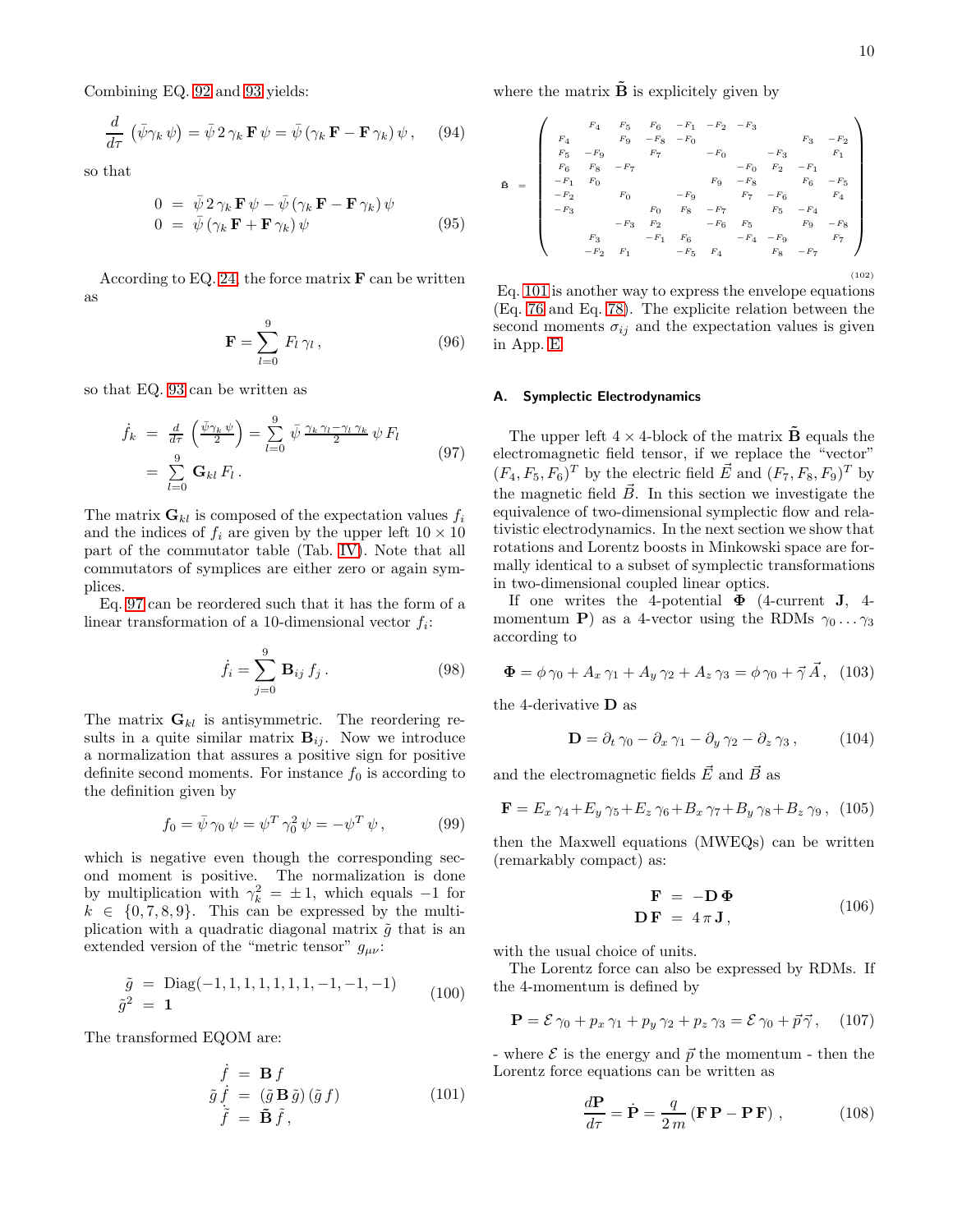Combining EQ. 92 and 93 yields:

$$\frac{d}{d\tau}\,\left(\bar{\psi}\gamma_k\,\psi\right)=\bar{\psi}\,2\,\gamma_k\,\mathbf{F}\,\psi=\bar{\psi}\,(\gamma_k\,\mathbf{F}-\mathbf{F}\,\gamma_k)\,\psi\,, \tag{94}$$

so that

$$\begin{aligned} 0 &= \bar{\psi}\,2\,\gamma_k\,\mathbf{F}\,\psi-\bar{\psi}\,(\gamma_k\,\mathbf{F}-\mathbf{F}\,\gamma_k)\,\psi \\ 0 &= \bar{\psi}\,(\gamma_k\,\mathbf{F}+\mathbf{F}\,\gamma_k)\,\psi \end{aligned} \tag{95}$$

According to EQ. 24, the force matrix $\mathbf{F}$ can be written as

$$\mathbf{F}=\sum_{l=0}^{9}F_l\,\gamma_l\,, \tag{96}$$

so that EQ. 93 can be written as

$$\begin{aligned} \dot{f}_k &= \frac{d}{d\tau}\left(\frac{\bar{\psi}\gamma_k\,\psi}{2}\right)=\sum_{l=0}^{9}\bar{\psi}\,\frac{\gamma_k\,\gamma_l-\gamma_l\,\gamma_k}{2}\,\psi\,F_l \\ &= \sum_{l=0}^{9}\mathbf{G}_{kl}\,F_l\,. \end{aligned} \tag{97}$$

The matrix $\mathbf{G}_{kl}$ is composed of the expectation values $f_i$ and the indices of $f_i$ are given by the upper left $10\times 10$ part of the commutator table (Tab. IV). Note that all commutators of symplices are either zero or again symplices.

Eq. 97 can be reordered such that it has the form of a linear transformation of a 10-dimensional vector $f_i$:

$$\dot{f}_i=\sum_{j=0}^{9}\mathbf{B}_{ij}\,f_j\,. \tag{98}$$

The matrix $\mathbf{G}_{kl}$ is antisymmetric. The reordering results in a quite similar matrix $\mathbf{B}_{ij}$. Now we introduce a normalization that assures a positive sign for positive definite second moments. For instance $f_0$ is according to the definition given by

$$f_0=\bar{\psi}\,\gamma_0\,\psi=\psi^T\,\gamma_0^2\,\psi=-\psi^T\,\psi\,, \tag{99}$$

which is negative even though the corresponding second moment is positive. The normalization is done by multiplication with $\gamma_k^2=\pm 1$, which equals $-1$ for $k\in\{0,7,8,9\}$. This can be expressed by the multiplication with a quadratic diagonal matrix $\tilde{g}$ that is an extended version of the "metric tensor" $g_{\mu\nu}$:

$$\begin{aligned} \tilde{g} &= \mathrm{Diag}(-1,1,1,1,1,1,1,-1,-1,-1) \\ \tilde{g}^2 &= \mathbf{1} \end{aligned} \tag{100}$$

The transformed EQOM are:

$$\begin{aligned} \dot{f} &= \mathbf{B}\,f \\ \tilde{g}\,\dot{f} &= (\tilde{g}\,\mathbf{B}\,\tilde{g})\,(\tilde{g}\,f) \\ \dot{\tilde{f}} &= \tilde{\mathbf{B}}\,\tilde{f}\,, \end{aligned} \tag{101}$$

where the matrix $\tilde{\mathbf{B}}$ is explicitely given by

$$\tilde{\mathbf{B}}=\begin{pmatrix}
 & F_4 & F_5 & F_6 & -F_1 & -F_2 & -F_3 & & & \\
F_4 & & F_9 & -F_8 & -F_0 & & & & F_3 & -F_2 \\
F_5 & -F_9 & & F_7 & & -F_0 & & -F_3 & & F_1 \\
F_6 & F_8 & -F_7 & & & & -F_0 & F_2 & -F_1 & \\
-F_1 & F_0 & & & & F_9 & -F_8 & & F_6 & -F_5 \\
-F_2 & & F_0 & & -F_9 & & F_7 & -F_6 & & F_4 \\
-F_3 & & & F_0 & F_8 & -F_7 & & F_5 & -F_4 & \\
 & & -F_3 & F_2 & & -F_6 & F_5 & & F_9 & -F_8 \\
 & F_3 & & -F_1 & F_6 & & -F_4 & -F_9 & & F_7 \\
 & -F_2 & F_1 & & -F_5 & F_4 & & F_8 & -F_7 &
\end{pmatrix} \tag{102}$$

Eq. 101 is another way to express the envelope equations (Eq. 76 and Eq. 78). The explicite relation between the second moments $\sigma_{ij}$ and the expectation values is given in App. E.

### A. Symplectic Electrodynamics

The upper left $4\times 4$-block of the matrix $\tilde{\mathbf{B}}$ equals the electromagnetic field tensor, if we replace the "vector" $(F_4,F_5,F_6)^T$ by the electric field $\vec{E}$ and $(F_7,F_8,F_9)^T$ by the magnetic field $\vec{B}$. In this section we investigate the equivalence of two-dimensional symplectic flow and relativistic electrodynamics. In the next section we show that rotations and Lorentz boosts in Minkowski space are formally identical to a subset of symplectic transformations in two-dimensional coupled linear optics.

If one writes the 4-potential $\mathbf{\Phi}$ (4-current $\mathbf{J}$, 4-momentum $\mathbf{P}$) as a 4-vector using the RDMs $\gamma_0\dots\gamma_3$ according to

$$\mathbf{\Phi}=\phi\,\gamma_0+A_x\,\gamma_1+A_y\,\gamma_2+A_z\,\gamma_3=\phi\,\gamma_0+\vec{\gamma}\,\vec{A}\,, \tag{103}$$

the 4-derivative $\mathbf{D}$ as

$$\mathbf{D}=\partial_t\,\gamma_0-\partial_x\,\gamma_1-\partial_y\,\gamma_2-\partial_z\,\gamma_3\,, \tag{104}$$

and the electromagnetic fields $\vec{E}$ and $\vec{B}$ as

$$\mathbf{F}=E_x\,\gamma_4+E_y\,\gamma_5+E_z\,\gamma_6+B_x\,\gamma_7+B_y\,\gamma_8+B_z\,\gamma_9\,, \tag{105}$$

then the Maxwell equations (MWEQs) can be written (remarkably compact) as:

$$\begin{aligned} \mathbf{F} &= -\mathbf{D}\,\mathbf{\Phi} \\ \mathbf{D}\,\mathbf{F} &= 4\,\pi\,\mathbf{J}\,, \end{aligned} \tag{106}$$

with the usual choice of units.

The Lorentz force can also be expressed by RDMs. If the 4-momentum is defined by

$$\mathbf{P}=\mathcal{E}\,\gamma_0+p_x\,\gamma_1+p_y\,\gamma_2+p_z\,\gamma_3=\mathcal{E}\,\gamma_0+\vec{p}\,\vec{\gamma}\,, \tag{107}$$

- where $\mathcal{E}$ is the energy and $\vec{p}$ the momentum - then the Lorentz force equations can be written as

$$\frac{d\mathbf{P}}{d\tau}=\dot{\mathbf{P}}=\frac{q}{2\,m}\,(\mathbf{F}\,\mathbf{P}-\mathbf{P}\,\mathbf{F})\,, \tag{108}$$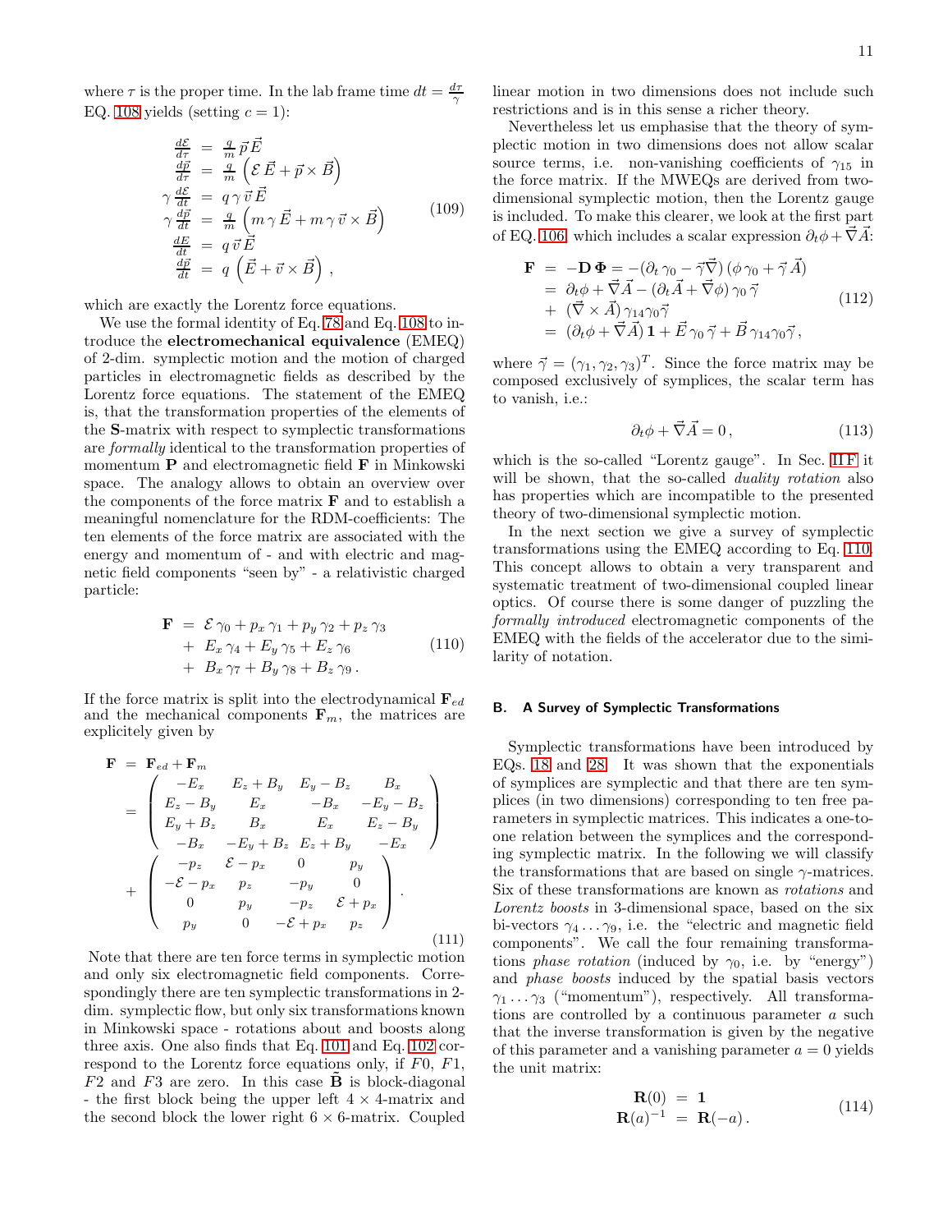where $\tau$ is the proper time. In the lab frame time $dt = \frac{d\tau}{\gamma}$ EQ. 108 yields (setting $c = 1$):

$$
\begin{aligned}
\frac{d\mathcal{E}}{d\tau} &= \frac{q}{m}\,\vec{p}\,\vec{E} \\
\frac{d\vec{p}}{d\tau} &= \frac{q}{m}\left(\mathcal{E}\,\vec{E} + \vec{p}\times\vec{B}\right) \\
\gamma\,\frac{d\mathcal{E}}{dt} &= q\,\gamma\,\vec{v}\,\vec{E} \\
\gamma\,\frac{d\vec{p}}{dt} &= \frac{q}{m}\left(m\,\gamma\,\vec{E} + m\,\gamma\,\vec{v}\times\vec{B}\right) \\
\frac{dE}{dt} &= q\,\vec{v}\,\vec{E} \\
\frac{d\vec{p}}{dt} &= q\,\left(\vec{E} + \vec{v}\times\vec{B}\right)\,,
\end{aligned}
\tag{109}
$$

which are exactly the Lorentz force equations.

We use the formal identity of Eq. 78 and Eq. 108 to introduce the **electromechanical equivalence** (EMEQ) of 2-dim. symplectic motion and the motion of charged particles in electromagnetic fields as described by the Lorentz force equations. The statement of the EMEQ is, that the transformation properties of the elements of the **S**-matrix with respect to symplectic transformations are *formally* identical to the transformation properties of momentum **P** and electromagnetic field **F** in Minkowski space. The analogy allows to obtain an overview over the components of the force matrix **F** and to establish a meaningful nomenclature for the RDM-coefficients: The ten elements of the force matrix are associated with the energy and momentum of - and with electric and magnetic field components "seen by" - a relativistic charged particle:

$$
\begin{aligned}
\mathbf{F} &= \mathcal{E}\,\gamma_0 + p_x\,\gamma_1 + p_y\,\gamma_2 + p_z\,\gamma_3 \\
&+ E_x\,\gamma_4 + E_y\,\gamma_5 + E_z\,\gamma_6 \\
&+ B_x\,\gamma_7 + B_y\,\gamma_8 + B_z\,\gamma_9\,.
\end{aligned}
\tag{110}
$$

If the force matrix is split into the electrodynamical $\mathbf{F}_{ed}$ and the mechanical components $\mathbf{F}_m$, the matrices are explicitely given by

$$
\begin{aligned}
\mathbf{F} &= \mathbf{F}_{ed} + \mathbf{F}_m \\
&= \begin{pmatrix} -E_x & E_z + B_y & E_y - B_z & B_x \\ E_z - B_y & E_x & -B_x & -E_y - B_z \\ E_y + B_z & B_x & E_x & E_z - B_y \\ -B_x & -E_y + B_z & E_z + B_y & -E_x \end{pmatrix} \\
&+ \begin{pmatrix} -p_z & \mathcal{E} - p_x & 0 & p_y \\ -\mathcal{E} - p_x & p_z & -p_y & 0 \\ 0 & p_y & -p_z & \mathcal{E} + p_x \\ p_y & 0 & -\mathcal{E} + p_x & p_z \end{pmatrix}.
\end{aligned}
\tag{111}
$$

Note that there are ten force terms in symplectic motion and only six electromagnetic field components. Correspondingly there are ten symplectic transformations in 2-dim. symplectic flow, but only six transformations known in Minkowski space - rotations about and boosts along three axis. One also finds that Eq. 101 and Eq. 102 correspond to the Lorentz force equations only, if $F0$, $F1$, $F2$ and $F3$ are zero. In this case $\tilde{\mathbf{B}}$ is block-diagonal - the first block being the upper left $4\times4$-matrix and the second block the lower right $6\times6$-matrix. Coupled linear motion in two dimensions does not include such restrictions and is in this sense a richer theory.

Nevertheless let us emphasise that the theory of symplectic motion in two dimensions does not allow scalar source terms, i.e. non-vanishing coefficients of $\gamma_{15}$ in the force matrix. If the MWEQs are derived from two-dimensional symplectic motion, then the Lorentz gauge is included. To make this clearer, we look at the first part of EQ. 106 which includes a scalar expression $\partial_t\phi + \vec{\nabla}\vec{A}$:

$$
\begin{aligned}
\mathbf{F} &= -\mathbf{D}\,\mathbf{\Phi} = -(\partial_t\,\gamma_0 - \vec{\gamma}\vec{\nabla})\,(\phi\,\gamma_0 + \vec{\gamma}\,\vec{A}) \\
&= \partial_t\phi + \vec{\nabla}\vec{A} - (\partial_t\vec{A} + \vec{\nabla}\phi)\,\gamma_0\,\vec{\gamma} \\
&+ (\vec{\nabla}\times\vec{A})\,\gamma_{14}\gamma_0\vec{\gamma} \\
&= (\partial_t\phi + \vec{\nabla}\vec{A})\,\mathbf{1} + \vec{E}\,\gamma_0\,\vec{\gamma} + \vec{B}\,\gamma_{14}\gamma_0\vec{\gamma}\,,
\end{aligned}
\tag{112}
$$

where $\vec{\gamma} = (\gamma_1, \gamma_2, \gamma_3)^T$. Since the force matrix may be composed exclusively of symplices, the scalar term has to vanish, i.e.:

$$
\partial_t\phi + \vec{\nabla}\vec{A} = 0\,,
\tag{113}
$$

which is the so-called "Lorentz gauge". In Sec. II F it will be shown, that the so-called *duality rotation* also has properties which are incompatible to the presented theory of two-dimensional symplectic motion.

In the next section we give a survey of symplectic transformations using the EMEQ according to Eq. 110. This concept allows to obtain a very transparent and systematic treatment of two-dimensional coupled linear optics. Of course there is some danger of puzzling the *formally introduced* electromagnetic components of the EMEQ with the fields of the accelerator due to the similarity of notation.

### B. A Survey of Symplectic Transformations

Symplectic transformations have been introduced by EQs. 18 and 28. It was shown that the exponentials of symplices are symplectic and that there are ten symplices (in two dimensions) corresponding to ten free parameters in symplectic matrices. This indicates a one-to-one relation between the symplices and the corresponding symplectic matrix. In the following we will classify the transformations that are based on single $\gamma$-matrices. Six of these transformations are known as *rotations* and *Lorentz boosts* in 3-dimensional space, based on the six bi-vectors $\gamma_4\ldots\gamma_9$, i.e. the "electric and magnetic field components". We call the four remaining transformations *phase rotation* (induced by $\gamma_0$, i.e. by "energy") and *phase boosts* induced by the spatial basis vectors $\gamma_1\ldots\gamma_3$ ("momentum"), respectively. All transformations are controlled by a continuous parameter $a$ such that the inverse transformation is given by the negative of this parameter and a vanishing parameter $a = 0$ yields the unit matrix:

$$
\begin{aligned}
\mathbf{R}(0) &= \mathbf{1} \\
\mathbf{R}(a)^{-1} &= \mathbf{R}(-a)\,.
\end{aligned}
\tag{114}
$$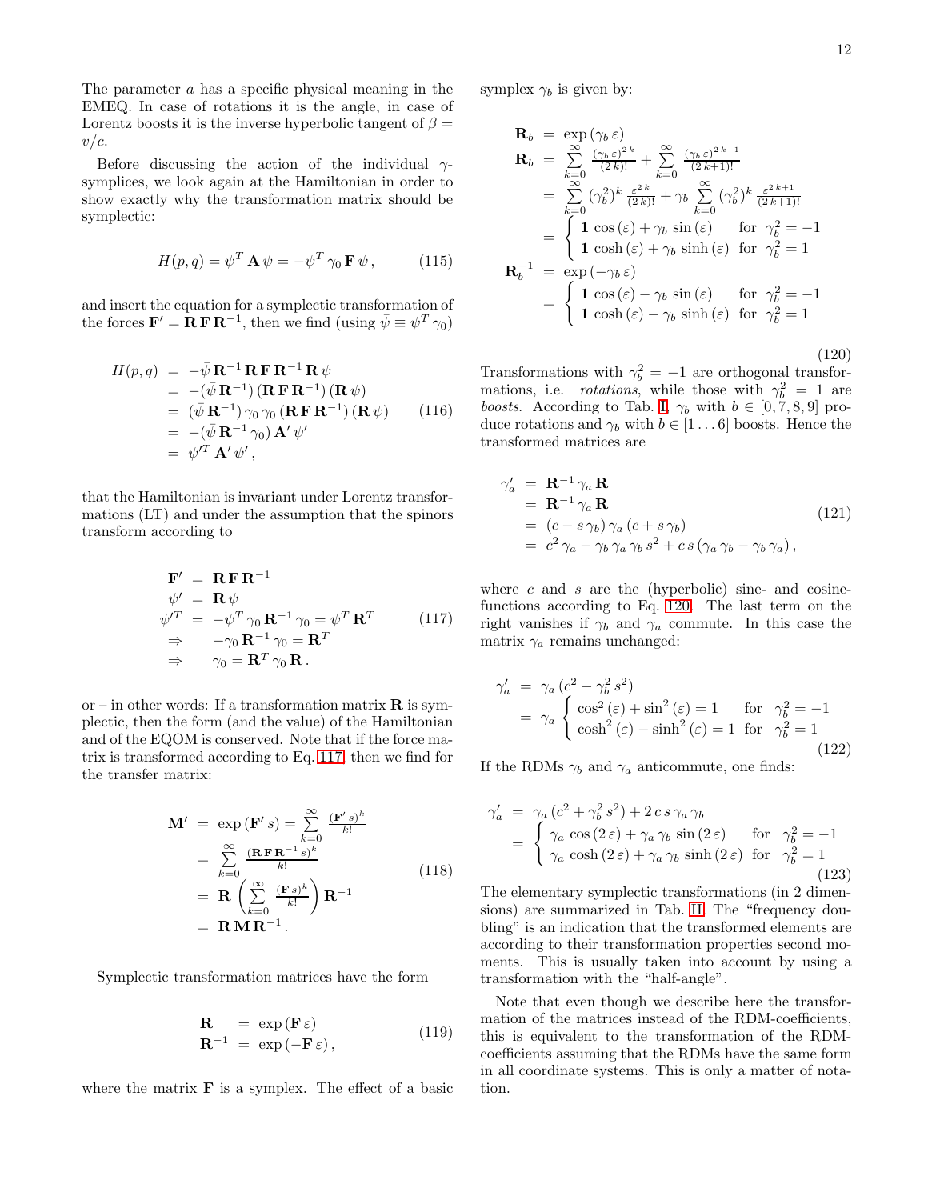The parameter $a$ has a specific physical meaning in the EMEQ. In case of rotations it is the angle, in case of Lorentz boosts it is the inverse hyperbolic tangent of $\beta = v/c$.

Before discussing the action of the individual $\gamma$-symplices, we look again at the Hamiltonian in order to show exactly why the transformation matrix should be symplectic:

$$H(p,q) = \psi^T\,\mathbf{A}\,\psi = -\psi^T\,\gamma_0\,\mathbf{F}\,\psi\,, \tag{115}$$

and insert the equation for a symplectic transformation of the forces $\mathbf{F}' = \mathbf{R}\,\mathbf{F}\,\mathbf{R}^{-1}$, then we find (using $\bar\psi \equiv \psi^T\,\gamma_0$)

$$\begin{aligned}
H(p,q) &= -\bar\psi\,\mathbf{R}^{-1}\,\mathbf{R}\,\mathbf{F}\,\mathbf{R}^{-1}\,\mathbf{R}\,\psi \\
&= -(\bar\psi\,\mathbf{R}^{-1})\,(\mathbf{R}\,\mathbf{F}\,\mathbf{R}^{-1})\,(\mathbf{R}\,\psi) \\
&= (\bar\psi\,\mathbf{R}^{-1})\,\gamma_0\,\gamma_0\,(\mathbf{R}\,\mathbf{F}\,\mathbf{R}^{-1})\,(\mathbf{R}\,\psi) \\
&= -(\bar\psi\,\mathbf{R}^{-1}\,\gamma_0)\,\mathbf{A}'\,\psi' \\
&= \psi'^T\,\mathbf{A}'\,\psi'\,,
\end{aligned} \tag{116}$$

that the Hamiltonian is invariant under Lorentz transformations (LT) and under the assumption that the spinors transform according to

$$\begin{aligned}
\mathbf{F}' &= \mathbf{R}\,\mathbf{F}\,\mathbf{R}^{-1} \\
\psi' &= \mathbf{R}\,\psi \\
\psi'^T &= -\psi^T\,\gamma_0\,\mathbf{R}^{-1}\,\gamma_0 = \psi^T\,\mathbf{R}^T \\
\Rightarrow &\quad -\gamma_0\,\mathbf{R}^{-1}\,\gamma_0 = \mathbf{R}^T \\
\Rightarrow &\quad \gamma_0 = \mathbf{R}^T\,\gamma_0\,\mathbf{R}\,.
\end{aligned} \tag{117}$$

or – in other words: If a transformation matrix $\mathbf{R}$ is symplectic, then the form (and the value) of the Hamiltonian and of the EQOM is conserved. Note that if the force matrix is transformed according to Eq. 117, then we find for the transfer matrix:

$$\begin{aligned}
\mathbf{M}' &= \exp(\mathbf{F}'\,s) = \sum_{k=0}^{\infty} \frac{(\mathbf{F}'\,s)^k}{k!} \\
&= \sum_{k=0}^{\infty} \frac{(\mathbf{R}\,\mathbf{F}\,\mathbf{R}^{-1}\,s)^k}{k!} \\
&= \mathbf{R}\left(\sum_{k=0}^{\infty} \frac{(\mathbf{F}\,s)^k}{k!}\right)\mathbf{R}^{-1} \\
&= \mathbf{R}\,\mathbf{M}\,\mathbf{R}^{-1}\,.
\end{aligned} \tag{118}$$

Symplectic transformation matrices have the form

$$\begin{aligned}
\mathbf{R} &= \exp(\mathbf{F}\,\varepsilon) \\
\mathbf{R}^{-1} &= \exp(-\mathbf{F}\,\varepsilon)\,,
\end{aligned} \tag{119}$$

where the matrix $\mathbf{F}$ is a symplex. The effect of a basic symplex $\gamma_b$ is given by:

$$\begin{aligned}
\mathbf{R}_b &= \exp(\gamma_b\,\varepsilon) \\
\mathbf{R}_b &= \sum_{k=0}^{\infty} \frac{(\gamma_b\,\varepsilon)^{2\,k}}{(2\,k)!} + \sum_{k=0}^{\infty} \frac{(\gamma_b\,\varepsilon)^{2\,k+1}}{(2\,k+1)!} \\
&= \sum_{k=0}^{\infty} (\gamma_b^2)^k\,\frac{\varepsilon^{2\,k}}{(2\,k)!} + \gamma_b\,\sum_{k=0}^{\infty} (\gamma_b^2)^k\,\frac{\varepsilon^{2\,k+1}}{(2\,k+1)!} \\
&= \begin{cases} \mathbf{1}\,\cos(\varepsilon) + \gamma_b\,\sin(\varepsilon) & \text{for } \gamma_b^2 = -1 \\ \mathbf{1}\,\cosh(\varepsilon) + \gamma_b\,\sinh(\varepsilon) & \text{for } \gamma_b^2 = 1 \end{cases} \\
\mathbf{R}_b^{-1} &= \exp(-\gamma_b\,\varepsilon) \\
&= \begin{cases} \mathbf{1}\,\cos(\varepsilon) - \gamma_b\,\sin(\varepsilon) & \text{for } \gamma_b^2 = -1 \\ \mathbf{1}\,\cosh(\varepsilon) - \gamma_b\,\sinh(\varepsilon) & \text{for } \gamma_b^2 = 1 \end{cases}
\end{aligned} \tag{120}$$

Transformations with $\gamma_b^2 = -1$ are orthogonal transformations, i.e. *rotations*, while those with $\gamma_b^2 = 1$ are *boosts*. According to Tab. I, $\gamma_b$ with $b \in [0, 7, 8, 9]$ produce rotations and $\gamma_b$ with $b \in [1 \dots 6]$ boosts. Hence the transformed matrices are

$$\begin{aligned}
\gamma_a' &= \mathbf{R}^{-1}\,\gamma_a\,\mathbf{R} \\
&= \mathbf{R}^{-1}\,\gamma_a\,\mathbf{R} \\
&= (c - s\,\gamma_b)\,\gamma_a\,(c + s\,\gamma_b) \\
&= c^2\,\gamma_a - \gamma_b\,\gamma_a\,\gamma_b\,s^2 + c\,s\,(\gamma_a\,\gamma_b - \gamma_b\,\gamma_a)\,,
\end{aligned} \tag{121}$$

where $c$ and $s$ are the (hyperbolic) sine- and cosine-functions according to Eq. 120. The last term on the right vanishes if $\gamma_b$ and $\gamma_a$ commute. In this case the matrix $\gamma_a$ remains unchanged:

$$\begin{aligned}
\gamma_a' &= \gamma_a\,(c^2 - \gamma_b^2\,s^2) \\
&= \gamma_a \begin{cases} \cos^2(\varepsilon) + \sin^2(\varepsilon) = 1 & \text{for } \gamma_b^2 = -1 \\ \cosh^2(\varepsilon) - \sinh^2(\varepsilon) = 1 & \text{for } \gamma_b^2 = 1 \end{cases}
\end{aligned} \tag{122}$$

If the RDMs $\gamma_b$ and $\gamma_a$ anticommute, one finds:

$$\begin{aligned}
\gamma_a' &= \gamma_a\,(c^2 + \gamma_b^2\,s^2) + 2\,c\,s\,\gamma_a\,\gamma_b \\
&= \begin{cases} \gamma_a\,\cos(2\,\varepsilon) + \gamma_a\,\gamma_b\,\sin(2\,\varepsilon) & \text{for } \gamma_b^2 = -1 \\ \gamma_a\,\cosh(2\,\varepsilon) + \gamma_a\,\gamma_b\,\sinh(2\,\varepsilon) & \text{for } \gamma_b^2 = 1 \end{cases}
\end{aligned} \tag{123}$$

The elementary symplectic transformations (in 2 dimensions) are summarized in Tab. II. The "frequency doubling" is an indication that the transformed elements are according to their transformation properties second moments. This is usually taken into account by using a transformation with the "half-angle".

Note that even though we describe here the transformation of the matrices instead of the RDM-coefficients, this is equivalent to the transformation of the RDM-coefficients assuming that the RDMs have the same form in all coordinate systems. This is only a matter of notation.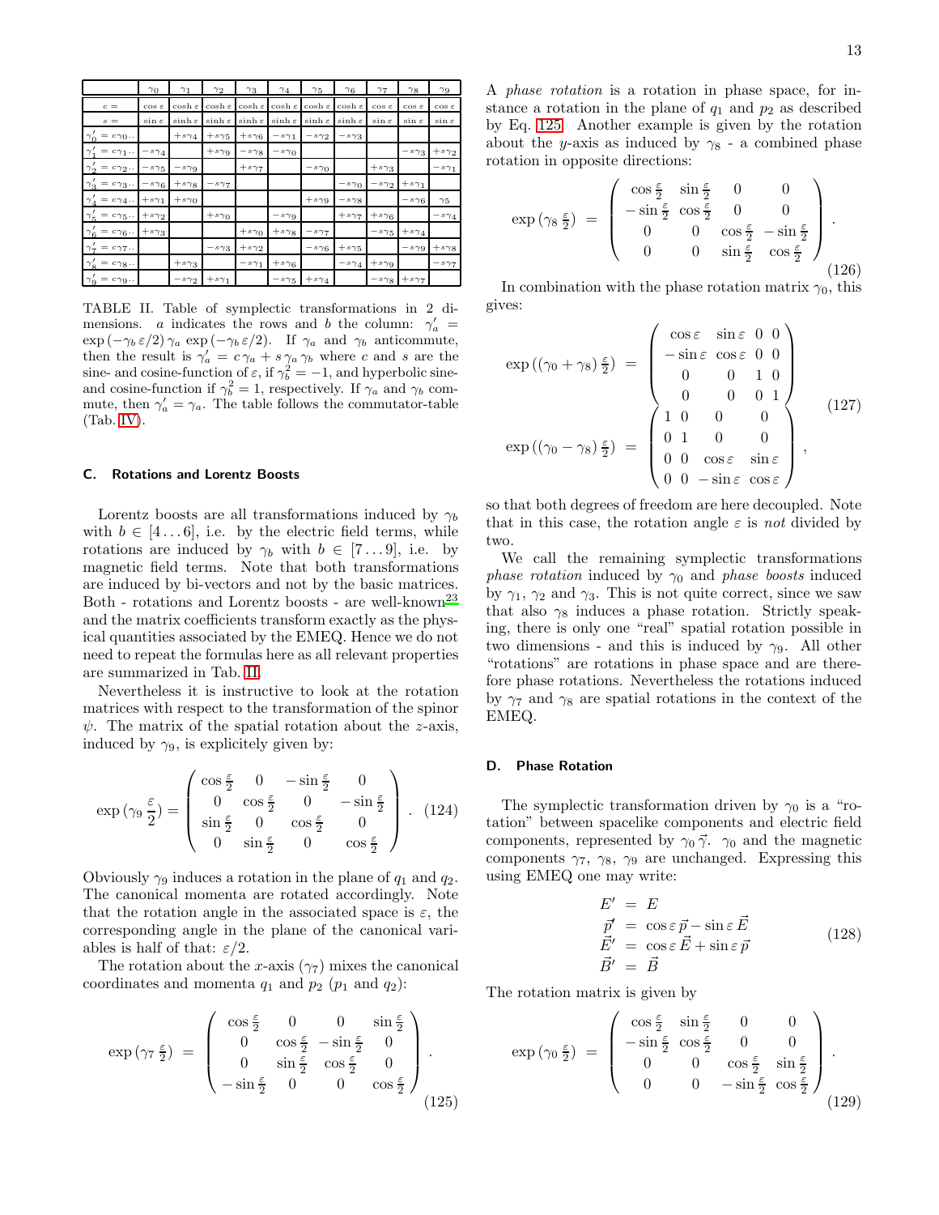|  | $\gamma_0$ | $\gamma_1$ | $\gamma_2$ | $\gamma_3$ | $\gamma_4$ | $\gamma_5$ | $\gamma_6$ | $\gamma_7$ | $\gamma_8$ | $\gamma_9$ |
|---|---|---|---|---|---|---|---|---|---|---|
| $c =$ | $\cos\varepsilon$ | $\cosh\varepsilon$ | $\cosh\varepsilon$ | $\cosh\varepsilon$ | $\cosh\varepsilon$ | $\cosh\varepsilon$ | $\cosh\varepsilon$ | $\cos\varepsilon$ | $\cos\varepsilon$ | $\cos\varepsilon$ |
| $s =$ | $\sin\varepsilon$ | $\sinh\varepsilon$ | $\sinh\varepsilon$ | $\sinh\varepsilon$ | $\sinh\varepsilon$ | $\sinh\varepsilon$ | $\sinh\varepsilon$ | $\sin\varepsilon$ | $\sin\varepsilon$ | $\sin\varepsilon$ |
| $\gamma_0' = c\gamma_0..$ |  | $+s\gamma_4$ | $+s\gamma_5$ | $+s\gamma_6$ | $-s\gamma_1$ | $-s\gamma_2$ | $-s\gamma_3$ |  |  |  |
| $\gamma_1' = c\gamma_1..$ | $-s\gamma_4$ |  | $+s\gamma_9$ | $-s\gamma_8$ | $-s\gamma_0$ |  |  |  | $-s\gamma_3$ | $+s\gamma_2$ |
| $\gamma_2' = c\gamma_2..$ | $-s\gamma_5$ | $-s\gamma_9$ |  | $+s\gamma_7$ |  | $-s\gamma_0$ |  | $+s\gamma_3$ |  | $-s\gamma_1$ |
| $\gamma_3' = c\gamma_3..$ | $-s\gamma_6$ | $+s\gamma_8$ | $-s\gamma_7$ |  |  |  | $-s\gamma_0$ | $-s\gamma_2$ | $+s\gamma_1$ |  |
| $\gamma_4' = c\gamma_4..$ | $+s\gamma_1$ | $+s\gamma_0$ |  |  |  | $+s\gamma_9$ | $-s\gamma_8$ |  | $-s\gamma_6$ | $\gamma_5$ |
| $\gamma_5' = c\gamma_5..$ | $+s\gamma_2$ |  | $+s\gamma_0$ |  | $-s\gamma_9$ |  | $+s\gamma_7$ | $+s\gamma_6$ |  | $-s\gamma_4$ |
| $\gamma_6' = c\gamma_6..$ | $+s\gamma_3$ |  |  | $+s\gamma_0$ | $+s\gamma_8$ | $-s\gamma_7$ |  | $-s\gamma_5$ | $+s\gamma_4$ |  |
| $\gamma_7' = c\gamma_7..$ |  |  | $-s\gamma_3$ | $+s\gamma_2$ |  | $-s\gamma_6$ | $+s\gamma_5$ |  | $-s\gamma_9$ | $+s\gamma_8$ |
| $\gamma_8' = c\gamma_8..$ |  | $+s\gamma_3$ |  | $-s\gamma_1$ | $+s\gamma_6$ |  | $-s\gamma_4$ | $+s\gamma_9$ |  | $-s\gamma_7$ |
| $\gamma_9' = c\gamma_9..$ |  | $-s\gamma_2$ | $+s\gamma_1$ |  | $-s\gamma_5$ | $+s\gamma_4$ |  | $-s\gamma_8$ | $+s\gamma_7$ |  |

TABLE II. Table of symplectic transformations in 2 dimensions. $a$ indicates the rows and $b$ the column: $\gamma_a' = \exp(-\gamma_b\,\varepsilon/2)\,\gamma_a\,\exp(-\gamma_b\,\varepsilon/2)$. If $\gamma_a$ and $\gamma_b$ anticommute, then the result is $\gamma_a' = c\,\gamma_a + s\,\gamma_a\,\gamma_b$ where $c$ and $s$ are the sine- and cosine-function of $\varepsilon$, if $\gamma_b^2 = -1$, and hyperbolic sine- and cosine-function if $\gamma_b^2 = 1$, respectively. If $\gamma_a$ and $\gamma_b$ commute, then $\gamma_a' = \gamma_a$. The table follows the commutator-table (Tab. IV).

### C. Rotations and Lorentz Boosts

Lorentz boosts are all transformations induced by $\gamma_b$ with $b \in [4\dots 6]$, i.e. by the electric field terms, while rotations are induced by $\gamma_b$ with $b \in [7\dots 9]$, i.e. by magnetic field terms. Note that both transformations are induced by bi-vectors and not by the basic matrices. Both - rotations and Lorentz boosts - are well-known[23] and the matrix coefficients transform exactly as the physical quantities associated by the EMEQ. Hence we do not need to repeat the formulas here as all relevant properties are summarized in Tab. II.

Nevertheless it is instructive to look at the rotation matrices with respect to the transformation of the spinor $\psi$. The matrix of the spatial rotation about the $z$-axis, induced by $\gamma_9$, is explicitely given by:

$$
\exp(\gamma_9\,\frac{\varepsilon}{2}) = \begin{pmatrix} \cos\frac{\varepsilon}{2} & 0 & -\sin\frac{\varepsilon}{2} & 0 \\ 0 & \cos\frac{\varepsilon}{2} & 0 & -\sin\frac{\varepsilon}{2} \\ \sin\frac{\varepsilon}{2} & 0 & \cos\frac{\varepsilon}{2} & 0 \\ 0 & \sin\frac{\varepsilon}{2} & 0 & \cos\frac{\varepsilon}{2} \end{pmatrix}. \tag{124}
$$

Obviously $\gamma_9$ induces a rotation in the plane of $q_1$ and $q_2$. The canonical momenta are rotated accordingly. Note that the rotation angle in the associated space is $\varepsilon$, the corresponding angle in the plane of the canonical variables is half of that: $\varepsilon/2$.

The rotation about the $x$-axis ($\gamma_7$) mixes the canonical coordinates and momenta $q_1$ and $p_2$ ($p_1$ and $q_2$):

$$
\exp(\gamma_7\,\frac{\varepsilon}{2}) = \begin{pmatrix} \cos\frac{\varepsilon}{2} & 0 & 0 & \sin\frac{\varepsilon}{2} \\ 0 & \cos\frac{\varepsilon}{2} & -\sin\frac{\varepsilon}{2} & 0 \\ 0 & \sin\frac{\varepsilon}{2} & \cos\frac{\varepsilon}{2} & 0 \\ -\sin\frac{\varepsilon}{2} & 0 & 0 & \cos\frac{\varepsilon}{2} \end{pmatrix}. \tag{125}
$$

A *phase rotation* is a rotation in phase space, for instance a rotation in the plane of $q_1$ and $p_2$ as described by Eq. 125. Another example is given by the rotation about the $y$-axis as induced by $\gamma_8$ - a combined phase rotation in opposite directions:

$$
\exp(\gamma_8\,\frac{\varepsilon}{2}) = \begin{pmatrix} \cos\frac{\varepsilon}{2} & \sin\frac{\varepsilon}{2} & 0 & 0 \\ -\sin\frac{\varepsilon}{2} & \cos\frac{\varepsilon}{2} & 0 & 0 \\ 0 & 0 & \cos\frac{\varepsilon}{2} & -\sin\frac{\varepsilon}{2} \\ 0 & 0 & \sin\frac{\varepsilon}{2} & \cos\frac{\varepsilon}{2} \end{pmatrix}. \tag{126}
$$

In combination with the phase rotation matrix $\gamma_0$, this gives:

$$
\begin{aligned}
\exp((\gamma_0 + \gamma_8)\,\tfrac{\varepsilon}{2}) &= \begin{pmatrix} \cos\varepsilon & \sin\varepsilon & 0 & 0 \\ -\sin\varepsilon & \cos\varepsilon & 0 & 0 \\ 0 & 0 & 1 & 0 \\ 0 & 0 & 0 & 1 \end{pmatrix} \\
\exp((\gamma_0 - \gamma_8)\,\tfrac{\varepsilon}{2}) &= \begin{pmatrix} 1 & 0 & 0 & 0 \\ 0 & 1 & 0 & 0 \\ 0 & 0 & \cos\varepsilon & \sin\varepsilon \\ 0 & 0 & -\sin\varepsilon & \cos\varepsilon \end{pmatrix},
\end{aligned} \tag{127}
$$

so that both degrees of freedom are here decoupled. Note that in this case, the rotation angle $\varepsilon$ is *not* divided by two.

We call the remaining symplectic transformations *phase rotation* induced by $\gamma_0$ and *phase boosts* induced by $\gamma_1$, $\gamma_2$ and $\gamma_3$. This is not quite correct, since we saw that also $\gamma_8$ induces a phase rotation. Strictly speaking, there is only one "real" spatial rotation possible in two dimensions - and this is induced by $\gamma_9$. All other "rotations" are rotations in phase space and are therefore phase rotations. Nevertheless the rotations induced by $\gamma_7$ and $\gamma_8$ are spatial rotations in the context of the EMEQ.

### D. Phase Rotation

The symplectic transformation driven by $\gamma_0$ is a "rotation" between spacelike components and electric field components, represented by $\gamma_0\,\vec{\gamma}$. $\gamma_0$ and the magnetic components $\gamma_7$, $\gamma_8$, $\gamma_9$ are unchanged. Expressing this using EMEQ one may write:

$$
\begin{aligned}
E' &= E \\
\vec{p}' &= \cos\varepsilon\,\vec{p} - \sin\varepsilon\,\vec{E} \\
\vec{E}' &= \cos\varepsilon\,\vec{E} + \sin\varepsilon\,\vec{p} \\
\vec{B}' &= \vec{B}
\end{aligned} \tag{128}
$$

The rotation matrix is given by

$$
\exp(\gamma_0\,\frac{\varepsilon}{2}) = \begin{pmatrix} \cos\frac{\varepsilon}{2} & \sin\frac{\varepsilon}{2} & 0 & 0 \\ -\sin\frac{\varepsilon}{2} & \cos\frac{\varepsilon}{2} & 0 & 0 \\ 0 & 0 & \cos\frac{\varepsilon}{2} & \sin\frac{\varepsilon}{2} \\ 0 & 0 & -\sin\frac{\varepsilon}{2} & \cos\frac{\varepsilon}{2} \end{pmatrix}. \tag{129}
$$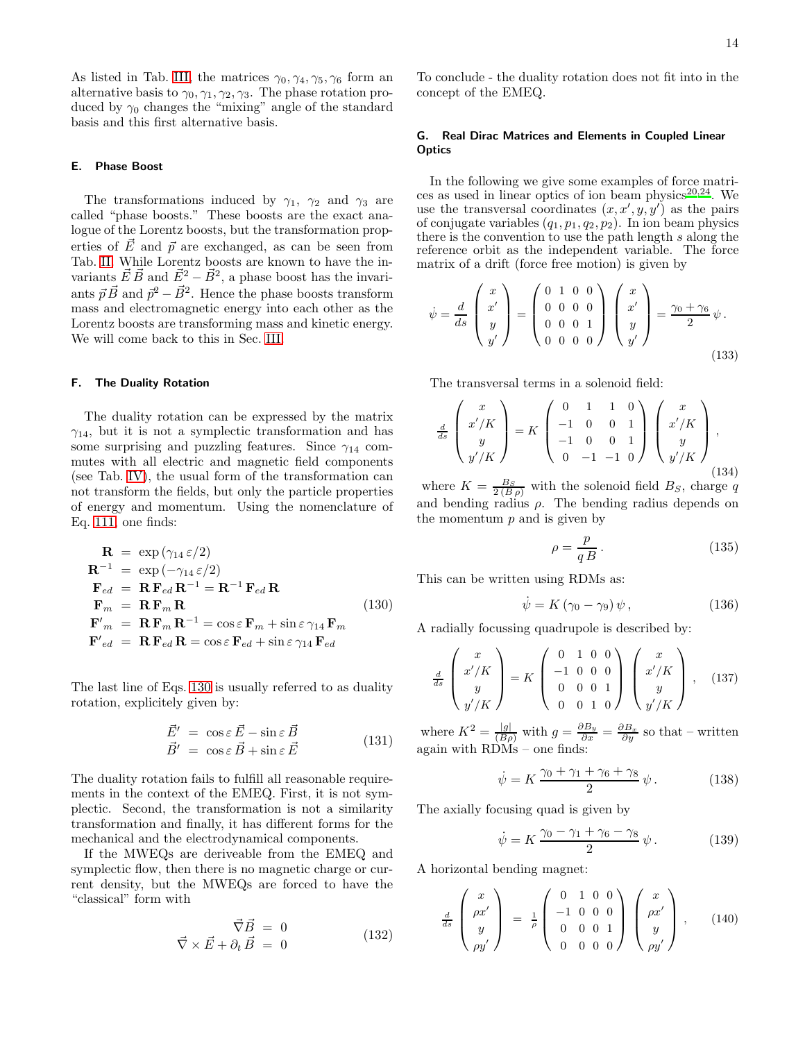As listed in Tab. III, the matrices $\gamma_0, \gamma_4, \gamma_5, \gamma_6$ form an alternative basis to $\gamma_0, \gamma_1, \gamma_2, \gamma_3$. The phase rotation produced by $\gamma_0$ changes the "mixing" angle of the standard basis and this first alternative basis.

### E. Phase Boost

The transformations induced by $\gamma_1$, $\gamma_2$ and $\gamma_3$ are called "phase boosts." These boosts are the exact analogue of the Lorentz boosts, but the transformation properties of $\vec{E}$ and $\vec{p}$ are exchanged, as can be seen from Tab. II. While Lorentz boosts are known to have the invariants $\vec{E}\,\vec{B}$ and $\vec{E}^2 - \vec{B}^2$, a phase boost has the invariants $\vec{p}\,\vec{B}$ and $\vec{p}^2 - \vec{B}^2$. Hence the phase boosts transform mass and electromagnetic energy into each other as the Lorentz boosts are transforming mass and kinetic energy. We will come back to this in Sec. III.

### F. The Duality Rotation

The duality rotation can be expressed by the matrix $\gamma_{14}$, but it is not a symplectic transformation and has some surprising and puzzling features. Since $\gamma_{14}$ commutes with all electric and magnetic field components (see Tab. IV), the usual form of the transformation can not transform the fields, but only the particle properties of energy and momentum. Using the nomenclature of Eq. 111 one finds:

$$
\begin{aligned}
\mathbf{R} &= \exp\left(\gamma_{14}\,\varepsilon/2\right) \\
\mathbf{R}^{-1} &= \exp\left(-\gamma_{14}\,\varepsilon/2\right) \\
\mathbf{F}_{ed} &= \mathbf{R}\,\mathbf{F}_{ed}\,\mathbf{R}^{-1} = \mathbf{R}^{-1}\,\mathbf{F}_{ed}\,\mathbf{R} \\
\mathbf{F}_m &= \mathbf{R}\,\mathbf{F}_m\,\mathbf{R} \\
\mathbf{F}'_m &= \mathbf{R}\,\mathbf{F}_m\,\mathbf{R}^{-1} = \cos\varepsilon\,\mathbf{F}_m + \sin\varepsilon\,\gamma_{14}\,\mathbf{F}_m \\
\mathbf{F}'_{ed} &= \mathbf{R}\,\mathbf{F}_{ed}\,\mathbf{R} = \cos\varepsilon\,\mathbf{F}_{ed} + \sin\varepsilon\,\gamma_{14}\,\mathbf{F}_{ed}
\end{aligned}
\tag{130}
$$

The last line of Eqs. 130 is usually referred to as duality rotation, explicitely given by:

$$
\begin{aligned}
\vec{E}' &= \cos\varepsilon\,\vec{E} - \sin\varepsilon\,\vec{B} \\
\vec{B}' &= \cos\varepsilon\,\vec{B} + \sin\varepsilon\,\vec{E}
\end{aligned}
\tag{131}
$$

The duality rotation fails to fulfill all reasonable requirements in the context of the EMEQ. First, it is not symplectic. Second, the transformation is not a similarity transformation and finally, it has different forms for the mechanical and the electrodynamical components.

If the MWEQs are deriveable from the EMEQ and symplectic flow, then there is no magnetic charge or current density, but the MWEQs are forced to have the "classical" form with

$$
\begin{aligned}
\vec{\nabla}\vec{B} &= 0 \\
\vec{\nabla}\times\vec{E} + \partial_t\,\vec{B} &= 0
\end{aligned}
\tag{132}
$$

To conclude - the duality rotation does not fit into the concept of the EMEQ.

### G. Real Dirac Matrices and Elements in Coupled Linear Optics

In the following we give some examples of force matrices as used in linear optics of ion beam physics[20,24]. We use the transversal coordinates $(x, x', y, y')$ as the pairs of conjugate variables $(q_1, p_1, q_2, p_2)$. In ion beam physics there is the convention to use the path length $s$ along the reference orbit as the independent variable. The force matrix of a drift (force free motion) is given by

$$
\dot\psi = \frac{d}{ds}\begin{pmatrix} x \\ x' \\ y \\ y' \end{pmatrix} = \begin{pmatrix} 0 & 1 & 0 & 0 \\ 0 & 0 & 0 & 0 \\ 0 & 0 & 0 & 1 \\ 0 & 0 & 0 & 0 \end{pmatrix}\begin{pmatrix} x \\ x' \\ y \\ y' \end{pmatrix} = \frac{\gamma_0 + \gamma_6}{2}\,\psi\,.
\tag{133}
$$

The transversal terms in a solenoid field:

$$
\frac{d}{ds}\begin{pmatrix} x \\ x'/K \\ y \\ y'/K \end{pmatrix} = K\begin{pmatrix} 0 & 1 & 1 & 0 \\ -1 & 0 & 0 & 1 \\ -1 & 0 & 0 & 1 \\ 0 & -1 & -1 & 0 \end{pmatrix}\begin{pmatrix} x \\ x'/K \\ y \\ y'/K \end{pmatrix},
\tag{134}
$$

where $K = \frac{B_S}{2\,(B\,\rho)}$ with the solenoid field $B_S$, charge $q$ and bending radius $\rho$. The bending radius depends on the momentum $p$ and is given by

$$
\rho = \frac{p}{q\,B}\,.
\tag{135}
$$

This can be written using RDMs as:

$$
\dot\psi = K\,(\gamma_0 - \gamma_9)\,\psi\,,
\tag{136}
$$

A radially focussing quadrupole is described by:

$$
\frac{d}{ds}\begin{pmatrix} x \\ x'/K \\ y \\ y'/K \end{pmatrix} = K\begin{pmatrix} 0 & 1 & 0 & 0 \\ -1 & 0 & 0 & 0 \\ 0 & 0 & 0 & 1 \\ 0 & 0 & 1 & 0 \end{pmatrix}\begin{pmatrix} x \\ x'/K \\ y \\ y'/K \end{pmatrix},
\tag{137}
$$

where $K^2 = \frac{|g|}{(B\rho)}$ with $g = \frac{\partial B_y}{\partial x} = \frac{\partial B_x}{\partial y}$ so that – written again with RDMs – one finds:

$$
\dot\psi = K\,\frac{\gamma_0 + \gamma_1 + \gamma_6 + \gamma_8}{2}\,\psi\,.
\tag{138}
$$

The axially focusing quad is given by

$$
\dot\psi = K\,\frac{\gamma_0 - \gamma_1 + \gamma_6 - \gamma_8}{2}\,\psi\,.
\tag{139}
$$

A horizontal bending magnet:

$$
\frac{d}{ds}\begin{pmatrix} x \\ \rho x' \\ y \\ \rho y' \end{pmatrix} = \frac{1}{\rho}\begin{pmatrix} 0 & 1 & 0 & 0 \\ -1 & 0 & 0 & 0 \\ 0 & 0 & 0 & 1 \\ 0 & 0 & 0 & 0 \end{pmatrix}\begin{pmatrix} x \\ \rho x' \\ y \\ \rho y' \end{pmatrix},
\tag{140}
$$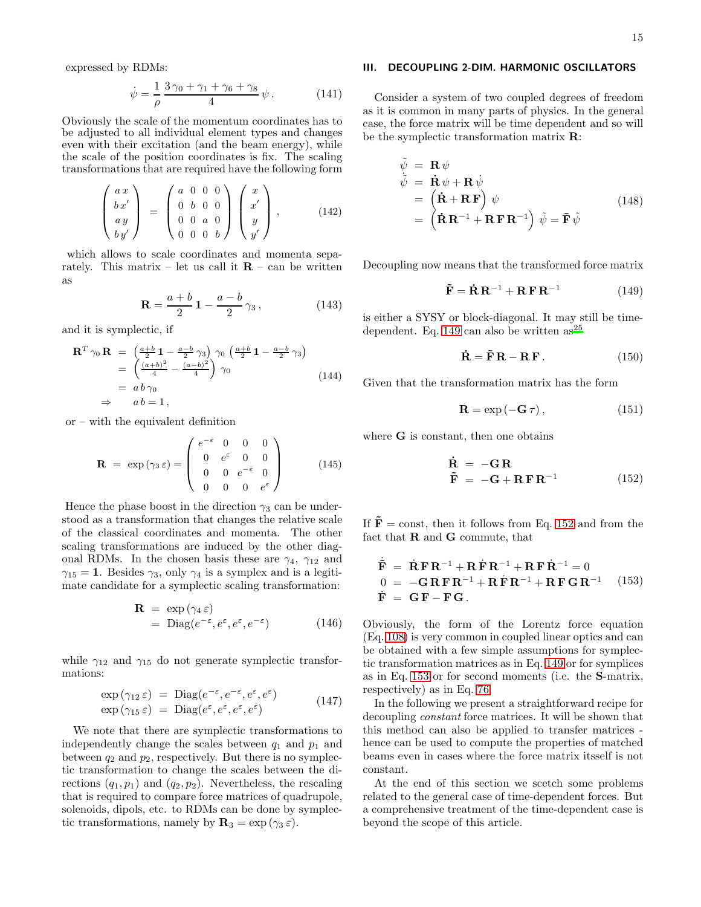expressed by RDMs:

$$\dot{\psi} = \frac{1}{\rho}\,\frac{3\,\gamma_0 + \gamma_1 + \gamma_6 + \gamma_8}{4}\,\psi\,. \tag{141}$$

Obviously the scale of the momentum coordinates has to be adjusted to all individual element types and changes even with their excitation (and the beam energy), while the scale of the position coordinates is fix. The scaling transformations that are required have the following form

$$\begin{pmatrix} a\,x \\ b\,x' \\ a\,y \\ b\,y' \end{pmatrix} = \begin{pmatrix} a & 0 & 0 & 0 \\ 0 & b & 0 & 0 \\ 0 & 0 & a & 0 \\ 0 & 0 & 0 & b \end{pmatrix} \begin{pmatrix} x \\ x' \\ y \\ y' \end{pmatrix}\,, \tag{142}$$

which allows to scale coordinates and momenta separately. This matrix – let us call it $\mathbf{R}$ – can be written as

$$\mathbf{R} = \frac{a+b}{2}\,\mathbf{1} - \frac{a-b}{2}\,\gamma_3\,, \tag{143}$$

and it is symplectic, if

$$\begin{array}{rcl} \mathbf{R}^T\,\gamma_0\,\mathbf{R} &=& \left(\frac{a+b}{2}\,\mathbf{1} - \frac{a-b}{2}\,\gamma_3\right)\,\gamma_0\,\left(\frac{a+b}{2}\,\mathbf{1} - \frac{a-b}{2}\,\gamma_3\right) \\ &=& \left(\frac{(a+b)^2}{4} - \frac{(a-b)^2}{4}\right)\,\gamma_0 \\ &=& a\,b\,\gamma_0 \\ \Rightarrow && a\,b = 1\,, \end{array} \tag{144}$$

or – with the equivalent definition

$$\mathbf{R} \;=\; \exp(\gamma_3\,\varepsilon) = \begin{pmatrix} e^{-\varepsilon} & 0 & 0 & 0 \\ 0 & e^{\varepsilon} & 0 & 0 \\ 0 & 0 & e^{-\varepsilon} & 0 \\ 0 & 0 & 0 & e^{\varepsilon} \end{pmatrix} \tag{145}$$

Hence the phase boost in the direction $\gamma_3$ can be understood as a transformation that changes the relative scale of the classical coordinates and momenta. The other scaling transformations are induced by the other diagonal RDMs. In the chosen basis these are $\gamma_4$, $\gamma_{12}$ and $\gamma_{15} = \mathbf{1}$. Besides $\gamma_3$, only $\gamma_4$ is a symplex and is a legitimate candidate for a symplectic scaling transformation:

$$\begin{array}{rcl} \mathbf{R} &=& \exp(\gamma_4\,\varepsilon) \\ &=& \mathrm{Diag}(e^{-\varepsilon}, e^{\varepsilon}, e^{\varepsilon}, e^{-\varepsilon}) \end{array} \tag{146}$$

while $\gamma_{12}$ and $\gamma_{15}$ do not generate symplectic transformations:

$$\begin{array}{rcl} \exp(\gamma_{12}\,\varepsilon) &=& \mathrm{Diag}(e^{-\varepsilon}, e^{-\varepsilon}, e^{\varepsilon}, e^{\varepsilon}) \\ \exp(\gamma_{15}\,\varepsilon) &=& \mathrm{Diag}(e^{\varepsilon}, e^{\varepsilon}, e^{\varepsilon}, e^{\varepsilon}) \end{array} \tag{147}$$

We note that there are symplectic transformations to independently change the scales between $q_1$ and $p_1$ and between $q_2$ and $p_2$, respectively. But there is no symplectic transformation to change the scales between the directions $(q_1, p_1)$ and $(q_2, p_2)$. Nevertheless, the rescaling that is required to compare force matrices of quadrupole, solenoids, dipols, etc. to RDMs can be done by symplectic transformations, namely by $\mathbf{R}_3 = \exp(\gamma_3\,\varepsilon)$.

## III. DECOUPLING 2-DIM. HARMONIC OSCILLATORS

Consider a system of two coupled degrees of freedom as it is common in many parts of physics. In the general case, the force matrix will be time dependent and so will be the symplectic transformation matrix $\mathbf{R}$:

$$\begin{array}{rcl} \tilde{\psi} &=& \mathbf{R}\,\psi \\ \dot{\tilde{\psi}} &=& \dot{\mathbf{R}}\,\psi + \mathbf{R}\,\dot{\psi} \\ &=& \left(\dot{\mathbf{R}} + \mathbf{R}\,\mathbf{F}\right)\,\psi \\ &=& \left(\dot{\mathbf{R}}\,\mathbf{R}^{-1} + \mathbf{R}\,\mathbf{F}\,\mathbf{R}^{-1}\right)\,\tilde{\psi} = \tilde{\mathbf{F}}\,\tilde{\psi} \end{array} \tag{148}$$

Decoupling now means that the transformed force matrix

$$\tilde{\mathbf{F}} = \dot{\mathbf{R}}\,\mathbf{R}^{-1} + \mathbf{R}\,\mathbf{F}\,\mathbf{R}^{-1} \tag{149}$$

is either a SYSY or block-diagonal. It may still be time-dependent. Eq. 149 can also be written as[25]

$$\dot{\mathbf{R}} = \tilde{\mathbf{F}}\,\mathbf{R} - \mathbf{R}\,\mathbf{F}\,. \tag{150}$$

Given that the transformation matrix has the form

$$\mathbf{R} = \exp(-\mathbf{G}\,\tau)\,, \tag{151}$$

where $\mathbf{G}$ is constant, then one obtains

$$\begin{array}{rcl} \dot{\mathbf{R}} &=& -\mathbf{G}\,\mathbf{R} \\ \tilde{\mathbf{F}} &=& -\mathbf{G} + \mathbf{R}\,\mathbf{F}\,\mathbf{R}^{-1} \end{array} \tag{152}$$

If $\tilde{\mathbf{F}} = \mathrm{const}$, then it follows from Eq. 152 and from the fact that $\mathbf{R}$ and $\mathbf{G}$ commute, that

$$\begin{array}{rcl} \dot{\tilde{\mathbf{F}}} &=& \dot{\mathbf{R}}\,\mathbf{F}\,\mathbf{R}^{-1} + \mathbf{R}\,\dot{\mathbf{F}}\,\mathbf{R}^{-1} + \mathbf{R}\,\mathbf{F}\,\dot{\mathbf{R}}^{-1} = 0 \\ 0 &=& -\mathbf{G}\,\mathbf{R}\,\mathbf{F}\,\mathbf{R}^{-1} + \mathbf{R}\,\dot{\mathbf{F}}\,\mathbf{R}^{-1} + \mathbf{R}\,\mathbf{F}\,\mathbf{G}\,\mathbf{R}^{-1} \\ \dot{\mathbf{F}} &=& \mathbf{G}\,\mathbf{F} - \mathbf{F}\,\mathbf{G}\,. \end{array} \tag{153}$$

Obviously, the form of the Lorentz force equation (Eq. 108) is very common in coupled linear optics and can be obtained with a few simple assumptions for symplectic transformation matrices as in Eq. 149 or for symplices as in Eq. 153 or for second moments (i.e. the $\mathbf{S}$-matrix, respectively) as in Eq. 76.

In the following we present a straightforward recipe for decoupling *constant* force matrices. It will be shown that this method can also be applied to transfer matrices - hence can be used to compute the properties of matched beams even in cases where the force matrix itsself is not constant.

At the end of this section we scetch some problems related to the general case of time-dependent forces. But a comprehensive treatment of the time-dependent case is beyond the scope of this article.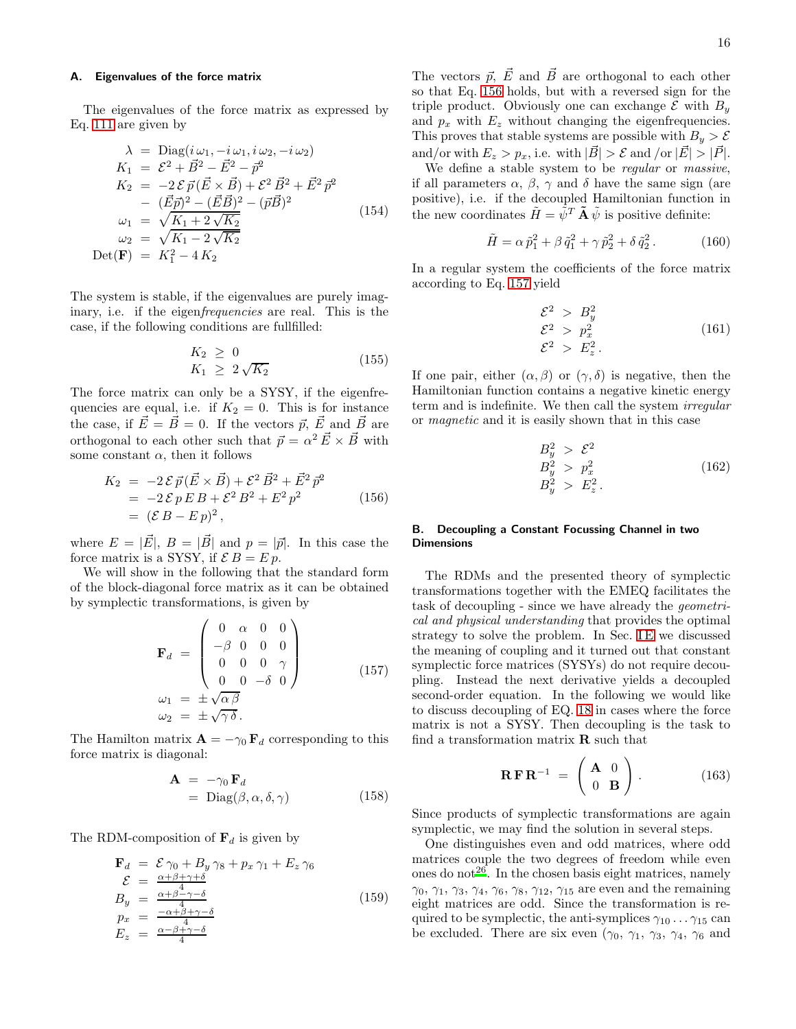### A. Eigenvalues of the force matrix

The eigenvalues of the force matrix as expressed by Eq. 111 are given by

$$
\begin{aligned}
\lambda &= \mathrm{Diag}(i\,\omega_1, -i\,\omega_1, i\,\omega_2, -i\,\omega_2) \\
K_1 &= \mathcal{E}^2 + \vec{B}^2 - \vec{E}^2 - \vec{p}^2 \\
K_2 &= -2\,\mathcal{E}\,\vec{p}\,(\vec{E}\times\vec{B}) + \mathcal{E}^2\,\vec{B}^2 + \vec{E}^2\,\vec{p}^2 \\
&\quad - (\vec{E}\vec{p})^2 - (\vec{E}\vec{B})^2 - (\vec{p}\vec{B})^2 \\
\omega_1 &= \sqrt{K_1 + 2\sqrt{K_2}} \\
\omega_2 &= \sqrt{K_1 - 2\sqrt{K_2}} \\
\mathrm{Det}(\mathbf{F}) &= K_1^2 - 4\,K_2
\end{aligned}
\tag{154}
$$

The system is stable, if the eigenvalues are purely imaginary, i.e. if the eigen*frequencies* are real. This is the case, if the following conditions are fullfilled:

$$
\begin{aligned}
K_2 &\ge 0 \\
K_1 &\ge 2\sqrt{K_2}
\end{aligned}
\tag{155}
$$

The force matrix can only be a SYSY, if the eigenfrequencies are equal, i.e. if $K_2 = 0$. This is for instance the case, if $\vec{E} = \vec{B} = 0$. If the vectors $\vec{p}$, $\vec{E}$ and $\vec{B}$ are orthogonal to each other such that $\vec{p} = \alpha^2\,\vec{E}\times\vec{B}$ with some constant $\alpha$, then it follows

$$
\begin{aligned}
K_2 &= -2\,\mathcal{E}\,\vec{p}\,(\vec{E}\times\vec{B}) + \mathcal{E}^2\,\vec{B}^2 + \vec{E}^2\,\vec{p}^2 \\
&= -2\,\mathcal{E}\,p\,E\,B + \mathcal{E}^2\,B^2 + E^2\,p^2 \\
&= (\mathcal{E}\,B - E\,p)^2\,,
\end{aligned}
\tag{156}
$$

where $E = |\vec{E}|$, $B = |\vec{B}|$ and $p = |\vec{p}|$. In this case the force matrix is a SYSY, if $\mathcal{E}\,B = E\,p$.

We will show in the following that the standard form of the block-diagonal force matrix as it can be obtained by symplectic transformations, is given by

$$
\begin{aligned}
\mathbf{F}_d &= \begin{pmatrix} 0 & \alpha & 0 & 0 \\ -\beta & 0 & 0 & 0 \\ 0 & 0 & 0 & \gamma \\ 0 & 0 & -\delta & 0 \end{pmatrix} \\
\omega_1 &= \pm\sqrt{\alpha\,\beta} \\
\omega_2 &= \pm\sqrt{\gamma\,\delta}\,.
\end{aligned}
\tag{157}
$$

The Hamilton matrix $\mathbf{A} = -\gamma_0\,\mathbf{F}_d$ corresponding to this force matrix is diagonal:

$$
\begin{aligned}
\mathbf{A} &= -\gamma_0\,\mathbf{F}_d \\
&= \mathrm{Diag}(\beta, \alpha, \delta, \gamma)
\end{aligned}
\tag{158}
$$

The RDM-composition of $\mathbf{F}_d$ is given by

$$
\begin{aligned}
\mathbf{F}_d &= \mathcal{E}\,\gamma_0 + B_y\,\gamma_8 + p_x\,\gamma_1 + E_z\,\gamma_6 \\
\mathcal{E} &= \frac{\alpha+\beta+\gamma+\delta}{4} \\
B_y &= \frac{\alpha+\beta-\gamma-\delta}{4} \\
p_x &= \frac{-\alpha+\beta+\gamma-\delta}{4} \\
E_z &= \frac{\alpha-\beta+\gamma-\delta}{4}
\end{aligned}
\tag{159}
$$

The vectors $\vec{p}$, $\vec{E}$ and $\vec{B}$ are orthogonal to each other so that Eq. 156 holds, but with a reversed sign for the triple product. Obviously one can exchange $\mathcal{E}$ with $B_y$ and $p_x$ with $E_z$ without changing the eigenfrequencies. This proves that stable systems are possible with $B_y > \mathcal{E}$ and/or with $E_z > p_x$, i.e. with $|\vec{B}| > \mathcal{E}$ and /or $|\vec{E}| > |\vec{P}|$.

We define a stable system to be *regular* or *massive*, if all parameters $\alpha$, $\beta$, $\gamma$ and $\delta$ have the same sign (are positive), i.e. if the decoupled Hamiltonian function in the new coordinates $\tilde{H} = \tilde{\psi}^T\,\tilde{\mathbf{A}}\,\tilde{\psi}$ is positive definite:

$$
\tilde{H} = \alpha\,\tilde{p}_1^2 + \beta\,\tilde{q}_1^2 + \gamma\,\tilde{p}_2^2 + \delta\,\tilde{q}_2^2\,.
\tag{160}
$$

In a regular system the coefficients of the force matrix according to Eq. 157 yield

$$
\begin{aligned}
\mathcal{E}^2 &> B_y^2 \\
\mathcal{E}^2 &> p_x^2 \\
\mathcal{E}^2 &> E_z^2\,.
\end{aligned}
\tag{161}
$$

If one pair, either $(\alpha,\beta)$ or $(\gamma,\delta)$ is negative, then the Hamiltonian function contains a negative kinetic energy term and is indefinite. We then call the system *irregular* or *magnetic* and it is easily shown that in this case

$$
\begin{aligned}
B_y^2 &> \mathcal{E}^2 \\
B_y^2 &> p_x^2 \\
B_y^2 &> E_z^2\,.
\end{aligned}
\tag{162}
$$

### B. Decoupling a Constant Focussing Channel in two Dimensions

The RDMs and the presented theory of symplectic transformations together with the EMEQ facilitates the task of decoupling - since we have already the *geometrical and physical understanding* that provides the optimal strategy to solve the problem. In Sec. I E we discussed the meaning of coupling and it turned out that constant symplectic force matrices (SYSYs) do not require decoupling. Instead the next derivative yields a decoupled second-order equation. In the following we would like to discuss decoupling of EQ. 18 in cases where the force matrix is not a SYSY. Then decoupling is the task to find a transformation matrix $\mathbf{R}$ such that

$$
\mathbf{R}\,\mathbf{F}\,\mathbf{R}^{-1} = \begin{pmatrix} \mathbf{A} & 0 \\ 0 & \mathbf{B} \end{pmatrix}.
\tag{163}
$$

Since products of symplectic transformations are again symplectic, we may find the solution in several steps.

One distinguishes even and odd matrices, where odd matrices couple the two degrees of freedom while even ones do not[26]. In the chosen basis eight matrices, namely $\gamma_0$, $\gamma_1$, $\gamma_3$, $\gamma_4$, $\gamma_6$, $\gamma_8$, $\gamma_{12}$, $\gamma_{15}$ are even and the remaining eight matrices are odd. Since the transformation is required to be symplectic, the anti-symplices $\gamma_{10}\dots\gamma_{15}$ can be excluded. There are six even ($\gamma_0$, $\gamma_1$, $\gamma_3$, $\gamma_4$, $\gamma_6$ and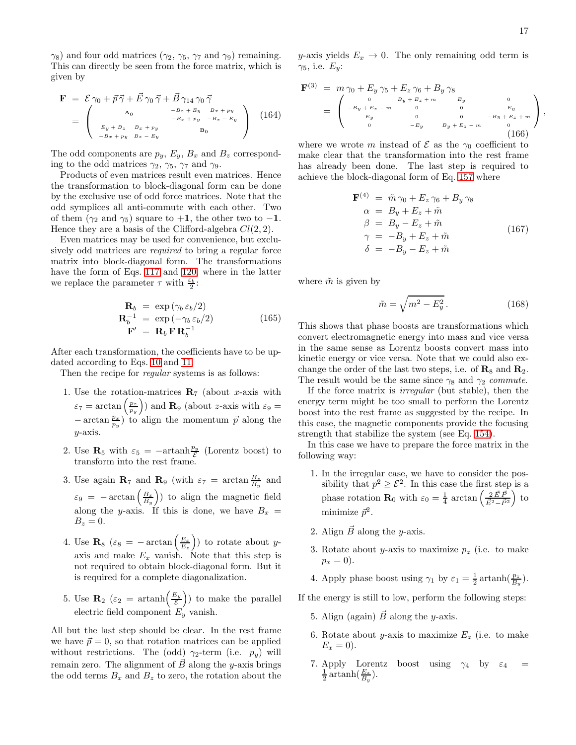$\gamma_8$) and four odd matrices ($\gamma_2$, $\gamma_5$, $\gamma_7$ and $\gamma_9$) remaining. This can directly be seen from the force matrix, which is given by

$$\begin{aligned}
\mathbf{F} &= \mathcal{E}\,\gamma_0 + \vec{p}\,\vec{\gamma} + \vec{E}\,\gamma_0\,\vec{\gamma} + \vec{B}\,\gamma_{14}\,\gamma_0\,\vec{\gamma} \\
&= \begin{pmatrix} \mathbf{A}_0 & \begin{matrix} -B_z + E_y & B_x + p_y \\ -B_x + p_y & -B_z - E_y \end{matrix} \\ \begin{matrix} E_y + B_z & B_x + p_y \\ -B_x + p_y & B_z - E_y \end{matrix} & \mathbf{B}_0 \end{pmatrix}
\end{aligned} \tag{164}$$

The odd components are $p_y$, $E_y$, $B_x$ and $B_z$ corresponding to the odd matrices $\gamma_2$, $\gamma_5$, $\gamma_7$ and $\gamma_9$.

Products of even matrices result even matrices. Hence the transformation to block-diagonal form can be done by the exclusive use of odd force matrices. Note that the odd symplices all anti-commute with each other. Two of them ($\gamma_2$ and $\gamma_5$) square to $+\mathbf{1}$, the other two to $-\mathbf{1}$. Hence they are a basis of the Clifford-algebra $Cl(2,2)$.

Even matrices may be used for convenience, but exclusively odd matrices are *required* to bring a regular force matrix into block-diagonal form. The transformations have the form of Eqs. 117 and 120, where in the latter we replace the parameter $\tau$ with $\frac{\varepsilon_b}{2}$:

$$\begin{aligned}
\mathbf{R}_b &= \exp\left(\gamma_b\,\varepsilon_b/2\right) \\
\mathbf{R}_b^{-1} &= \exp\left(-\gamma_b\,\varepsilon_b/2\right) \\
\mathbf{F}' &= \mathbf{R}_b\,\mathbf{F}\,\mathbf{R}_b^{-1}
\end{aligned} \tag{165}$$

After each transformation, the coefficients have to be updated according to Eqs. 10 and 11.

Then the recipe for *regular* systems is as follows:

1. Use the rotation-matrices $\mathbf{R}_7$ (about $x$-axis with $\varepsilon_7 = \arctan\left(\frac{p_z}{p_y}\right)$) and $\mathbf{R}_9$ (about $z$-axis with $\varepsilon_9 = -\arctan\frac{p_x}{p_y}$) to align the momentum $\vec{p}$ along the $y$-axis.
2. Use $\mathbf{R}_5$ with $\varepsilon_5 = -\mathrm{artanh}\frac{p_y}{\mathcal{E}}$ (Lorentz boost) to transform into the rest frame.
3. Use again $\mathbf{R}_7$ and $\mathbf{R}_9$ (with $\varepsilon_7 = \arctan\frac{B_z}{B_y}$ and $\varepsilon_9 = -\arctan\left(\frac{B_x}{B_y}\right)$) to align the magnetic field along the $y$-axis. If this is done, we have $B_x = B_z = 0$.
4. Use $\mathbf{R}_8$ ($\varepsilon_8 = -\arctan\left(\frac{E_x}{E_z}\right)$) to rotate about $y$-axis and make $E_x$ vanish. Note that this step is not required to obtain block-diagonal form. But it is required for a complete diagonalization.
5. Use $\mathbf{R}_2$ ($\varepsilon_2 = \mathrm{artanh}\left(\frac{E_y}{\mathcal{E}}\right)$) to make the parallel electric field component $E_y$ vanish.

All but the last step should be clear. In the rest frame we have $\vec{p} = 0$, so that rotation matrices can be applied without restrictions. The (odd) $\gamma_2$-term (i.e. $p_y$) will remain zero. The alignment of $\vec{B}$ along the $y$-axis brings the odd terms $B_x$ and $B_z$ to zero, the rotation about the $y$-axis yields $E_x \to 0$. The only remaining odd term is $\gamma_5$, i.e. $E_y$:

$$\begin{aligned}
\mathbf{F}^{(3)} &= m\,\gamma_0 + E_y\,\gamma_5 + E_z\,\gamma_6 + B_y\,\gamma_8 \\
&= \begin{pmatrix} 0 & B_y + E_z + m & E_y & 0 \\ -B_y + E_z - m & 0 & 0 & -E_y \\ E_y & 0 & 0 & -B_y + E_z + m \\ 0 & -E_y & B_y + E_z - m & 0 \end{pmatrix},
\end{aligned} \tag{166}$$

where we wrote $m$ instead of $\mathcal{E}$ as the $\gamma_0$ coefficient to make clear that the transformation into the rest frame has already been done. The last step is required to achieve the block-diagonal form of Eq. 157 where

$$\begin{aligned}
\mathbf{F}^{(4)} &= \tilde{m}\,\gamma_0 + E_z\,\gamma_6 + B_y\,\gamma_8 \\
\alpha &= B_y + E_z + \tilde{m} \\
\beta &= B_y - E_z + \tilde{m} \\
\gamma &= -B_y + E_z + \tilde{m} \\
\delta &= -B_y - E_z + \tilde{m}
\end{aligned} \tag{167}$$

where $\tilde{m}$ is given by

$$\tilde{m} = \sqrt{m^2 - E_y^2}\,. \tag{168}$$

This shows that phase boosts are transformations which convert electromagnetic energy into mass and vice versa in the same sense as Lorentz boosts convert mass into kinetic energy or vice versa. Note that we could also exchange the order of the last two steps, i.e. of $\mathbf{R}_8$ and $\mathbf{R}_2$. The result would be the same since $\gamma_8$ and $\gamma_2$ *commute*.

If the force matrix is *irregular* (but stable), then the energy term might be too small to perform the Lorentz boost into the rest frame as suggested by the recipe. In this case, the magnetic components provide the focusing strength that stabilize the system (see Eq. 154).

In this case we have to prepare the force matrix in the following way:

1. In the irregular case, we have to consider the possibility that $\vec{p}^{\,2} \geq \mathcal{E}^2$. In this case the first step is a phase rotation $\mathbf{R}_0$ with $\varepsilon_0 = \frac{1}{4}\arctan\left(\frac{2\,\vec{E}\,\vec{P}}{\vec{E}^2 - \vec{P}^2}\right)$ to minimize $\vec{p}^{\,2}$.
2. Align $\vec{B}$ along the $y$-axis.
3. Rotate about $y$-axis to maximize $p_z$ (i.e. to make $p_x = 0$).
4. Apply phase boost using $\gamma_1$ by $\varepsilon_1 = \frac{1}{2}\,\mathrm{artanh}(\frac{p_z}{B_y})$.

If the energy is still to low, perform the following steps:

5. Align (again) $\vec{B}$ along the $y$-axis.
6. Rotate about $y$-axis to maximize $E_z$ (i.e. to make $E_x = 0$).
7. Apply Lorentz boost using $\gamma_4$ by $\varepsilon_4 = \frac{1}{2}\,\mathrm{artanh}(\frac{E_z}{B_y})$.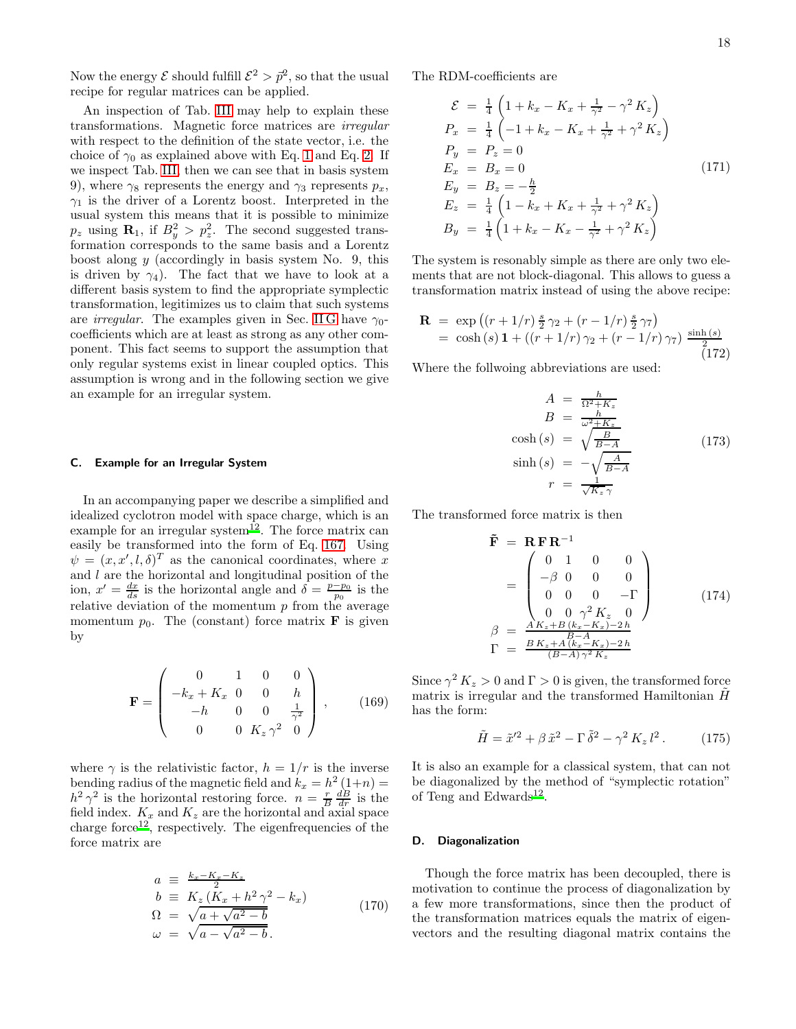Now the energy $\mathcal{E}$ should fulfill $\mathcal{E}^2 > \vec{p}^2$, so that the usual recipe for regular matrices can be applied.

An inspection of Tab. III may help to explain these transformations. Magnetic force matrices are *irregular* with respect to the definition of the state vector, i.e. the choice of $\gamma_0$ as explained above with Eq. 1 and Eq. 2. If we inspect Tab. III, then we can see that in basis system 9), where $\gamma_8$ represents the energy and $\gamma_3$ represents $p_x$, $\gamma_1$ is the driver of a Lorentz boost. Interpreted in the usual system this means that it is possible to minimize $p_z$ using $\mathbf{R}_1$, if $B_y^2 > p_z^2$. The second suggested transformation corresponds to the same basis and a Lorentz boost along $y$ (accordingly in basis system No. 9, this is driven by $\gamma_4$). The fact that we have to look at a different basis system to find the appropriate symplectic transformation, legitimizes us to claim that such systems are *irregular*. The examples given in Sec. II G have $\gamma_0$-coefficients which are at least as strong as any other component. This fact seems to support the assumption that only regular systems exist in linear coupled optics. This assumption is wrong and in the following section we give an example for an irregular system.

### C. Example for an Irregular System

In an accompanying paper we describe a simplified and idealized cyclotron model with space charge, which is an example for an irregular system[12]. The force matrix can easily be transformed into the form of Eq. 167. Using $\psi = (x, x', l, \delta)^T$ as the canonical coordinates, where $x$ and $l$ are the horizontal and longitudinal position of the ion, $x' = \frac{dx}{ds}$ is the horizontal angle and $\delta = \frac{p-p_0}{p_0}$ is the relative deviation of the momentum $p$ from the average momentum $p_0$. The (constant) force matrix $\mathbf{F}$ is given by

$$\mathbf{F} = \begin{pmatrix} 0 & 1 & 0 & 0 \\ -k_x + K_x & 0 & 0 & h \\ -h & 0 & 0 & \frac{1}{\gamma^2} \\ 0 & 0 & K_z\,\gamma^2 & 0 \end{pmatrix}, \tag{169}$$

where $\gamma$ is the relativistic factor, $h = 1/r$ is the inverse bending radius of the magnetic field and $k_x = h^2\,(1+n) = h^2\,\gamma^2$ is the horizontal restoring force. $n = \frac{r}{B}\,\frac{dB}{dr}$ is the field index. $K_x$ and $K_z$ are the horizontal and axial space charge force[12], respectively. The eigenfrequencies of the force matrix are

$$\begin{aligned} a &\equiv \tfrac{k_x - K_x - K_z}{2} \\ b &\equiv K_z\,(K_x + h^2\,\gamma^2 - k_x) \\ \Omega &= \sqrt{a + \sqrt{a^2 - b}} \\ \omega &= \sqrt{a - \sqrt{a^2 - b}}\,. \end{aligned} \tag{170}$$

The RDM-coefficients are

$$\begin{aligned} \mathcal{E} &= \tfrac{1}{4}\left(1 + k_x - K_x + \tfrac{1}{\gamma^2} - \gamma^2\,K_z\right) \\ P_x &= \tfrac{1}{4}\left(-1 + k_x - K_x + \tfrac{1}{\gamma^2} + \gamma^2\,K_z\right) \\ P_y &= P_z = 0 \\ E_x &= B_x = 0 \\ E_y &= B_z = -\tfrac{h}{2} \\ E_z &= \tfrac{1}{4}\left(1 - k_x + K_x + \tfrac{1}{\gamma^2} + \gamma^2\,K_z\right) \\ B_y &= \tfrac{1}{4}\left(1 + k_x - K_x - \tfrac{1}{\gamma^2} + \gamma^2\,K_z\right) \end{aligned} \tag{171}$$

The system is resonably simple as there are only two elements that are not block-diagonal. This allows to guess a transformation matrix instead of using the above recipe:

$$\begin{aligned} \mathbf{R} &= \exp\left((r + 1/r)\,\tfrac{s}{2}\,\gamma_2 + (r - 1/r)\,\tfrac{s}{2}\,\gamma_7\right) \\ &= \cosh(s)\,\mathbf{1} + ((r + 1/r)\,\gamma_2 + (r - 1/r)\,\gamma_7)\,\tfrac{\sinh(s)}{2} \end{aligned} \tag{172}$$

Where the follwoing abbreviations are used:

$$\begin{aligned} A &= \tfrac{h}{\Omega^2 + K_z} \\ B &= \tfrac{h}{\omega^2 + K_z} \\ \cosh(s) &= \sqrt{\tfrac{B}{B-A}} \\ \sinh(s) &= -\sqrt{\tfrac{A}{B-A}} \\ r &= \tfrac{1}{\sqrt{K_z}\,\gamma} \end{aligned} \tag{173}$$

The transformed force matrix is then

$$\begin{aligned} \tilde{\mathbf{F}} &= \mathbf{R}\,\mathbf{F}\,\mathbf{R}^{-1} \\ &= \begin{pmatrix} 0 & 1 & 0 & 0 \\ -\beta & 0 & 0 & 0 \\ 0 & 0 & 0 & -\Gamma \\ 0 & 0 & \gamma^2\,K_z & 0 \end{pmatrix} \\ \beta &= \tfrac{A\,K_z + B\,(k_x - K_x) - 2\,h}{B-A} \\ \Gamma &= \tfrac{B\,K_z + A\,(k_x - K_x) - 2\,h}{(B-A)\,\gamma^2\,K_z} \end{aligned} \tag{174}$$

Since $\gamma^2\,K_z > 0$ and $\Gamma > 0$ is given, the transformed force matrix is irregular and the transformed Hamiltonian $\tilde{H}$ has the form:

$$\tilde{H} = \tilde{x}'^2 + \beta\,\tilde{x}^2 - \Gamma\,\tilde{\delta}^2 - \gamma^2\,K_z\,l^2\,. \tag{175}$$

It is also an example for a classical system, that can not be diagonalized by the method of "symplectic rotation" of Teng and Edwards[12].

### D. Diagonalization

Though the force matrix has been decoupled, there is motivation to continue the process of diagonalization by a few more transformations, since then the product of the transformation matrices equals the matrix of eigenvectors and the resulting diagonal matrix contains the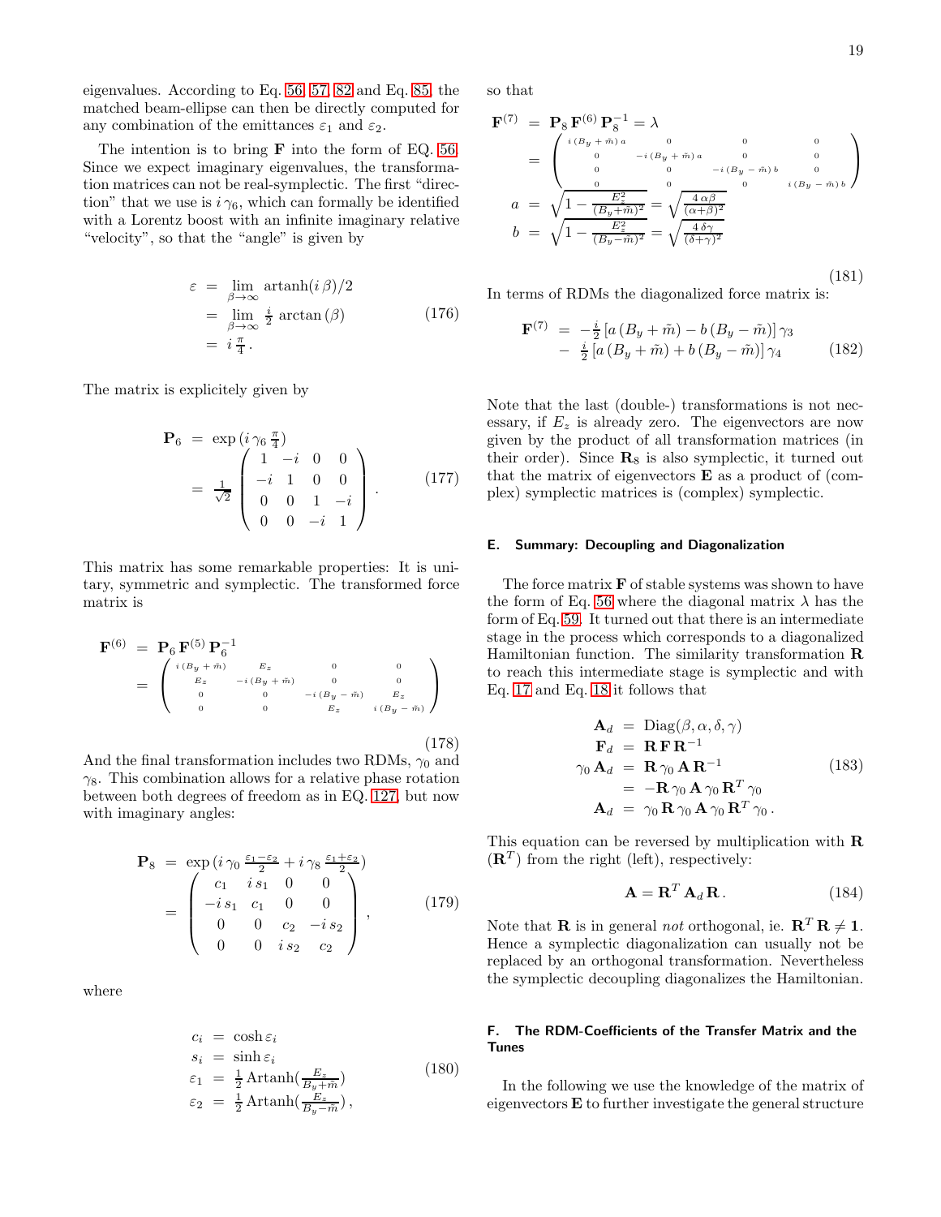eigenvalues. According to Eq. 56, 57, 82 and Eq. 85, the matched beam-ellipse can then be directly computed for any combination of the emittances $\varepsilon_1$ and $\varepsilon_2$.

The intention is to bring $\mathbf{F}$ into the form of EQ. 56. Since we expect imaginary eigenvalues, the transformation matrices can not be real-symplectic. The first "direction" that we use is $i\,\gamma_6$, which can formally be identified with a Lorentz boost with an infinite imaginary relative "velocity", so that the "angle" is given by

$$
\begin{aligned}
\varepsilon &= \lim_{\beta\to\infty} \operatorname{artanh}(i\,\beta)/2 \\
&= \lim_{\beta\to\infty} \tfrac{i}{2}\,\arctan(\beta) \\
&= i\,\tfrac{\pi}{4}\,.
\end{aligned} \tag{176}
$$

The matrix is explicitely given by

$$
\begin{aligned}
\mathbf{P}_6 &= \exp(i\,\gamma_6\,\tfrac{\pi}{4}) \\
&= \tfrac{1}{\sqrt{2}} \begin{pmatrix} 1 & -i & 0 & 0 \\ -i & 1 & 0 & 0 \\ 0 & 0 & 1 & -i \\ 0 & 0 & -i & 1 \end{pmatrix}.
\end{aligned} \tag{177}
$$

This matrix has some remarkable properties: It is unitary, symmetric and symplectic. The transformed force matrix is

$$
\begin{aligned}
\mathbf{F}^{(6)} &= \mathbf{P}_6\,\mathbf{F}^{(5)}\,\mathbf{P}_6^{-1} \\
&= \begin{pmatrix} i\,(B_y+\tilde m) & E_z & 0 & 0 \\ E_z & -i\,(B_y+\tilde m) & 0 & 0 \\ 0 & 0 & -i\,(B_y-\tilde m) & E_z \\ 0 & 0 & E_z & i\,(B_y-\tilde m) \end{pmatrix}
\end{aligned} \tag{178}
$$

And the final transformation includes two RDMs, $\gamma_0$ and $\gamma_8$. This combination allows for a relative phase rotation between both degrees of freedom as in EQ. 127, but now with imaginary angles:

$$
\begin{aligned}
\mathbf{P}_8 &= \exp(i\,\gamma_0\,\tfrac{\varepsilon_1-\varepsilon_2}{2} + i\,\gamma_8\,\tfrac{\varepsilon_1+\varepsilon_2}{2}) \\
&= \begin{pmatrix} c_1 & i\,s_1 & 0 & 0 \\ -i\,s_1 & c_1 & 0 & 0 \\ 0 & 0 & c_2 & -i\,s_2 \\ 0 & 0 & i\,s_2 & c_2 \end{pmatrix},
\end{aligned} \tag{179}
$$

where

$$
\begin{aligned}
c_i &= \cosh\varepsilon_i \\
s_i &= \sinh\varepsilon_i \\
\varepsilon_1 &= \tfrac{1}{2}\operatorname{Artanh}\!\left(\tfrac{E_z}{B_y+\tilde m}\right) \\
\varepsilon_2 &= \tfrac{1}{2}\operatorname{Artanh}\!\left(\tfrac{E_z}{B_y-\tilde m}\right),
\end{aligned} \tag{180}
$$

so that

$$
\begin{aligned}
\mathbf{F}^{(7)} &= \mathbf{P}_8\,\mathbf{F}^{(6)}\,\mathbf{P}_8^{-1} = \lambda \\
&= \begin{pmatrix} i\,(B_y+\tilde m)\,a & 0 & 0 & 0 \\ 0 & -i\,(B_y+\tilde m)\,a & 0 & 0 \\ 0 & 0 & -i\,(B_y-\tilde m)\,b & 0 \\ 0 & 0 & 0 & i\,(B_y-\tilde m)\,b \end{pmatrix} \\
a &= \sqrt{1-\tfrac{E_z^2}{(B_y+\tilde m)^2}} = \sqrt{\tfrac{4\,\alpha\beta}{(\alpha+\beta)^2}} \\
b &= \sqrt{1-\tfrac{E_z^2}{(B_y-\tilde m)^2}} = \sqrt{\tfrac{4\,\delta\gamma}{(\delta+\gamma)^2}}
\end{aligned} \tag{181}
$$

In terms of RDMs the diagonalized force matrix is:

$$
\begin{aligned}
\mathbf{F}^{(7)} &= -\tfrac{i}{2}\left[a\,(B_y+\tilde m) - b\,(B_y-\tilde m)\right]\gamma_3 \\
&\quad - \tfrac{i}{2}\left[a\,(B_y+\tilde m) + b\,(B_y-\tilde m)\right]\gamma_4
\end{aligned} \tag{182}
$$

Note that the last (double-) transformations is not necessary, if $E_z$ is already zero. The eigenvectors are now given by the product of all transformation matrices (in their order). Since $\mathbf{R}_8$ is also symplectic, it turned out that the matrix of eigenvectors $\mathbf{E}$ as a product of (complex) symplectic matrices is (complex) symplectic.

### E. Summary: Decoupling and Diagonalization

The force matrix $\mathbf{F}$ of stable systems was shown to have the form of Eq. 56 where the diagonal matrix $\lambda$ has the form of Eq. 59. It turned out that there is an intermediate stage in the process which corresponds to a diagonalized Hamiltonian function. The similarity transformation $\mathbf{R}$ to reach this intermediate stage is symplectic and with Eq. 17 and Eq. 18 it follows that

$$
\begin{aligned}
\mathbf{A}_d &= \operatorname{Diag}(\beta,\alpha,\delta,\gamma) \\
\mathbf{F}_d &= \mathbf{R}\,\mathbf{F}\,\mathbf{R}^{-1} \\
\gamma_0\,\mathbf{A}_d &= \mathbf{R}\,\gamma_0\,\mathbf{A}\,\mathbf{R}^{-1} \\
&= -\mathbf{R}\,\gamma_0\,\mathbf{A}\,\gamma_0\,\mathbf{R}^T\,\gamma_0 \\
\mathbf{A}_d &= \gamma_0\,\mathbf{R}\,\gamma_0\,\mathbf{A}\,\gamma_0\,\mathbf{R}^T\,\gamma_0\,.
\end{aligned} \tag{183}
$$

This equation can be reversed by multiplication with $\mathbf{R}$ ($\mathbf{R}^T$) from the right (left), respectively:

$$
\mathbf{A} = \mathbf{R}^T\,\mathbf{A}_d\,\mathbf{R}\,. \tag{184}
$$

Note that $\mathbf{R}$ is in general *not* orthogonal, ie. $\mathbf{R}^T\,\mathbf{R} \neq \mathbf{1}$. Hence a symplectic diagonalization can usually not be replaced by an orthogonal transformation. Nevertheless the symplectic decoupling diagonalizes the Hamiltonian.

### F. The RDM-Coefficients of the Transfer Matrix and the Tunes

In the following we use the knowledge of the matrix of eigenvectors $\mathbf{E}$ to further investigate the general structure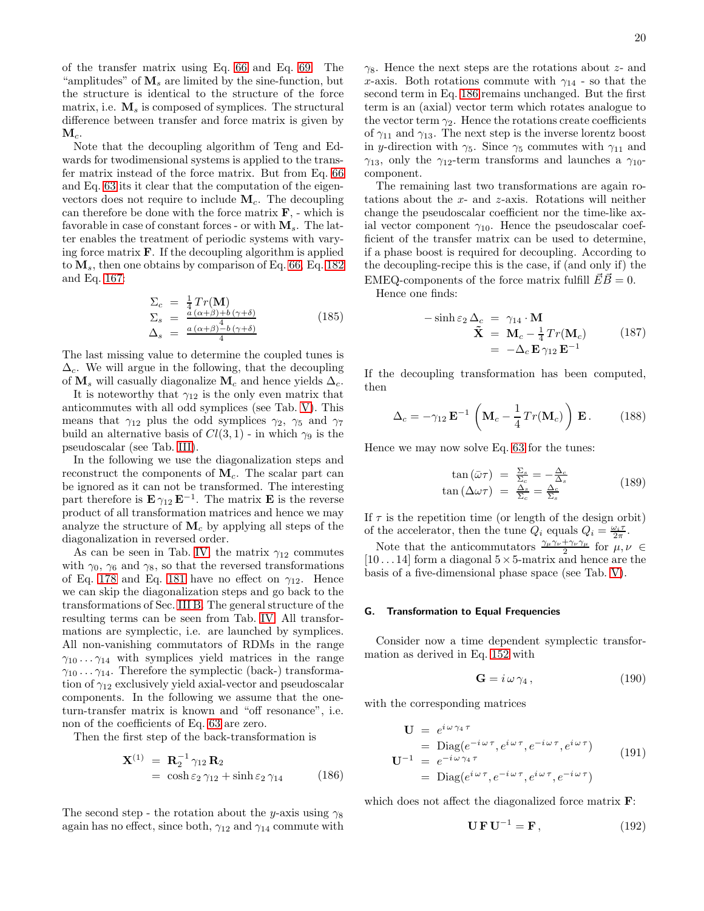of the transfer matrix using Eq. 66 and Eq. 69. The "amplitudes" of $\mathbf{M}_s$ are limited by the sine-function, but the structure is identical to the structure of the force matrix, i.e. $\mathbf{M}_s$ is composed of symplices. The structural difference between transfer and force matrix is given by $\mathbf{M}_c$.

Note that the decoupling algorithm of Teng and Edwards for twodimensional systems is applied to the transfer matrix instead of the force matrix. But from Eq. 66 and Eq. 63 its it clear that the computation of the eigenvectors does not require to include $\mathbf{M}_c$. The decoupling can therefore be done with the force matrix $\mathbf{F}$, - which is favorable in case of constant forces - or with $\mathbf{M}_s$. The latter enables the treatment of periodic systems with varying force matrix $\mathbf{F}$. If the decoupling algorithm is applied to $\mathbf{M}_s$, then one obtains by comparison of Eq. 66, Eq. 182 and Eq. 167:

$$\begin{aligned} \Sigma_c &= \frac{1}{4}\,Tr(\mathbf{M}) \\ \Sigma_s &= \frac{a\,(\alpha+\beta)+b\,(\gamma+\delta)}{4} \\ \Delta_s &= \frac{a\,(\alpha+\beta)-b\,(\gamma+\delta)}{4} \end{aligned} \tag{185}$$

The last missing value to determine the coupled tunes is $\Delta_c$. We will argue in the following, that the decoupling of $\mathbf{M}_s$ will casually diagonalize $\mathbf{M}_c$ and hence yields $\Delta_c$.

It is noteworthy that $\gamma_{12}$ is the only even matrix that anticommutes with all odd symplices (see Tab. V). This means that $\gamma_{12}$ plus the odd symplices $\gamma_2$, $\gamma_5$ and $\gamma_7$ build an alternative basis of $Cl(3,1)$ - in which $\gamma_9$ is the pseudoscalar (see Tab. III).

In the following we use the diagonalization steps and reconstruct the components of $\mathbf{M}_c$. The scalar part can be ignored as it can not be transformed. The interesting part therefore is $\mathbf{E}\,\gamma_{12}\,\mathbf{E}^{-1}$. The matrix $\mathbf{E}$ is the reverse product of all transformation matrices and hence we may analyze the structure of $\mathbf{M}_c$ by applying all steps of the diagonalization in reversed order.

As can be seen in Tab. IV, the matrix $\gamma_{12}$ commutes with $\gamma_0$, $\gamma_6$ and $\gamma_8$, so that the reversed transformations of Eq. 178 and Eq. 181 have no effect on $\gamma_{12}$. Hence we can skip the diagonalization steps and go back to the transformations of Sec. III B. The general structure of the resulting terms can be seen from Tab. IV. All transformations are symplectic, i.e. are launched by symplices. All non-vanishing commutators of RDMs in the range $\gamma_{10}\dots\gamma_{14}$ with symplices yield matrices in the range $\gamma_{10}\dots\gamma_{14}$. Therefore the symplectic (back-) transformation of $\gamma_{12}$ exclusively yield axial-vector and pseudoscalar components. In the following we assume that the one-turn-transfer matrix is known and "off resonance", i.e. non of the coefficients of Eq. 63 are zero.

Then the first step of the back-transformation is

$$\begin{aligned} \mathbf{X}^{(1)} &= \mathbf{R}_2^{-1}\,\gamma_{12}\,\mathbf{R}_2 \\ &= \cosh\varepsilon_2\,\gamma_{12}+\sinh\varepsilon_2\,\gamma_{14} \end{aligned} \tag{186}$$

The second step - the rotation about the $y$-axis using $\gamma_8$ again has no effect, since both, $\gamma_{12}$ and $\gamma_{14}$ commute with $\gamma_8$. Hence the next steps are the rotations about $z$- and $x$-axis. Both rotations commute with $\gamma_{14}$ - so that the second term in Eq. 186 remains unchanged. But the first term is an (axial) vector term which rotates analogue to the vector term $\gamma_2$. Hence the rotations create coefficients of $\gamma_{11}$ and $\gamma_{13}$. The next step is the inverse lorentz boost in $y$-direction with $\gamma_5$. Since $\gamma_5$ commutes with $\gamma_{11}$ and $\gamma_{13}$, only the $\gamma_{12}$-term transforms and launches a $\gamma_{10}$-component.

The remaining last two transformations are again rotations about the $x$- and $z$-axis. Rotations will neither change the pseudoscalar coefficient nor the time-like axial vector component $\gamma_{10}$. Hence the pseudoscalar coefficient of the transfer matrix can be used to determine, if a phase boost is required for decoupling. According to the decoupling-recipe this is the case, if (and only if) the EMEQ-components of the force matrix fulfill $\vec{E}\vec{B}=0$.

Hence one finds:

$$\begin{aligned} -\sinh\varepsilon_2\,\Delta_c &= \gamma_{14}\cdot\mathbf{M} \\ \tilde{\mathbf{X}} &= \mathbf{M}_c-\frac{1}{4}\,Tr(\mathbf{M}_c) \\ &= -\Delta_c\,\mathbf{E}\,\gamma_{12}\,\mathbf{E}^{-1} \end{aligned} \tag{187}$$

If the decoupling transformation has been computed, then

$$\Delta_c=-\gamma_{12}\,\mathbf{E}^{-1}\left(\mathbf{M}_c-\frac{1}{4}\,Tr(\mathbf{M}_c)\right)\mathbf{E}\,. \tag{188}$$

Hence we may now solve Eq. 63 for the tunes:

$$\begin{aligned} \tan(\bar{\omega}\tau) &= \frac{\Sigma_s}{\Sigma_c}=-\frac{\Delta_c}{\Delta_s} \\ \tan(\Delta\omega\tau) &= \frac{\Delta_s}{\Sigma_c}=\frac{\Delta_c}{\Sigma_s} \end{aligned} \tag{189}$$

If $\tau$ is the repetition time (or length of the design orbit) of the accelerator, then the tune $Q_i$ equals $Q_i=\frac{\omega_i\tau}{2\pi}$.

Note that the anticommutators $\frac{\gamma_\mu\gamma_\nu+\gamma_\nu\gamma_\mu}{2}$ for $\mu,\nu\in[10\dots14]$ form a diagonal $5\times5$-matrix and hence are the basis of a five-dimensional phase space (see Tab. V).

### G. Transformation to Equal Frequencies

Consider now a time dependent symplectic transformation as derived in Eq. 152 with

$$\mathbf{G}=i\,\omega\,\gamma_4\,, \tag{190}$$

with the corresponding matrices

$$\begin{aligned} \mathbf{U} &= e^{i\,\omega\,\gamma_4\,\tau} \\ &= \mathrm{Diag}(e^{-i\,\omega\,\tau},e^{i\,\omega\,\tau},e^{-i\,\omega\,\tau},e^{i\,\omega\,\tau}) \\ \mathbf{U}^{-1} &= e^{-i\,\omega\,\gamma_4\,\tau} \\ &= \mathrm{Diag}(e^{i\,\omega\,\tau},e^{-i\,\omega\,\tau},e^{i\,\omega\,\tau},e^{-i\,\omega\,\tau}) \end{aligned} \tag{191}$$

which does not affect the diagonalized force matrix $\mathbf{F}$:

$$\mathbf{U}\,\mathbf{F}\,\mathbf{U}^{-1}=\mathbf{F}\,, \tag{192}$$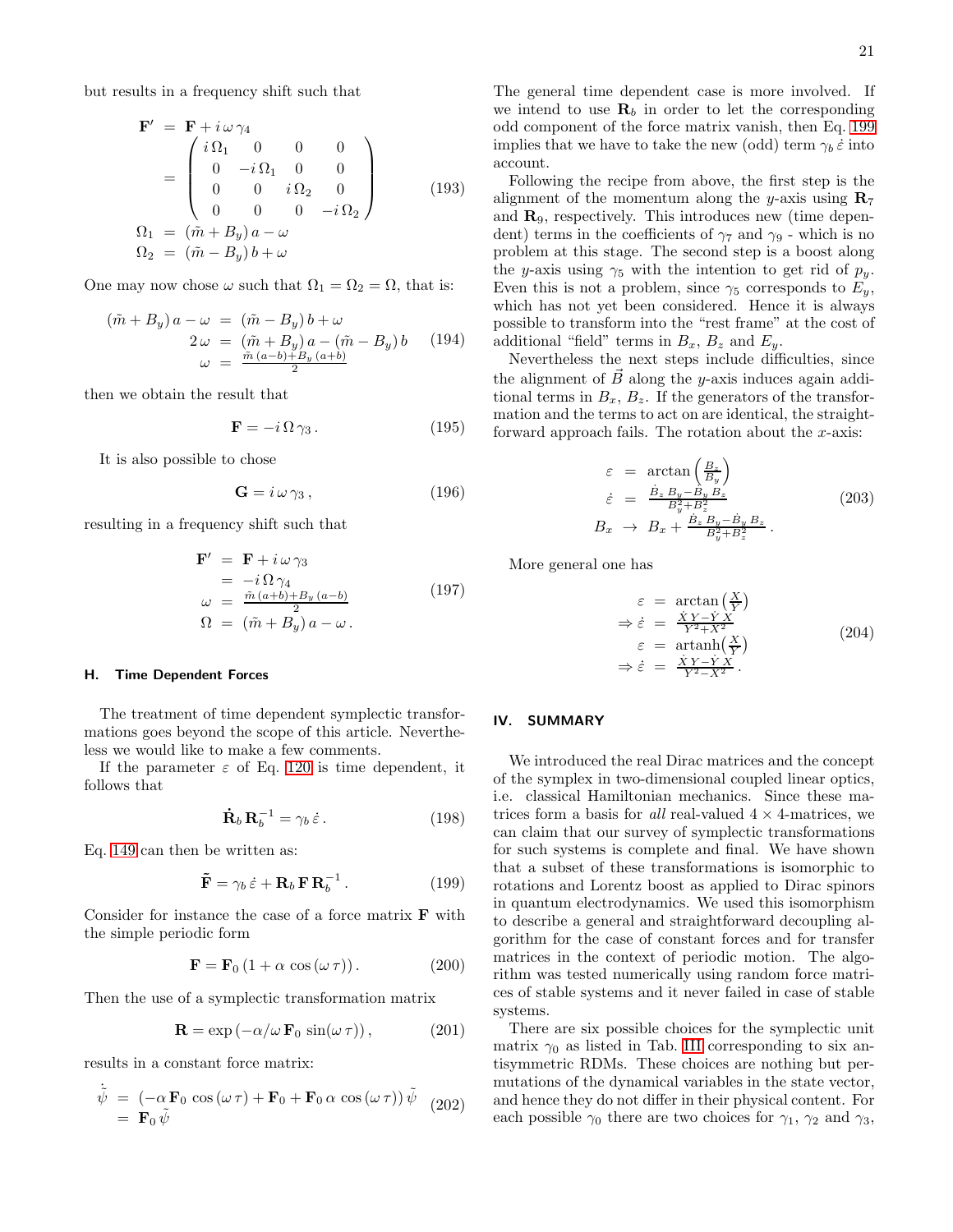but results in a frequency shift such that

$$
\begin{aligned}
\mathbf{F}' &= \mathbf{F} + i\,\omega\,\gamma_4 \\
&= \begin{pmatrix} i\,\Omega_1 & 0 & 0 & 0 \\ 0 & -i\,\Omega_1 & 0 & 0 \\ 0 & 0 & i\,\Omega_2 & 0 \\ 0 & 0 & 0 & -i\,\Omega_2 \end{pmatrix} \\
\Omega_1 &= (\tilde{m} + B_y)\,a - \omega \\
\Omega_2 &= (\tilde{m} - B_y)\,b + \omega
\end{aligned}
\tag{193}
$$

One may now chose $\omega$ such that $\Omega_1 = \Omega_2 = \Omega$, that is:

$$
\begin{aligned}
(\tilde{m} + B_y)\,a - \omega &= (\tilde{m} - B_y)\,b + \omega \\
2\,\omega &= (\tilde{m} + B_y)\,a - (\tilde{m} - B_y)\,b \\
\omega &= \frac{\tilde{m}\,(a-b) + B_y\,(a+b)}{2}
\end{aligned}
\tag{194}
$$

then we obtain the result that

$$
\mathbf{F} = -i\,\Omega\,\gamma_3\,. \tag{195}
$$

It is also possible to chose

$$
\mathbf{G} = i\,\omega\,\gamma_3\,, \tag{196}
$$

resulting in a frequency shift such that

$$
\begin{aligned}
\mathbf{F}' &= \mathbf{F} + i\,\omega\,\gamma_3 \\
&= -i\,\Omega\,\gamma_4 \\
\omega &= \frac{\tilde{m}\,(a+b) + B_y\,(a-b)}{2} \\
\Omega &= (\tilde{m} + B_y)\,a - \omega\,.
\end{aligned}
\tag{197}
$$

### H. Time Dependent Forces

The treatment of time dependent symplectic transformations goes beyond the scope of this article. Nevertheless we would like to make a few comments.

If the parameter $\varepsilon$ of Eq. 120 is time dependent, it follows that

$$
\dot{\mathbf{R}}_b\,\mathbf{R}_b^{-1} = \gamma_b\,\dot{\varepsilon}\,. \tag{198}
$$

Eq. 149 can then be written as:

$$
\tilde{\mathbf{F}} = \gamma_b\,\dot{\varepsilon} + \mathbf{R}_b\,\mathbf{F}\,\mathbf{R}_b^{-1}\,. \tag{199}
$$

Consider for instance the case of a force matrix $\mathbf{F}$ with the simple periodic form

$$
\mathbf{F} = \mathbf{F}_0\,(1 + \alpha\,\cos(\omega\,\tau))\,. \tag{200}
$$

Then the use of a symplectic transformation matrix

$$
\mathbf{R} = \exp\left(-\alpha/\omega\,\mathbf{F}_0\,\sin(\omega\,\tau)\right), \tag{201}
$$

results in a constant force matrix:

$$
\begin{aligned}
\dot{\tilde{\psi}} &= (-\alpha\,\mathbf{F}_0\,\cos(\omega\,\tau) + \mathbf{F}_0 + \mathbf{F}_0\,\alpha\,\cos(\omega\,\tau))\,\tilde{\psi} \\
&= \mathbf{F}_0\,\tilde{\psi}
\end{aligned}
\tag{202}
$$

The general time dependent case is more involved. If we intend to use $\mathbf{R}_b$ in order to let the corresponding odd component of the force matrix vanish, then Eq. 199 implies that we have to take the new (odd) term $\gamma_b\,\dot{\varepsilon}$ into account.

Following the recipe from above, the first step is the alignment of the momentum along the $y$-axis using $\mathbf{R}_7$ and $\mathbf{R}_9$, respectively. This introduces new (time dependent) terms in the coefficients of $\gamma_7$ and $\gamma_9$ - which is no problem at this stage. The second step is a boost along the $y$-axis using $\gamma_5$ with the intention to get rid of $p_y$. Even this is not a problem, since $\gamma_5$ corresponds to $E_y$, which has not yet been considered. Hence it is always possible to transform into the "rest frame" at the cost of additional "field" terms in $B_x$, $B_z$ and $E_y$.

Nevertheless the next steps include difficulties, since the alignment of $\vec{B}$ along the $y$-axis induces again additional terms in $B_x$, $B_z$. If the generators of the transformation and the terms to act on are identical, the straightforward approach fails. The rotation about the $x$-axis:

$$
\begin{aligned}
\varepsilon &= \arctan\left(\frac{B_z}{B_y}\right) \\
\dot{\varepsilon} &= \frac{\dot{B}_z\,B_y - \dot{B}_y\,B_z}{B_y^2 + B_z^2} \\
B_x &\to B_x + \frac{\dot{B}_z\,B_y - \dot{B}_y\,B_z}{B_y^2 + B_z^2}\,.
\end{aligned}
\tag{203}
$$

More general one has

$$
\begin{aligned}
\varepsilon &= \arctan\left(\tfrac{X}{Y}\right) \\
\Rightarrow \dot{\varepsilon} &= \frac{\dot{X}\,Y - \dot{Y}\,X}{Y^2 + X^2} \\
\varepsilon &= \operatorname{artanh}\left(\tfrac{X}{Y}\right) \\
\Rightarrow \dot{\varepsilon} &= \frac{\dot{X}\,Y - \dot{Y}\,X}{Y^2 - X^2}\,.
\end{aligned}
\tag{204}
$$

## IV. SUMMARY

We introduced the real Dirac matrices and the concept of the symplex in two-dimensional coupled linear optics, i.e. classical Hamiltonian mechanics. Since these matrices form a basis for *all* real-valued $4 \times 4$-matrices, we can claim that our survey of symplectic transformations for such systems is complete and final. We have shown that a subset of these transformations is isomorphic to rotations and Lorentz boost as applied to Dirac spinors in quantum electrodynamics. We used this isomorphism to describe a general and straightforward decoupling algorithm for the case of constant forces and for transfer matrices in the context of periodic motion. The algorithm was tested numerically using random force matrices of stable systems and it never failed in case of stable systems.

There are six possible choices for the symplectic unit matrix $\gamma_0$ as listed in Tab. III corresponding to six antisymmetric RDMs. These choices are nothing but permutations of the dynamical variables in the state vector, and hence they do not differ in their physical content. For each possible $\gamma_0$ there are two choices for $\gamma_1$, $\gamma_2$ and $\gamma_3$,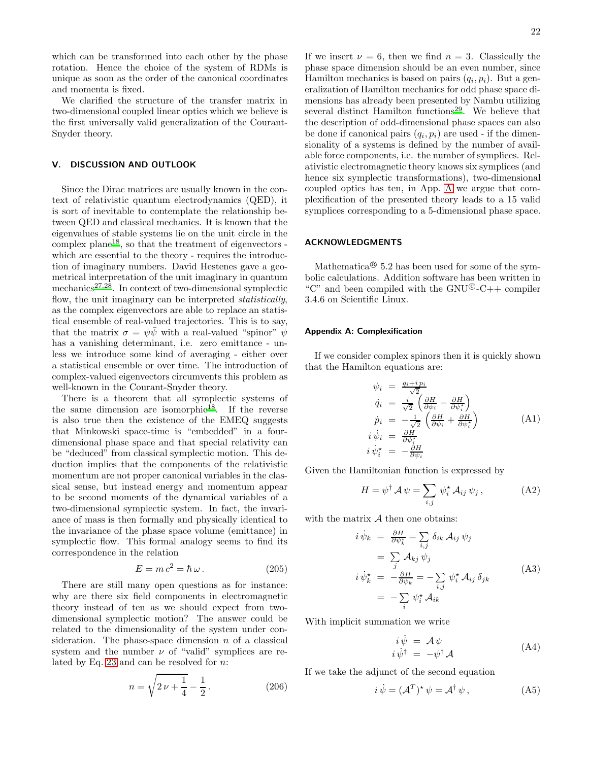which can be transformed into each other by the phase rotation. Hence the choice of the system of RDMs is unique as soon as the order of the canonical coordinates and momenta is fixed.

We clarified the structure of the transfer matrix in two-dimensional coupled linear optics which we believe is the first universally valid generalization of the Courant-Snyder theory.

## V. DISCUSSION AND OUTLOOK

Since the Dirac matrices are usually known in the context of relativistic quantum electrodynamics (QED), it is sort of inevitable to contemplate the relationship between QED and classical mechanics. It is known that the eigenvalues of stable systems lie on the unit circle in the complex plane[18], so that the treatment of eigenvectors - which are essential to the theory - requires the introduction of imaginary numbers. David Hestenes gave a geometrical interpretation of the unit imaginary in quantum mechanics[27,28]. In context of two-dimensional symplectic flow, the unit imaginary can be interpreted *statistically*, as the complex eigenvectors are able to replace an statistical ensemble of real-valued trajectories. This is to say, that the matrix $\sigma = \psi\bar{\psi}$ with a real-valued "spinor" $\psi$ has a vanishing determinant, i.e. zero emittance - unless we introduce some kind of averaging - either over a statistical ensemble or over time. The introduction of complex-valued eigenvectors circumvents this problem as well-known in the Courant-Snyder theory.

There is a theorem that all symplectic systems of the same dimension are isomorphic[18]. If the reverse is also true then the existence of the EMEQ suggests that Minkowski space-time is "embedded" in a four-dimensional phase space and that special relativity can be "deduced" from classical symplectic motion. This deduction implies that the components of the relativistic momentum are not proper canonical variables in the classical sense, but instead energy and momentum appear to be second moments of the dynamical variables of a two-dimensional symplectic system. In fact, the invariance of mass is then formally and physically identical to the invariance of the phase space volume (emittance) in symplectic flow. This formal analogy seems to find its correspondence in the relation

$$E = m\,c^2 = \hbar\,\omega\,. \tag{205}$$

There are still many open questions as for instance: why are there six field components in electromagnetic theory instead of ten as we should expect from two-dimensional symplectic motion? The answer could be related to the dimensionality of the system under consideration. The phase-space dimension $n$ of a classical system and the number $\nu$ of "valid" symplices are related by Eq. 23 and can be resolved for $n$:

$$n = \sqrt{2\,\nu + \frac{1}{4}} - \frac{1}{2}\,. \tag{206}$$

If we insert $\nu = 6$, then we find $n = 3$. Classically the phase space dimension should be an even number, since Hamilton mechanics is based on pairs $(q_i, p_i)$. But a generalization of Hamilton mechanics for odd phase space dimensions has already been presented by Nambu utilizing several distinct Hamilton functions[29]. We believe that the description of odd-dimensional phase spaces can also be done if canonical pairs $(q_i, p_i)$ are used - if the dimensionality of a systems is defined by the number of available force components, i.e. the number of symplices. Relativistic electromagnetic theory knows six symplices (and hence six symplectic transformations), two-dimensional coupled optics has ten, in App. A we argue that complexification of the presented theory leads to a 15 valid symplices corresponding to a 5-dimensional phase space.

## ACKNOWLEDGMENTS

Mathematica® 5.2 has been used for some of the symbolic calculations. Addition software has been written in "C" and been compiled with the GNU©-C++ compiler 3.4.6 on Scientific Linux.

### Appendix A: Complexification

If we consider complex spinors then it is quickly shown that the Hamilton equations are:

$$\begin{aligned}
\psi_i &= \frac{q_i + i\,p_i}{\sqrt{2}} \\
\dot{q}_i &= \frac{i}{\sqrt{2}}\left(\frac{\partial H}{\partial \psi_i} - \frac{\partial H}{\partial \psi_i^\star}\right) \\
\dot{p}_i &= -\frac{1}{\sqrt{2}}\left(\frac{\partial H}{\partial \psi_i} + \frac{\partial H}{\partial \psi_i^\star}\right) \\
i\,\dot{\psi}_i &= \frac{\partial H}{\partial \psi_i^\star} \\
i\,\dot{\psi}_i^\star &= -\frac{\partial H}{\partial \psi_i}
\end{aligned} \tag{A1}$$

Given the Hamiltonian function is expressed by

$$H = \psi^\dagger\,\mathcal{A}\,\psi = \sum_{i,j}\,\psi_i^\star\,\mathcal{A}_{ij}\,\psi_j\,, \tag{A2}$$

with the matrix $\mathcal{A}$ then one obtains:

$$\begin{aligned}
i\,\dot{\psi}_k &= \frac{\partial H}{\partial \psi_k^\star} = \sum_{i,j}\,\delta_{ik}\,\mathcal{A}_{ij}\,\psi_j \\
&= \sum_j\,\mathcal{A}_{kj}\,\psi_j \\
i\,\dot{\psi}_k^\star &= -\frac{\partial H}{\partial \psi_k} = -\sum_{i,j}\,\psi_i^\star\,\mathcal{A}_{ij}\,\delta_{jk} \\
&= -\sum_i\,\psi_i^\star\,\mathcal{A}_{ik}
\end{aligned} \tag{A3}$$

With implicit summation we write

$$\begin{aligned}
i\,\dot{\psi} &= \mathcal{A}\,\psi \\
i\,\dot{\psi}^\dagger &= -\psi^\dagger\,\mathcal{A}
\end{aligned} \tag{A4}$$

If we take the adjunct of the second equation

$$i\,\dot{\psi} = (\mathcal{A}^T)^\star\,\psi = \mathcal{A}^\dagger\,\psi\,, \tag{A5}$$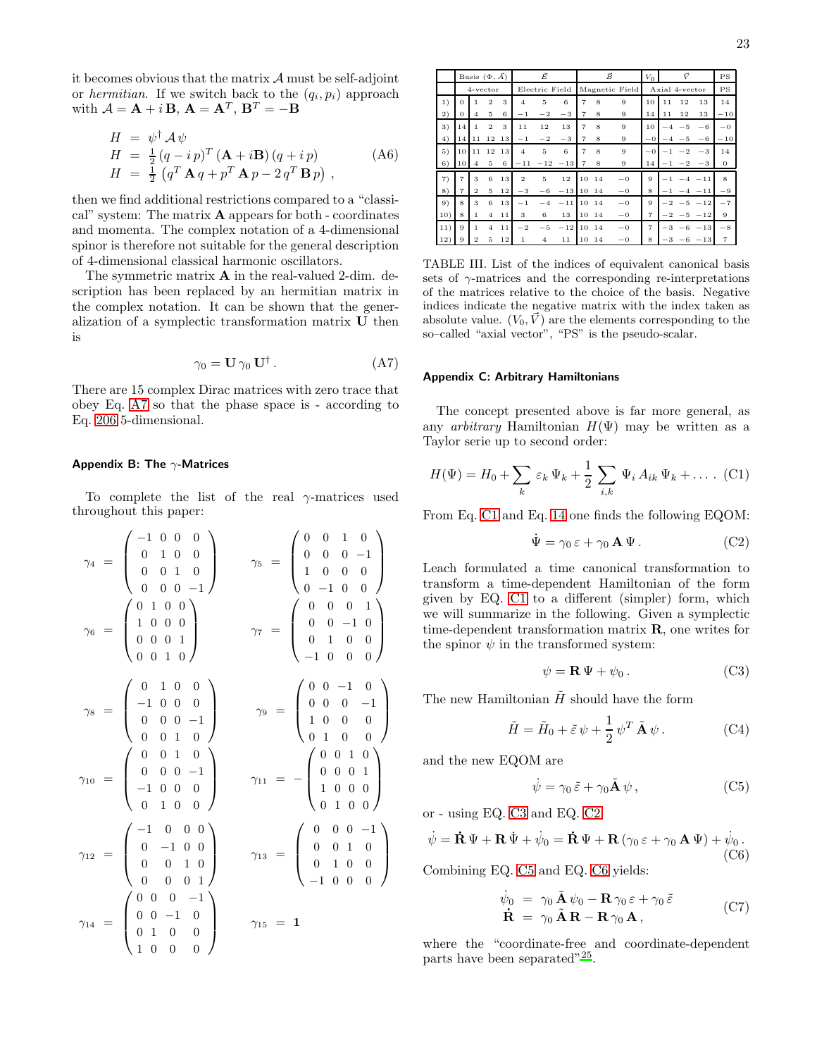it becomes obvious that the matrix $\mathcal{A}$ must be self-adjoint or *hermitian*. If we switch back to the $(q_i, p_i)$ approach with $\mathcal{A} = \mathbf{A} + i\,\mathbf{B}$, $\mathbf{A} = \mathbf{A}^T$, $\mathbf{B}^T = -\mathbf{B}$

$$
\begin{aligned}
H &= \psi^\dagger\,\mathcal{A}\,\psi \\
H &= \tfrac{1}{2}\,(q - i\,p)^T\,(\mathbf{A} + i\mathbf{B})\,(q + i\,p) \\
H &= \tfrac{1}{2}\,\left(q^T\,\mathbf{A}\,q + p^T\,\mathbf{A}\,p - 2\,q^T\,\mathbf{B}\,p\right)\,,
\end{aligned}
\tag{A6}
$$

then we find additional restrictions compared to a "classical" system: The matrix $\mathbf{A}$ appears for both - coordinates and momenta. The complex notation of a 4-dimensional spinor is therefore not suitable for the general description of 4-dimensional classical harmonic oscillators.

The symmetric matrix $\mathbf{A}$ in the real-valued 2-dim. description has been replaced by an hermitian matrix in the complex notation. It can be shown that the generalization of a symplectic transformation matrix $\mathbf{U}$ then is

$$
\gamma_0 = \mathbf{U}\,\gamma_0\,\mathbf{U}^\dagger\,. \tag{A7}
$$

There are 15 complex Dirac matrices with zero trace that obey Eq. A7 so that the phase space is - according to Eq. 206 5-dimensional.

## Appendix B: The $\gamma$-Matrices

To complete the list of the real $\gamma$-matrices used throughout this paper:

$$
\gamma_4 = \begin{pmatrix} -1 & 0 & 0 & 0 \\ 0 & 1 & 0 & 0 \\ 0 & 0 & 1 & 0 \\ 0 & 0 & 0 & -1 \end{pmatrix} \qquad
\gamma_5 = \begin{pmatrix} 0 & 0 & 1 & 0 \\ 0 & 0 & 0 & -1 \\ 1 & 0 & 0 & 0 \\ 0 & -1 & 0 & 0 \end{pmatrix}
$$

$$
\gamma_6 = \begin{pmatrix} 0 & 1 & 0 & 0 \\ 1 & 0 & 0 & 0 \\ 0 & 0 & 0 & 1 \\ 0 & 0 & 1 & 0 \end{pmatrix} \qquad
\gamma_7 = \begin{pmatrix} 0 & 0 & 0 & 1 \\ 0 & 0 & -1 & 0 \\ 0 & 1 & 0 & 0 \\ -1 & 0 & 0 & 0 \end{pmatrix}
$$

$$
\gamma_8 = \begin{pmatrix} 0 & 1 & 0 & 0 \\ -1 & 0 & 0 & 0 \\ 0 & 0 & 0 & -1 \\ 0 & 0 & 1 & 0 \end{pmatrix} \qquad
\gamma_9 = \begin{pmatrix} 0 & 0 & -1 & 0 \\ 0 & 0 & 0 & -1 \\ 1 & 0 & 0 & 0 \\ 0 & 1 & 0 & 0 \end{pmatrix}
$$

$$
\gamma_{10} = \begin{pmatrix} 0 & 0 & 1 & 0 \\ 0 & 0 & 0 & -1 \\ -1 & 0 & 0 & 0 \\ 0 & 1 & 0 & 0 \end{pmatrix} \qquad
\gamma_{11} = -\begin{pmatrix} 0 & 0 & 1 & 0 \\ 0 & 0 & 0 & 1 \\ 1 & 0 & 0 & 0 \\ 0 & 1 & 0 & 0 \end{pmatrix}
$$

$$
\gamma_{12} = \begin{pmatrix} -1 & 0 & 0 & 0 \\ 0 & -1 & 0 & 0 \\ 0 & 0 & 1 & 0 \\ 0 & 0 & 0 & 1 \end{pmatrix} \qquad
\gamma_{13} = \begin{pmatrix} 0 & 0 & 0 & -1 \\ 0 & 0 & 1 & 0 \\ 0 & 1 & 0 & 0 \\ -1 & 0 & 0 & 0 \end{pmatrix}
$$

$$
\gamma_{14} = \begin{pmatrix} 0 & 0 & 0 & -1 \\ 0 & 0 & -1 & 0 \\ 0 & 1 & 0 & 0 \\ 1 & 0 & 0 & 0 \end{pmatrix} \qquad
\gamma_{15} = \mathbf{1}
$$

| | Basis $(\Phi, \vec{A})$ | | | | $\vec{E}$ | | | $\vec{B}$ | | | $V_0$ | $\vec{V}$ | | | PS |
|---|---|---|---|---|---|---|---|---|---|---|---|---|---|---|---|
| | 4-vector | | | | Electric Field | | | Magnetic Field | | | Axial 4-vector | | | | PS |
| 1) | 0 | 1 | 2 | 3 | 4 | 5 | 6 | 7 | 8 | 9 | 10 | 11 | 12 | 13 | 14 |
| 2) | 0 | 4 | 5 | 6 | −1 | −2 | −3 | 7 | 8 | 9 | 14 | 11 | 12 | 13 | −10 |
| 3) | 14 | 1 | 2 | 3 | 11 | 12 | 13 | 7 | 8 | 9 | 10 | −4 | −5 | −6 | −0 |
| 4) | 14 | 11 | 12 | 13 | −1 | −2 | −3 | 7 | 8 | 9 | −0 | −4 | −5 | −6 | −10 |
| 5) | 10 | 11 | 12 | 13 | 4 | 5 | 6 | 7 | 8 | 9 | −0 | −1 | −2 | −3 | 14 |
| 6) | 10 | 4 | 5 | 6 | −11 | −12 | −13 | 7 | 8 | 9 | 14 | −1 | −2 | −3 | 0 |
| 7) | 7 | 3 | 6 | 13 | 2 | 5 | 12 | 10 | 14 | −0 | 9 | −1 | −4 | −11 | 8 |
| 8) | 7 | 2 | 5 | 12 | −3 | −6 | −13 | 10 | 14 | −0 | 8 | −1 | −4 | −11 | −9 |
| 9) | 8 | 3 | 6 | 13 | −1 | −4 | −11 | 10 | 14 | −0 | 9 | −2 | −5 | −12 | −7 |
| 10) | 8 | 1 | 4 | 11 | 3 | 6 | 13 | 10 | 14 | −0 | 7 | −2 | −5 | −12 | 9 |
| 11) | 9 | 1 | 4 | 11 | −2 | −5 | −12 | 10 | 14 | −0 | 7 | −3 | −6 | −13 | −8 |
| 12) | 9 | 2 | 5 | 12 | 1 | 4 | 11 | 10 | 14 | −0 | 8 | −3 | −6 | −13 | 7 |

TABLE III. List of the indices of equivalent canonical basis sets of $\gamma$-matrices and the corresponding re-interpretations of the matrices relative to the choice of the basis. Negative indices indicate the negative matrix with the index taken as absolute value. $(V_0, \vec{V})$ are the elements corresponding to the so–called "axial vector", "PS" is the pseudo-scalar.

## Appendix C: Arbitrary Hamiltonians

The concept presented above is far more general, as any *arbitrary* Hamiltonian $H(\Psi)$ may be written as a Taylor serie up to second order:

$$
H(\Psi) = H_0 + \sum_k\,\varepsilon_k\,\Psi_k + \frac{1}{2}\,\sum_{i,k}\,\Psi_i\,A_{ik}\,\Psi_k + \dots\,. \tag{C1}
$$

From Eq. C1 and Eq. 14 one finds the following EQOM:

$$
\dot{\Psi} = \gamma_0\,\varepsilon + \gamma_0\,\mathbf{A}\,\Psi\,. \tag{C2}
$$

Leach formulated a time canonical transformation to transform a time-dependent Hamiltonian of the form given by EQ. C1 to a different (simpler) form, which we will summarize in the following. Given a symplectic time-dependent transformation matrix $\mathbf{R}$, one writes for the spinor $\psi$ in the transformed system:

$$
\psi = \mathbf{R}\,\Psi + \psi_0\,. \tag{C3}
$$

The new Hamiltonian $\tilde{H}$ should have the form

$$
\tilde{H} = \tilde{H}_0 + \tilde{\varepsilon}\,\psi + \frac{1}{2}\,\psi^T\,\tilde{\mathbf{A}}\,\psi\,. \tag{C4}
$$

and the new EQOM are

$$
\dot{\psi} = \gamma_0\,\tilde{\varepsilon} + \gamma_0\tilde{\mathbf{A}}\,\psi\,, \tag{C5}
$$

or - using EQ. C3 and EQ. C2

$$
\dot{\psi} = \dot{\mathbf{R}}\,\Psi + \mathbf{R}\,\dot{\Psi} + \dot{\psi}_0 = \dot{\mathbf{R}}\,\Psi + \mathbf{R}\,(\gamma_0\,\varepsilon + \gamma_0\,\mathbf{A}\,\Psi) + \dot{\psi}_0\,. \tag{C6}
$$

Combining EQ. C5 and EQ. C6 yields:

$$
\begin{aligned}
\dot{\psi}_0 &= \gamma_0\,\tilde{\mathbf{A}}\,\psi_0 - \mathbf{R}\,\gamma_0\,\varepsilon + \gamma_0\,\tilde{\varepsilon} \\
\dot{\mathbf{R}} &= \gamma_0\,\tilde{\mathbf{A}}\,\mathbf{R} - \mathbf{R}\,\gamma_0\,\mathbf{A}\,,
\end{aligned}
\tag{C7}
$$

where the "coordinate-free and coordinate-dependent parts have been separated"[25].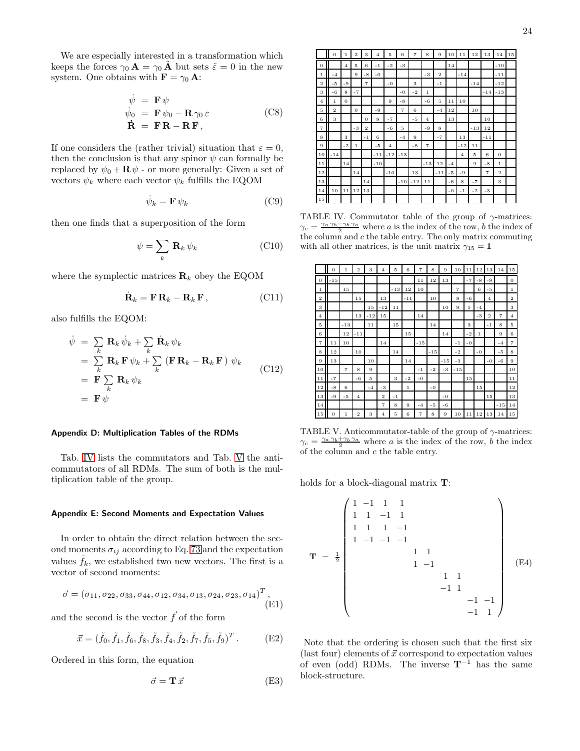We are especially interested in a transformation which keeps the forces $\gamma_0\,\mathbf{A} = \gamma_0\,\tilde{\mathbf{A}}$ but sets $\tilde{\varepsilon} = 0$ in the new system. One obtains with $\mathbf{F} = \gamma_0\,\mathbf{A}$:

$$
\begin{aligned}
\dot{\psi} &= \mathbf{F}\,\psi \\
\dot{\psi}_0 &= \mathbf{F}\,\psi_0 - \mathbf{R}\,\gamma_0\,\varepsilon \\
\dot{\mathbf{R}} &= \mathbf{F}\,\mathbf{R} - \mathbf{R}\,\mathbf{F}\,,
\end{aligned}
\tag{C8}
$$

If one considers the (rather trivial) situation that $\varepsilon = 0$, then the conclusion is that any spinor $\psi$ can formally be replaced by $\psi_0 + \mathbf{R}\,\psi$ - or more generally: Given a set of vectors $\psi_k$ where each vector $\psi_k$ fulfills the EQOM

$$
\dot{\psi}_k = \mathbf{F}\,\psi_k \tag{C9}
$$

then one finds that a superposition of the form

$$
\psi = \sum_k \mathbf{R}_k\,\psi_k \tag{C10}
$$

where the symplectic matrices $\mathbf{R}_k$ obey the EQOM

$$
\dot{\mathbf{R}}_k = \mathbf{F}\,\mathbf{R}_k - \mathbf{R}_k\,\mathbf{F}\,, \tag{C11}
$$

also fulfills the EQOM:

$$
\begin{aligned}
\dot{\psi} &= \sum_k \mathbf{R}_k\,\dot{\psi}_k + \sum_k \dot{\mathbf{R}}_k\,\psi_k \\
&= \sum_k \mathbf{R}_k\,\mathbf{F}\,\psi_k + \sum_k \left(\mathbf{F}\,\mathbf{R}_k - \mathbf{R}_k\,\mathbf{F}\right)\,\psi_k \\
&= \mathbf{F}\,\sum_k \mathbf{R}_k\,\psi_k \\
&= \mathbf{F}\,\psi
\end{aligned}
\tag{C12}
$$

### Appendix D: Multiplication Tables of the RDMs

Tab. IV lists the commutators and Tab. V the anti-commutators of all RDMs. The sum of both is the multiplication table of the group.

### Appendix E: Second Moments and Expectation Values

In order to obtain the direct relation between the second moments $\sigma_{ij}$ according to Eq. 73 and the expectation values $\tilde{f}_k$, we established two new vectors. The first is a vector of second moments:

$$
\vec{\sigma} = (\sigma_{11}, \sigma_{22}, \sigma_{33}, \sigma_{44}, \sigma_{12}, \sigma_{34}, \sigma_{13}, \sigma_{24}, \sigma_{23}, \sigma_{14})^T\,, \tag{E1}
$$

and the second is the vector $\vec{f}$ of the form

$$
\vec{x} = (\tilde{f}_0, \tilde{f}_1, \tilde{f}_6, \tilde{f}_8, \tilde{f}_3, \tilde{f}_4, \tilde{f}_2, \tilde{f}_7, \tilde{f}_5, \tilde{f}_9)^T\,. \tag{E2}
$$

Ordered in this form, the equation

$$
\vec{\sigma} = \mathbf{T}\,\vec{x} \tag{E3}
$$

| | 0 | 1 | 2 | 3 | 4 | 5 | 6 | 7 | 8 | 9 | 10 | 11 | 12 | 13 | 14 | 15 |
|---|---|---|---|---|---|---|---|---|---|---|---|---|---|---|---|---|
| 0 | | 4 | 5 | 6 | -1 | -2 | -3 | | | | 14 | | | | -10 | |
| 1 | -4 | | 9 | -8 | -0 | | | | -3 | 2 | | -14 | | | -11 | |
| 2 | -5 | -9 | | 7 | | -0 | | 3 | | -1 | | | -14 | | -12 | |
| 3 | -6 | 8 | -7 | | | | -0 | -2 | 1 | | | | | -14 | -13 | |
| 4 | 1 | 0 | | | | 9 | -8 | | -6 | 5 | 11 | 10 | | | | |
| 5 | 2 | | 0 | | -9 | | 7 | 6 | | -4 | 12 | | 10 | | | |
| 6 | 3 | | | 0 | 8 | -7 | | -5 | 4 | | 13 | | | 10 | | |
| 7 | | | -3 | 2 | | -6 | 5 | | -9 | 8 | | | -13 | 12 | | |
| 8 | | 3 | | -1 | 6 | | -4 | 9 | | -7 | | 13 | | -11 | | |
| 9 | | -2 | 1 | | -5 | 4 | | -8 | 7 | | | -12 | 11 | | | |
| 10 | -14 | | | | -11 | -12 | -13 | | | | | 4 | 5 | 6 | 0 | |
| 11 | | 14 | | | -10 | | | | -13 | 12 | -4 | | 9 | -8 | 1 | |
| 12 | | | 14 | | | -10 | | 13 | | -11 | -5 | -9 | | 7 | 2 | |
| 13 | | | | 14 | | | -10 | -12 | 11 | | -6 | 8 | -7 | | 3 | |
| 14 | 10 | 11 | 12 | 13 | | | | | | | -0 | -1 | -2 | -3 | | |
| 15 | | | | | | | | | | | | | | | | |

TABLE IV. Commutator table of the group of $\gamma$-matrices: $\gamma_c = \frac{\gamma_a\,\gamma_b - \gamma_b\,\gamma_a}{2}$ where $a$ is the index of the row, $b$ the index of the column and $c$ the table entry. The only matrix commuting with all other matrices, is the unit matrix $\gamma_{15} = \mathbf{1}$

| | 0 | 1 | 2 | 3 | 4 | 5 | 6 | 7 | 8 | 9 | 10 | 11 | 12 | 13 | 14 | 15 |
|---|---|---|---|---|---|---|---|---|---|---|---|---|---|---|---|---|
| 0 | -15 | | | | | | | 11 | 12 | 13 | | -7 | -8 | -9 | | 0 |
| 1 | | 15 | | | | -13 | 12 | 10 | | | 7 | | 6 | -5 | | 1 |
| 2 | | | 15 | | 13 | | -11 | | 10 | | 8 | -6 | | 4 | | 2 |
| 3 | | | | 15 | -12 | 11 | | | | 10 | 9 | 5 | -4 | | | 3 |
| 4 | | | 13 | -12 | 15 | | | 14 | | | | | -3 | 2 | 7 | 4 |
| 5 | | -13 | | 11 | | 15 | | | 14 | | | 3 | | -1 | 8 | 5 |
| 6 | | 12 | -11 | | | | 15 | | | 14 | | -2 | 1 | | 9 | 6 |
| 7 | 11 | 10 | | | 14 | | | -15 | | | -1 | -0 | | | -4 | 7 |
| 8 | 12 | | 10 | | | 14 | | | -15 | | -2 | | -0 | | -5 | 8 |
| 9 | 13 | | | 10 | | | 14 | | | -15 | -3 | | | -0 | -6 | 9 |
| 10 | | 7 | 8 | 9 | | | | -1 | -2 | -3 | -15 | | | | | 10 |
| 11 | -7 | | -6 | 5 | | 3 | -2 | -0 | | | | 15 | | | | 11 |
| 12 | -8 | 6 | | -4 | -3 | | 1 | | -0 | | | | 15 | | | 12 |
| 13 | -9 | -5 | 4 | | 2 | -1 | | | | -0 | | | | 15 | | 13 |
| 14 | | | | | 7 | 8 | 9 | -4 | -5 | -6 | | | | | -15 | 14 |
| 15 | 0 | 1 | 2 | 3 | 4 | 5 | 6 | 7 | 8 | 9 | 10 | 11 | 12 | 13 | 14 | 15 |

TABLE V. Anticommutator-table of the group of $\gamma$-matrices: $\gamma_c = \frac{\gamma_a\,\gamma_b + \gamma_b\,\gamma_a}{2}$ where $a$ is the index of the row, $b$ the index of the column and $c$ the table entry.

holds for a block-diagonal matrix $\mathbf{T}$:

$$
\mathbf{T} = \frac{1}{2}\begin{pmatrix}
1 & -1 & 1 & 1 & & & & & & \\
1 & 1 & -1 & 1 & & & & & & \\
1 & 1 & 1 & -1 & & & & & & \\
1 & -1 & -1 & -1 & & & & & & \\
 & & & & 1 & 1 & & & & \\
 & & & & 1 & -1 & & & & \\
 & & & & & & 1 & 1 & & \\
 & & & & & & -1 & 1 & & \\
 & & & & & & & & -1 & -1 \\
 & & & & & & & & -1 & 1
\end{pmatrix} \tag{E4}
$$

Note that the ordering is chosen such that the first six (last four) elements of $\vec{x}$ correspond to expectation values of even (odd) RDMs. The inverse $\mathbf{T}^{-1}$ has the same block-structure.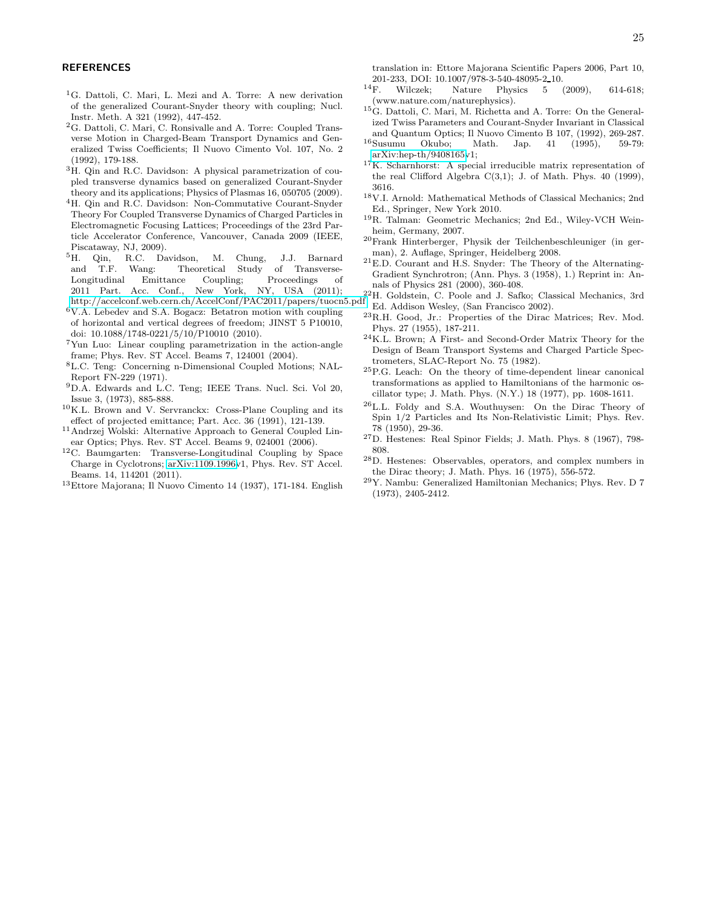## REFERENCES

[1] G. Dattoli, C. Mari, L. Mezi and A. Torre: A new derivation of the generalized Courant-Snyder theory with coupling; Nucl. Instr. Meth. A 321 (1992), 447-452.

[2] G. Dattoli, C. Mari, C. Ronsivalle and A. Torre: Coupled Transverse Motion in Charged-Beam Transport Dynamics and Generalized Twiss Coefficients; Il Nuovo Cimento Vol. 107, No. 2 (1992), 179-188.

[3] H. Qin and R.C. Davidson: A physical parametrization of coupled transverse dynamics based on generalized Courant-Snyder theory and its applications; Physics of Plasmas 16, 050705 (2009).

[4] H. Qin and R.C. Davidson: Non-Commutative Courant-Snyder Theory For Coupled Transverse Dynamics of Charged Particles in Electromagnetic Focusing Lattices; Proceedings of the 23rd Particle Accelerator Conference, Vancouver, Canada 2009 (IEEE, Piscataway, NJ, 2009).

[5] H. Qin, R.C. Davidson, M. Chung, J.J. Barnard and T.F. Wang: Theoretical Study of Transverse-Longitudinal Emittance Coupling; Proceedings of 2011 Part. Acc. Conf., New York, NY, USA (2011); http://accelconf.web.cern.ch/AccelConf/PAC2011/papers/tuocn5.pdf

[6] V.A. Lebedev and S.A. Bogacz: Betatron motion with coupling of horizontal and vertical degrees of freedom; JINST 5 P10010, doi: 10.1088/1748-0221/5/10/P10010 (2010).

[7] Yun Luo: Linear coupling parametrization in the action-angle frame; Phys. Rev. ST Accel. Beams 7, 124001 (2004).

[8] L.C. Teng: Concerning n-Dimensional Coupled Motions; NAL-Report FN-229 (1971).

[9] D.A. Edwards and L.C. Teng; IEEE Trans. Nucl. Sci. Vol 20, Issue 3, (1973), 885-888.

[10] K.L. Brown and V. Servranckx: Cross-Plane Coupling and its effect of projected emittance; Part. Acc. 36 (1991), 121-139.

[11] Andrzej Wolski: Alternative Approach to General Coupled Linear Optics; Phys. Rev. ST Accel. Beams 9, 024001 (2006).

[12] C. Baumgarten: Transverse-Longitudinal Coupling by Space Charge in Cyclotrons; arXiv:1109.1996v1, Phys. Rev. ST Accel. Beams. 14, 114201 (2011).

[13] Ettore Majorana; Il Nuovo Cimento 14 (1937), 171-184. English translation in: Ettore Majorana Scientific Papers 2006, Part 10, 201-233, DOI: 10.1007/978-3-540-48095-2_10.

[14] F. Wilczek; Nature Physics 5 (2009), 614-618; (www.nature.com/naturephysics).

[15] G. Dattoli, C. Mari, M. Richetta and A. Torre: On the Generalized Twiss Parameters and Courant-Snyder Invariant in Classical and Quantum Optics; Il Nuovo Cimento B 107, (1992), 269-287.

[16] Susumu Okubo; Math. Jap. 41 (1995), 59-79: arXiv:hep-th/9408165v1;

[17] K. Scharnhorst: A special irreducible matrix representation of the real Clifford Algebra C(3,1); J. of Math. Phys. 40 (1999), 3616.

[18] V.I. Arnold: Mathematical Methods of Classical Mechanics; 2nd Ed., Springer, New York 2010.

[19] R. Talman: Geometric Mechanics; 2nd Ed., Wiley-VCH Weinheim, Germany, 2007.

[20] Frank Hinterberger, Physik der Teilchenbeschleuniger (in german), 2. Auflage, Springer, Heidelberg 2008.

[21] E.D. Courant and H.S. Snyder: The Theory of the Alternating-Gradient Synchrotron; (Ann. Phys. 3 (1958), 1.) Reprint in: Annals of Physics 281 (2000), 360-408.

[22] H. Goldstein, C. Poole and J. Safko; Classical Mechanics, 3rd Ed. Addison Wesley, (San Francisco 2002).

[23] R.H. Good, Jr.: Properties of the Dirac Matrices; Rev. Mod. Phys. 27 (1955), 187-211.

[24] K.L. Brown; A First- and Second-Order Matrix Theory for the Design of Beam Transport Systems and Charged Particle Spectrometers, SLAC-Report No. 75 (1982).

[25] P.G. Leach: On the theory of time-dependent linear canonical transformations as applied to Hamiltonians of the harmonic oscillator type; J. Math. Phys. (N.Y.) 18 (1977), pp. 1608-1611.

[26] L.L. Foldy and S.A. Wouthuysen: On the Dirac Theory of Spin 1/2 Particles and Its Non-Relativistic Limit; Phys. Rev. 78 (1950), 29-36.

[27] D. Hestenes: Real Spinor Fields; J. Math. Phys. 8 (1967), 798-808.

[28] D. Hestenes: Observables, operators, and complex numbers in the Dirac theory; J. Math. Phys. 16 (1975), 556-572.

[29] Y. Nambu: Generalized Hamiltonian Mechanics; Phys. Rev. D 7 (1973), 2405-2412.